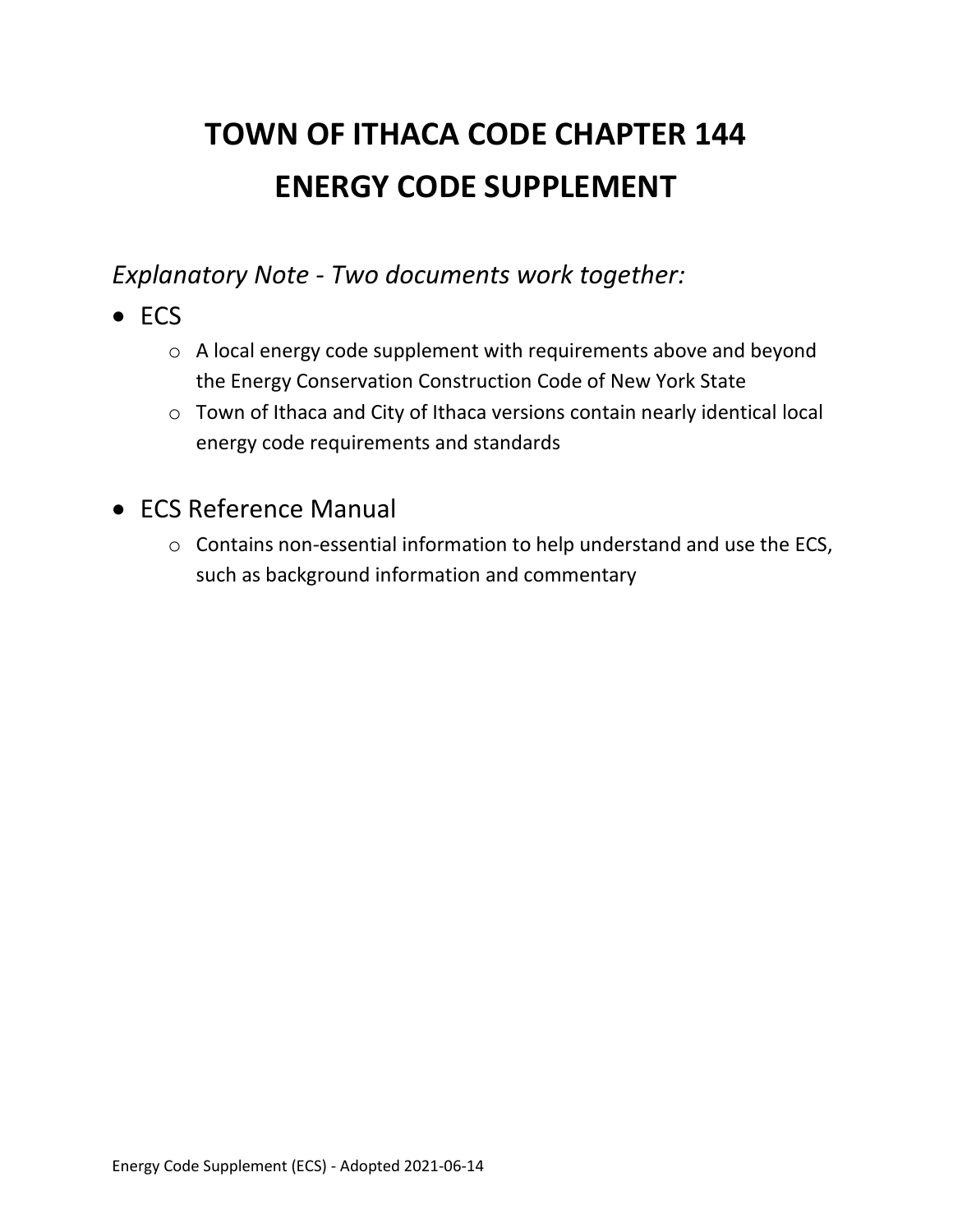# TOWN OF ITHACA CODE CHAPTER 144
# ENERGY CODE SUPPLEMENT

*Explanatory Note - Two documents work together:*

- ECS
  - A local energy code supplement with requirements above and beyond the Energy Conservation Construction Code of New York State
  - Town of Ithaca and City of Ithaca versions contain nearly identical local energy code requirements and standards

- ECS Reference Manual
  - Contains non-essential information to help understand and use the ECS, such as background information and commentary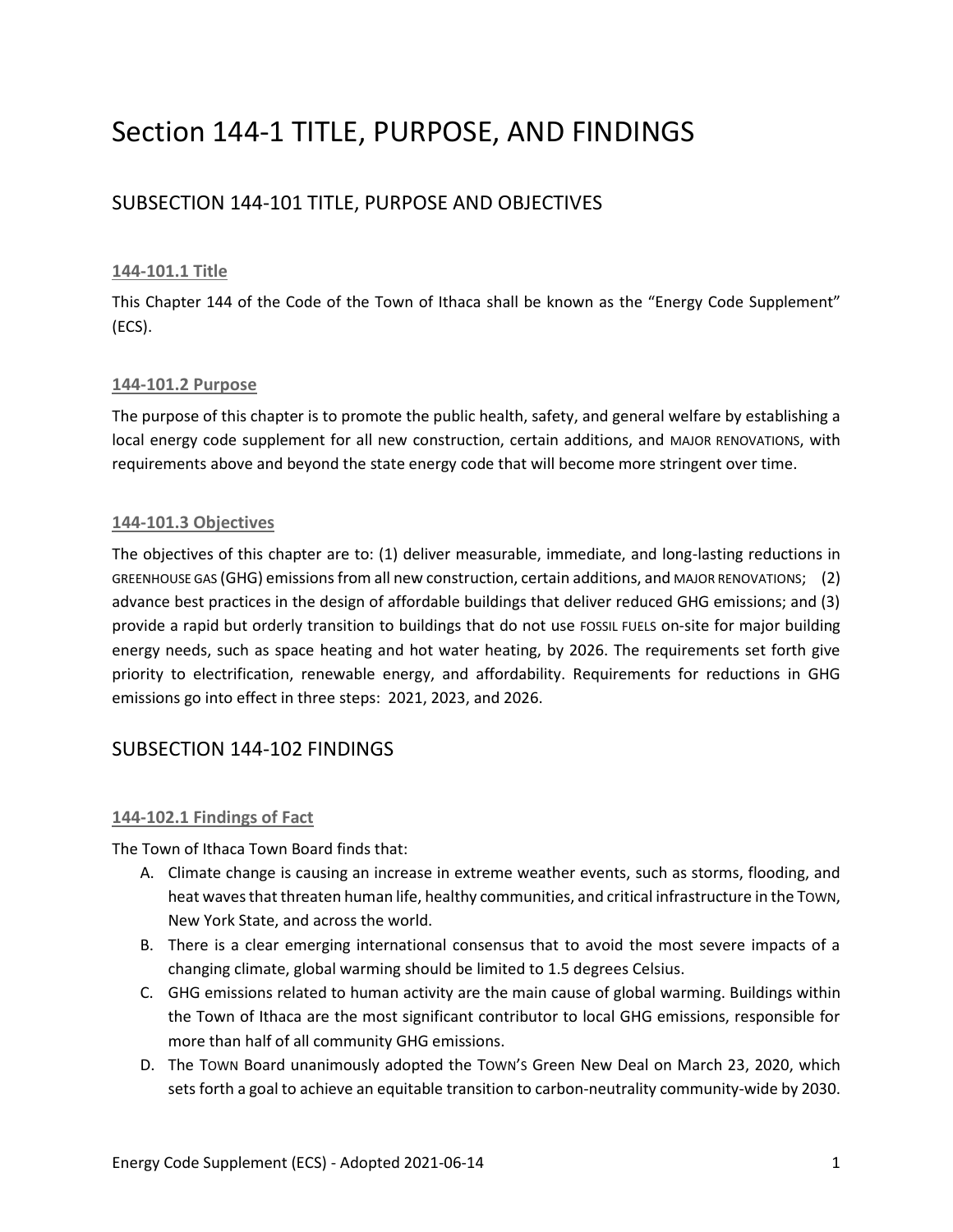# Section 144-1 TITLE, PURPOSE, AND FINDINGS

## SUBSECTION 144-101 TITLE, PURPOSE AND OBJECTIVES

### 144-101.1 Title

This Chapter 144 of the Code of the Town of Ithaca shall be known as the "Energy Code Supplement" (ECS).

### 144-101.2 Purpose

The purpose of this chapter is to promote the public health, safety, and general welfare by establishing a local energy code supplement for all new construction, certain additions, and MAJOR RENOVATIONS, with requirements above and beyond the state energy code that will become more stringent over time.

### 144-101.3 Objectives

The objectives of this chapter are to: (1) deliver measurable, immediate, and long-lasting reductions in GREENHOUSE GAS (GHG) emissions from all new construction, certain additions, and MAJOR RENOVATIONS; (2) advance best practices in the design of affordable buildings that deliver reduced GHG emissions; and (3) provide a rapid but orderly transition to buildings that do not use FOSSIL FUELS on-site for major building energy needs, such as space heating and hot water heating, by 2026. The requirements set forth give priority to electrification, renewable energy, and affordability. Requirements for reductions in GHG emissions go into effect in three steps: 2021, 2023, and 2026.

## SUBSECTION 144-102 FINDINGS

### 144-102.1 Findings of Fact

The Town of Ithaca Town Board finds that:

A. Climate change is causing an increase in extreme weather events, such as storms, flooding, and heat waves that threaten human life, healthy communities, and critical infrastructure in the TOWN, New York State, and across the world.

B. There is a clear emerging international consensus that to avoid the most severe impacts of a changing climate, global warming should be limited to 1.5 degrees Celsius.

C. GHG emissions related to human activity are the main cause of global warming. Buildings within the Town of Ithaca are the most significant contributor to local GHG emissions, responsible for more than half of all community GHG emissions.

D. The TOWN Board unanimously adopted the TOWN'S Green New Deal on March 23, 2020, which sets forth a goal to achieve an equitable transition to carbon-neutrality community-wide by 2030.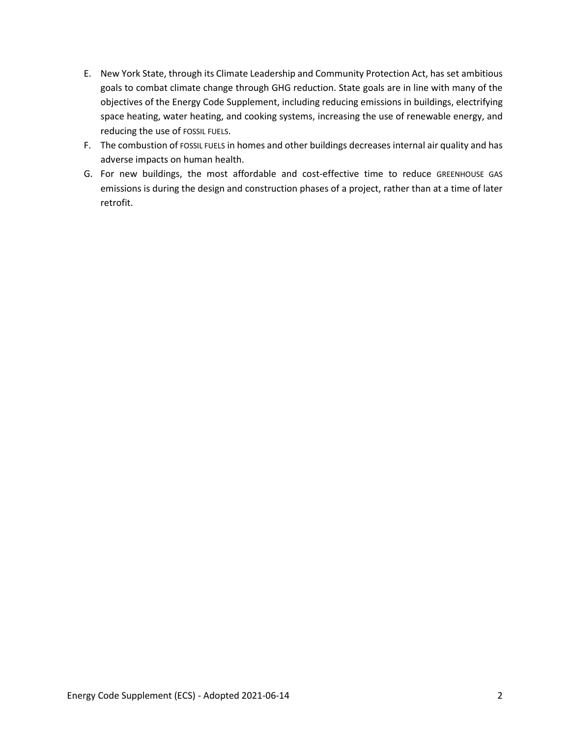E. New York State, through its Climate Leadership and Community Protection Act, has set ambitious goals to combat climate change through GHG reduction. State goals are in line with many of the objectives of the Energy Code Supplement, including reducing emissions in buildings, electrifying space heating, water heating, and cooking systems, increasing the use of renewable energy, and reducing the use of FOSSIL FUELS.
F. The combustion of FOSSIL FUELS in homes and other buildings decreases internal air quality and has adverse impacts on human health.
G. For new buildings, the most affordable and cost-effective time to reduce GREENHOUSE GAS emissions is during the design and construction phases of a project, rather than at a time of later retrofit.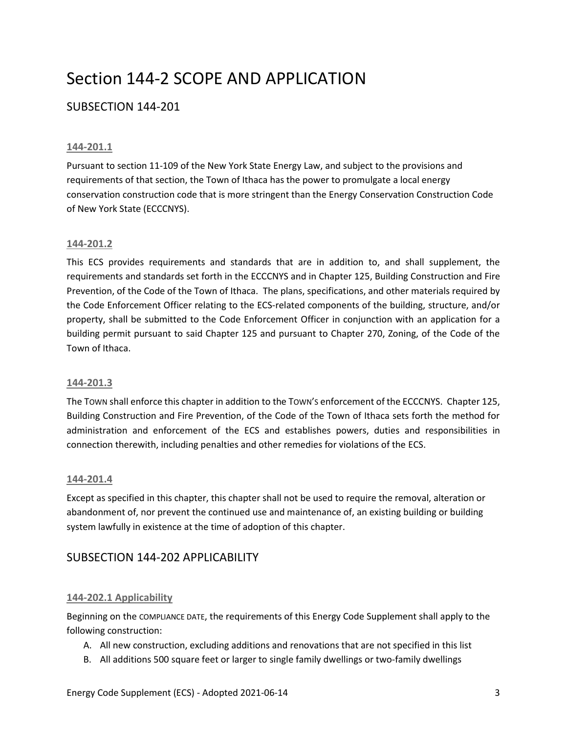# Section 144-2 SCOPE AND APPLICATION

## SUBSECTION 144-201

### 144-201.1

Pursuant to section 11-109 of the New York State Energy Law, and subject to the provisions and requirements of that section, the Town of Ithaca has the power to promulgate a local energy conservation construction code that is more stringent than the Energy Conservation Construction Code of New York State (ECCCNYS).

### 144-201.2

This ECS provides requirements and standards that are in addition to, and shall supplement, the requirements and standards set forth in the ECCCNYS and in Chapter 125, Building Construction and Fire Prevention, of the Code of the Town of Ithaca. The plans, specifications, and other materials required by the Code Enforcement Officer relating to the ECS-related components of the building, structure, and/or property, shall be submitted to the Code Enforcement Officer in conjunction with an application for a building permit pursuant to said Chapter 125 and pursuant to Chapter 270, Zoning, of the Code of the Town of Ithaca.

### 144-201.3

The TOWN shall enforce this chapter in addition to the TOWN'S enforcement of the ECCCNYS. Chapter 125, Building Construction and Fire Prevention, of the Code of the Town of Ithaca sets forth the method for administration and enforcement of the ECS and establishes powers, duties and responsibilities in connection therewith, including penalties and other remedies for violations of the ECS.

### 144-201.4

Except as specified in this chapter, this chapter shall not be used to require the removal, alteration or abandonment of, nor prevent the continued use and maintenance of, an existing building or building system lawfully in existence at the time of adoption of this chapter.

## SUBSECTION 144-202 APPLICABILITY

### 144-202.1 Applicability

Beginning on the COMPLIANCE DATE, the requirements of this Energy Code Supplement shall apply to the following construction:

A. All new construction, excluding additions and renovations that are not specified in this list
B. All additions 500 square feet or larger to single family dwellings or two-family dwellings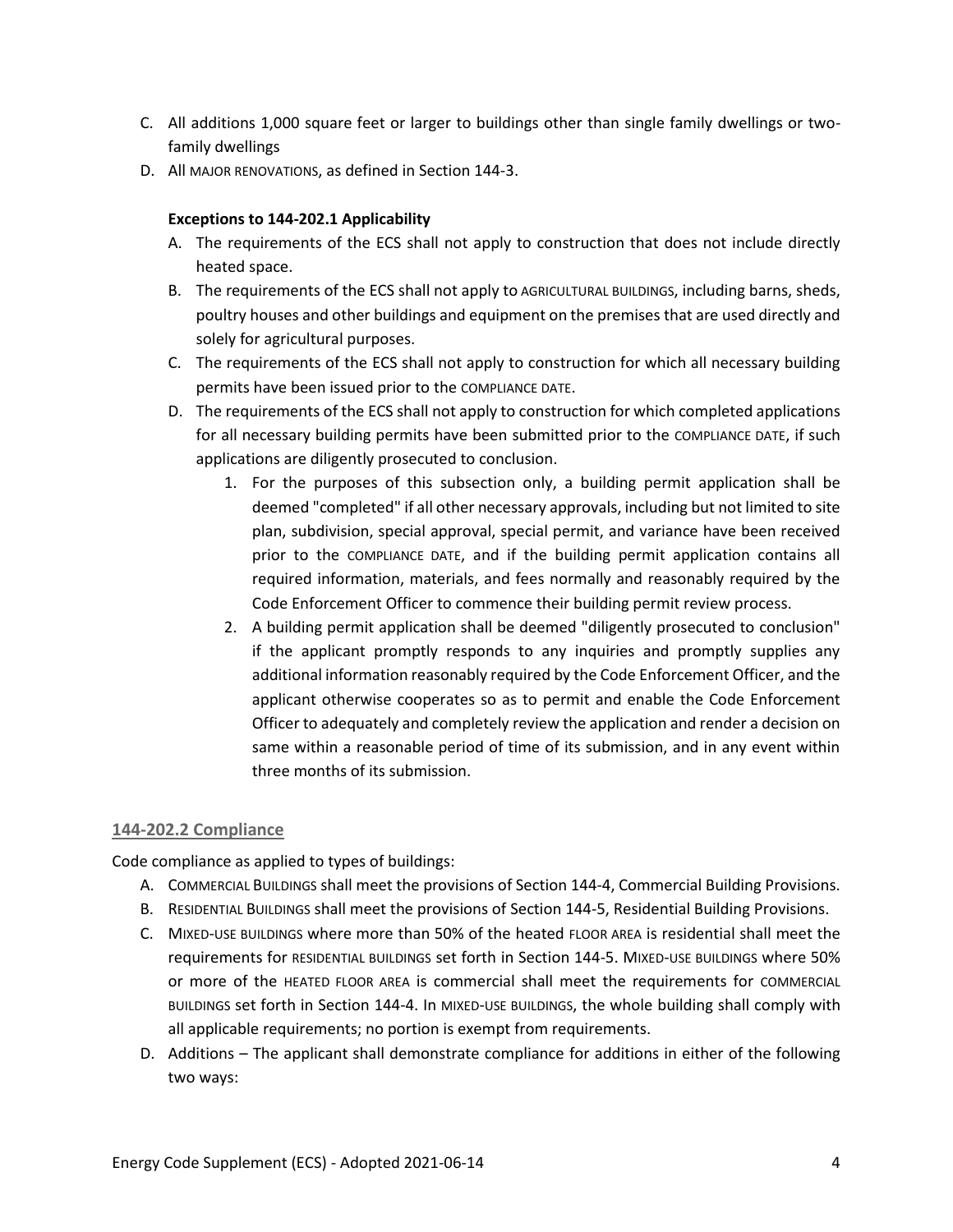C. All additions 1,000 square feet or larger to buildings other than single family dwellings or two-family dwellings

D. All MAJOR RENOVATIONS, as defined in Section 144-3.

**Exceptions to 144-202.1 Applicability**

A. The requirements of the ECS shall not apply to construction that does not include directly heated space.

B. The requirements of the ECS shall not apply to AGRICULTURAL BUILDINGS, including barns, sheds, poultry houses and other buildings and equipment on the premises that are used directly and solely for agricultural purposes.

C. The requirements of the ECS shall not apply to construction for which all necessary building permits have been issued prior to the COMPLIANCE DATE.

D. The requirements of the ECS shall not apply to construction for which completed applications for all necessary building permits have been submitted prior to the COMPLIANCE DATE, if such applications are diligently prosecuted to conclusion.

   1. For the purposes of this subsection only, a building permit application shall be deemed "completed" if all other necessary approvals, including but not limited to site plan, subdivision, special approval, special permit, and variance have been received prior to the COMPLIANCE DATE, and if the building permit application contains all required information, materials, and fees normally and reasonably required by the Code Enforcement Officer to commence their building permit review process.

   2. A building permit application shall be deemed "diligently prosecuted to conclusion" if the applicant promptly responds to any inquiries and promptly supplies any additional information reasonably required by the Code Enforcement Officer, and the applicant otherwise cooperates so as to permit and enable the Code Enforcement Officer to adequately and completely review the application and render a decision on same within a reasonable period of time of its submission, and in any event within three months of its submission.

### 144-202.2 Compliance

Code compliance as applied to types of buildings:

A. COMMERCIAL BUILDINGS shall meet the provisions of Section 144-4, Commercial Building Provisions.

B. RESIDENTIAL BUILDINGS shall meet the provisions of Section 144-5, Residential Building Provisions.

C. MIXED-USE BUILDINGS where more than 50% of the heated FLOOR AREA is residential shall meet the requirements for RESIDENTIAL BUILDINGS set forth in Section 144-5. MIXED-USE BUILDINGS where 50% or more of the HEATED FLOOR AREA is commercial shall meet the requirements for COMMERCIAL BUILDINGS set forth in Section 144-4. In MIXED-USE BUILDINGS, the whole building shall comply with all applicable requirements; no portion is exempt from requirements.

D. Additions – The applicant shall demonstrate compliance for additions in either of the following two ways: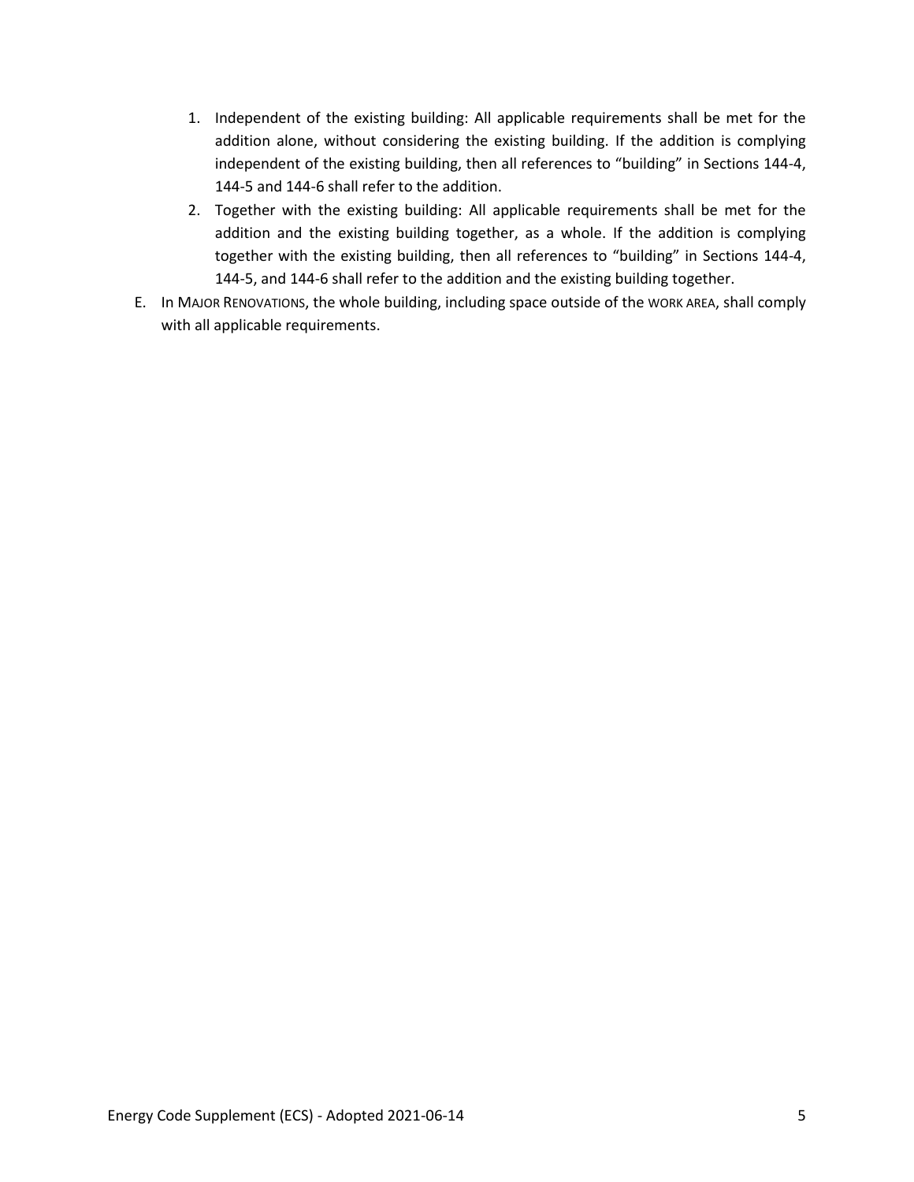1. Independent of the existing building: All applicable requirements shall be met for the addition alone, without considering the existing building. If the addition is complying independent of the existing building, then all references to "building" in Sections 144-4, 144-5 and 144-6 shall refer to the addition.
2. Together with the existing building: All applicable requirements shall be met for the addition and the existing building together, as a whole. If the addition is complying together with the existing building, then all references to "building" in Sections 144-4, 144-5, and 144-6 shall refer to the addition and the existing building together.

E. In MAJOR RENOVATIONS, the whole building, including space outside of the WORK AREA, shall comply with all applicable requirements.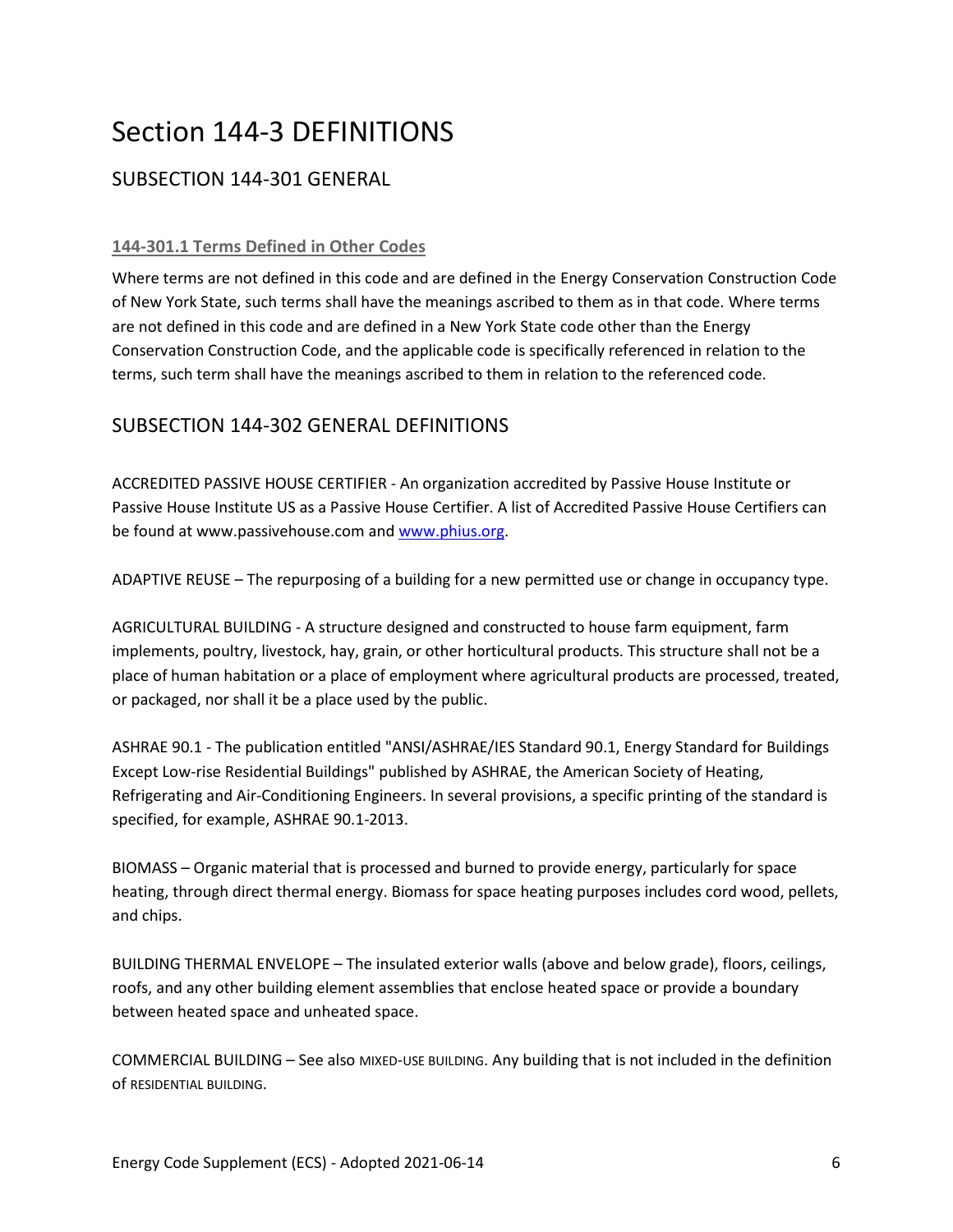# Section 144-3 DEFINITIONS

## SUBSECTION 144-301 GENERAL

### 144-301.1 Terms Defined in Other Codes

Where terms are not defined in this code and are defined in the Energy Conservation Construction Code of New York State, such terms shall have the meanings ascribed to them as in that code. Where terms are not defined in this code and are defined in a New York State code other than the Energy Conservation Construction Code, and the applicable code is specifically referenced in relation to the terms, such term shall have the meanings ascribed to them in relation to the referenced code.

## SUBSECTION 144-302 GENERAL DEFINITIONS

ACCREDITED PASSIVE HOUSE CERTIFIER - An organization accredited by Passive House Institute or Passive House Institute US as a Passive House Certifier. A list of Accredited Passive House Certifiers can be found at www.passivehouse.com and [www.phius.org](www.phius.org).

ADAPTIVE REUSE – The repurposing of a building for a new permitted use or change in occupancy type.

AGRICULTURAL BUILDING - A structure designed and constructed to house farm equipment, farm implements, poultry, livestock, hay, grain, or other horticultural products. This structure shall not be a place of human habitation or a place of employment where agricultural products are processed, treated, or packaged, nor shall it be a place used by the public.

ASHRAE 90.1 - The publication entitled "ANSI/ASHRAE/IES Standard 90.1, Energy Standard for Buildings Except Low-rise Residential Buildings" published by ASHRAE, the American Society of Heating, Refrigerating and Air-Conditioning Engineers. In several provisions, a specific printing of the standard is specified, for example, ASHRAE 90.1-2013.

BIOMASS – Organic material that is processed and burned to provide energy, particularly for space heating, through direct thermal energy. Biomass for space heating purposes includes cord wood, pellets, and chips.

BUILDING THERMAL ENVELOPE – The insulated exterior walls (above and below grade), floors, ceilings, roofs, and any other building element assemblies that enclose heated space or provide a boundary between heated space and unheated space.

COMMERCIAL BUILDING – See also MIXED-USE BUILDING. Any building that is not included in the definition of RESIDENTIAL BUILDING.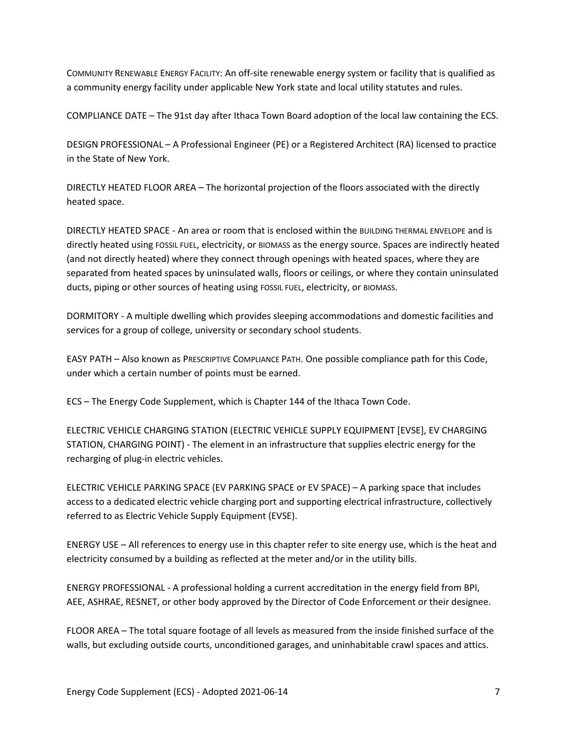COMMUNITY RENEWABLE ENERGY FACILITY: An off-site renewable energy system or facility that is qualified as a community energy facility under applicable New York state and local utility statutes and rules.

COMPLIANCE DATE – The 91st day after Ithaca Town Board adoption of the local law containing the ECS.

DESIGN PROFESSIONAL – A Professional Engineer (PE) or a Registered Architect (RA) licensed to practice in the State of New York.

DIRECTLY HEATED FLOOR AREA – The horizontal projection of the floors associated with the directly heated space.

DIRECTLY HEATED SPACE - An area or room that is enclosed within the BUILDING THERMAL ENVELOPE and is directly heated using FOSSIL FUEL, electricity, or BIOMASS as the energy source. Spaces are indirectly heated (and not directly heated) where they connect through openings with heated spaces, where they are separated from heated spaces by uninsulated walls, floors or ceilings, or where they contain uninsulated ducts, piping or other sources of heating using FOSSIL FUEL, electricity, or BIOMASS.

DORMITORY - A multiple dwelling which provides sleeping accommodations and domestic facilities and services for a group of college, university or secondary school students.

EASY PATH – Also known as PRESCRIPTIVE COMPLIANCE PATH. One possible compliance path for this Code, under which a certain number of points must be earned.

ECS – The Energy Code Supplement, which is Chapter 144 of the Ithaca Town Code.

ELECTRIC VEHICLE CHARGING STATION (ELECTRIC VEHICLE SUPPLY EQUIPMENT [EVSE], EV CHARGING STATION, CHARGING POINT) - The element in an infrastructure that supplies electric energy for the recharging of plug-in electric vehicles.

ELECTRIC VEHICLE PARKING SPACE (EV PARKING SPACE or EV SPACE) – A parking space that includes access to a dedicated electric vehicle charging port and supporting electrical infrastructure, collectively referred to as Electric Vehicle Supply Equipment (EVSE).

ENERGY USE – All references to energy use in this chapter refer to site energy use, which is the heat and electricity consumed by a building as reflected at the meter and/or in the utility bills.

ENERGY PROFESSIONAL - A professional holding a current accreditation in the energy field from BPI, AEE, ASHRAE, RESNET, or other body approved by the Director of Code Enforcement or their designee.

FLOOR AREA – The total square footage of all levels as measured from the inside finished surface of the walls, but excluding outside courts, unconditioned garages, and uninhabitable crawl spaces and attics.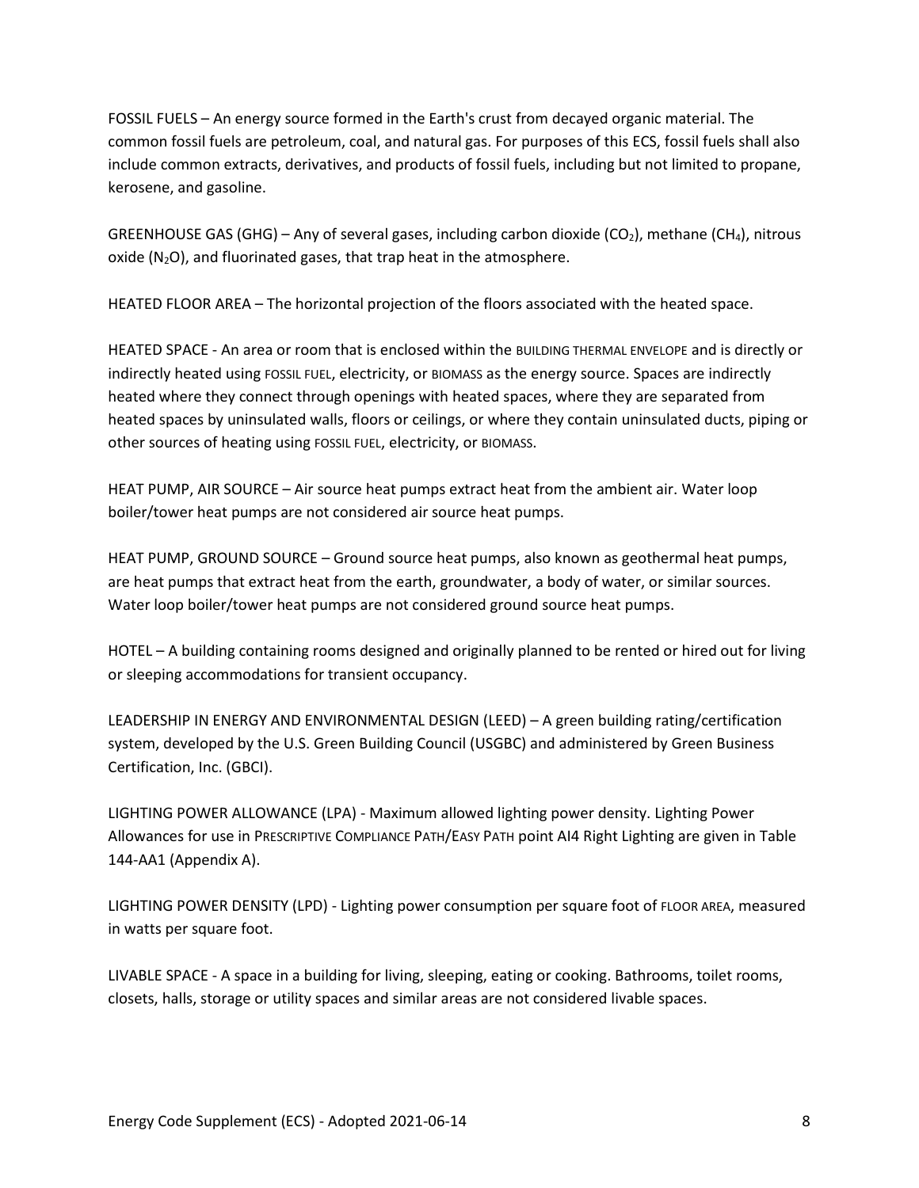FOSSIL FUELS – An energy source formed in the Earth's crust from decayed organic material. The common fossil fuels are petroleum, coal, and natural gas. For purposes of this ECS, fossil fuels shall also include common extracts, derivatives, and products of fossil fuels, including but not limited to propane, kerosene, and gasoline.

GREENHOUSE GAS (GHG) – Any of several gases, including carbon dioxide ($CO_2$), methane ($CH_4$), nitrous oxide ($N_2O$), and fluorinated gases, that trap heat in the atmosphere.

HEATED FLOOR AREA – The horizontal projection of the floors associated with the heated space.

HEATED SPACE - An area or room that is enclosed within the BUILDING THERMAL ENVELOPE and is directly or indirectly heated using FOSSIL FUEL, electricity, or BIOMASS as the energy source. Spaces are indirectly heated where they connect through openings with heated spaces, where they are separated from heated spaces by uninsulated walls, floors or ceilings, or where they contain uninsulated ducts, piping or other sources of heating using FOSSIL FUEL, electricity, or BIOMASS.

HEAT PUMP, AIR SOURCE – Air source heat pumps extract heat from the ambient air. Water loop boiler/tower heat pumps are not considered air source heat pumps.

HEAT PUMP, GROUND SOURCE – Ground source heat pumps, also known as geothermal heat pumps, are heat pumps that extract heat from the earth, groundwater, a body of water, or similar sources. Water loop boiler/tower heat pumps are not considered ground source heat pumps.

HOTEL – A building containing rooms designed and originally planned to be rented or hired out for living or sleeping accommodations for transient occupancy.

LEADERSHIP IN ENERGY AND ENVIRONMENTAL DESIGN (LEED) – A green building rating/certification system, developed by the U.S. Green Building Council (USGBC) and administered by Green Business Certification, Inc. (GBCI).

LIGHTING POWER ALLOWANCE (LPA) - Maximum allowed lighting power density. Lighting Power Allowances for use in PRESCRIPTIVE COMPLIANCE PATH/EASY PATH point AI4 Right Lighting are given in Table 144-AA1 (Appendix A).

LIGHTING POWER DENSITY (LPD) - Lighting power consumption per square foot of FLOOR AREA, measured in watts per square foot.

LIVABLE SPACE - A space in a building for living, sleeping, eating or cooking. Bathrooms, toilet rooms, closets, halls, storage or utility spaces and similar areas are not considered livable spaces.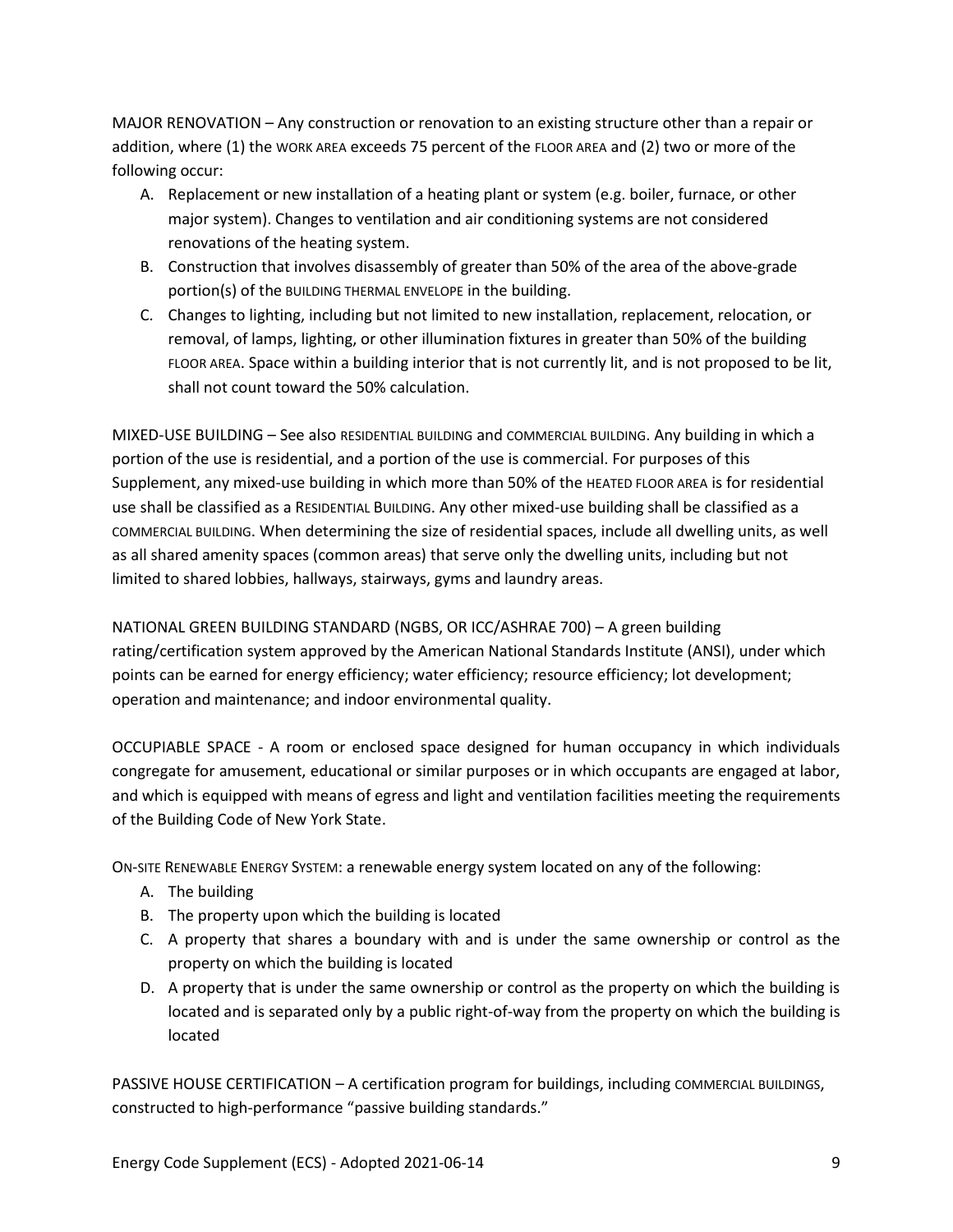MAJOR RENOVATION – Any construction or renovation to an existing structure other than a repair or addition, where (1) the WORK AREA exceeds 75 percent of the FLOOR AREA and (2) two or more of the following occur:

A. Replacement or new installation of a heating plant or system (e.g. boiler, furnace, or other major system). Changes to ventilation and air conditioning systems are not considered renovations of the heating system.
B. Construction that involves disassembly of greater than 50% of the area of the above-grade portion(s) of the BUILDING THERMAL ENVELOPE in the building.
C. Changes to lighting, including but not limited to new installation, replacement, relocation, or removal, of lamps, lighting, or other illumination fixtures in greater than 50% of the building FLOOR AREA. Space within a building interior that is not currently lit, and is not proposed to be lit, shall not count toward the 50% calculation.

MIXED-USE BUILDING – See also RESIDENTIAL BUILDING and COMMERCIAL BUILDING. Any building in which a portion of the use is residential, and a portion of the use is commercial. For purposes of this Supplement, any mixed-use building in which more than 50% of the HEATED FLOOR AREA is for residential use shall be classified as a RESIDENTIAL BUILDING. Any other mixed-use building shall be classified as a COMMERCIAL BUILDING. When determining the size of residential spaces, include all dwelling units, as well as all shared amenity spaces (common areas) that serve only the dwelling units, including but not limited to shared lobbies, hallways, stairways, gyms and laundry areas.

NATIONAL GREEN BUILDING STANDARD (NGBS, OR ICC/ASHRAE 700) – A green building rating/certification system approved by the American National Standards Institute (ANSI), under which points can be earned for energy efficiency; water efficiency; resource efficiency; lot development; operation and maintenance; and indoor environmental quality.

OCCUPIABLE SPACE - A room or enclosed space designed for human occupancy in which individuals congregate for amusement, educational or similar purposes or in which occupants are engaged at labor, and which is equipped with means of egress and light and ventilation facilities meeting the requirements of the Building Code of New York State.

ON-SITE RENEWABLE ENERGY SYSTEM: a renewable energy system located on any of the following:

A. The building
B. The property upon which the building is located
C. A property that shares a boundary with and is under the same ownership or control as the property on which the building is located
D. A property that is under the same ownership or control as the property on which the building is located and is separated only by a public right-of-way from the property on which the building is located

PASSIVE HOUSE CERTIFICATION – A certification program for buildings, including COMMERCIAL BUILDINGS, constructed to high-performance "passive building standards."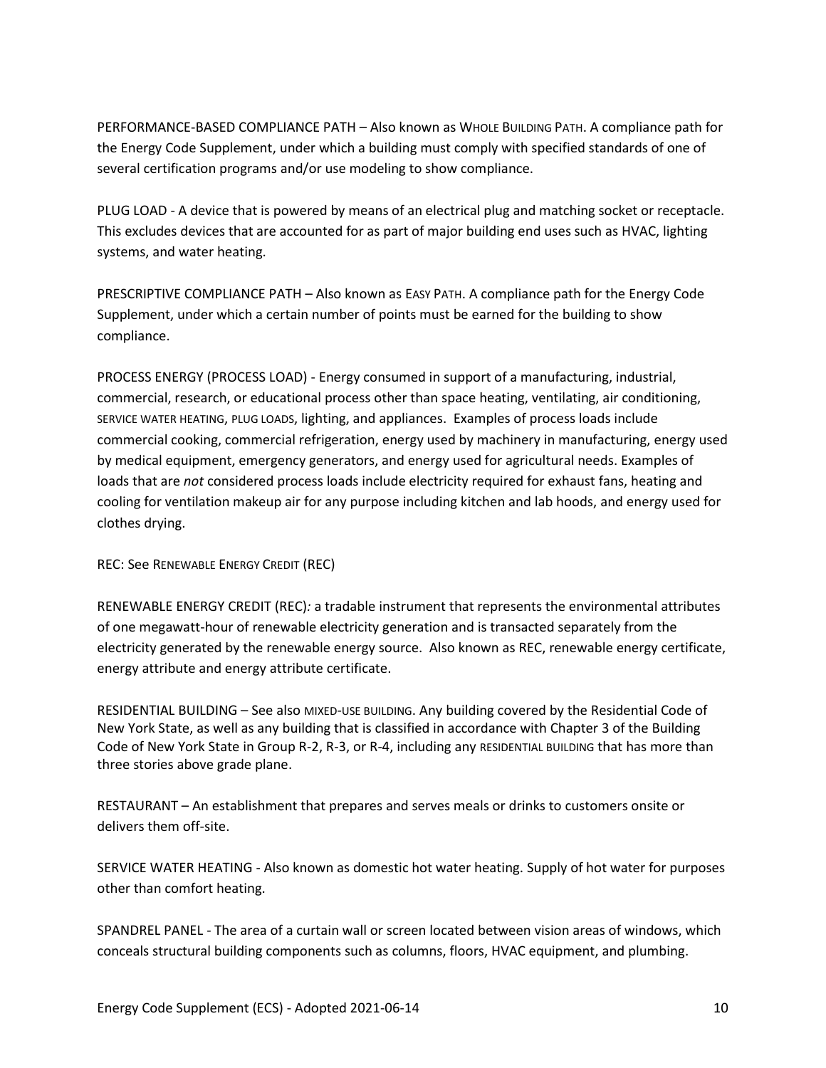PERFORMANCE-BASED COMPLIANCE PATH – Also known as WHOLE BUILDING PATH. A compliance path for the Energy Code Supplement, under which a building must comply with specified standards of one of several certification programs and/or use modeling to show compliance.

PLUG LOAD - A device that is powered by means of an electrical plug and matching socket or receptacle. This excludes devices that are accounted for as part of major building end uses such as HVAC, lighting systems, and water heating.

PRESCRIPTIVE COMPLIANCE PATH – Also known as EASY PATH. A compliance path for the Energy Code Supplement, under which a certain number of points must be earned for the building to show compliance.

PROCESS ENERGY (PROCESS LOAD) - Energy consumed in support of a manufacturing, industrial, commercial, research, or educational process other than space heating, ventilating, air conditioning, SERVICE WATER HEATING, PLUG LOADS, lighting, and appliances. Examples of process loads include commercial cooking, commercial refrigeration, energy used by machinery in manufacturing, energy used by medical equipment, emergency generators, and energy used for agricultural needs. Examples of loads that are *not* considered process loads include electricity required for exhaust fans, heating and cooling for ventilation makeup air for any purpose including kitchen and lab hoods, and energy used for clothes drying.

REC: See RENEWABLE ENERGY CREDIT (REC)

RENEWABLE ENERGY CREDIT (REC)*:* a tradable instrument that represents the environmental attributes of one megawatt-hour of renewable electricity generation and is transacted separately from the electricity generated by the renewable energy source. Also known as REC, renewable energy certificate, energy attribute and energy attribute certificate.

RESIDENTIAL BUILDING – See also MIXED-USE BUILDING. Any building covered by the Residential Code of New York State, as well as any building that is classified in accordance with Chapter 3 of the Building Code of New York State in Group R-2, R-3, or R-4, including any RESIDENTIAL BUILDING that has more than three stories above grade plane.

RESTAURANT – An establishment that prepares and serves meals or drinks to customers onsite or delivers them off-site.

SERVICE WATER HEATING - Also known as domestic hot water heating. Supply of hot water for purposes other than comfort heating.

SPANDREL PANEL - The area of a curtain wall or screen located between vision areas of windows, which conceals structural building components such as columns, floors, HVAC equipment, and plumbing.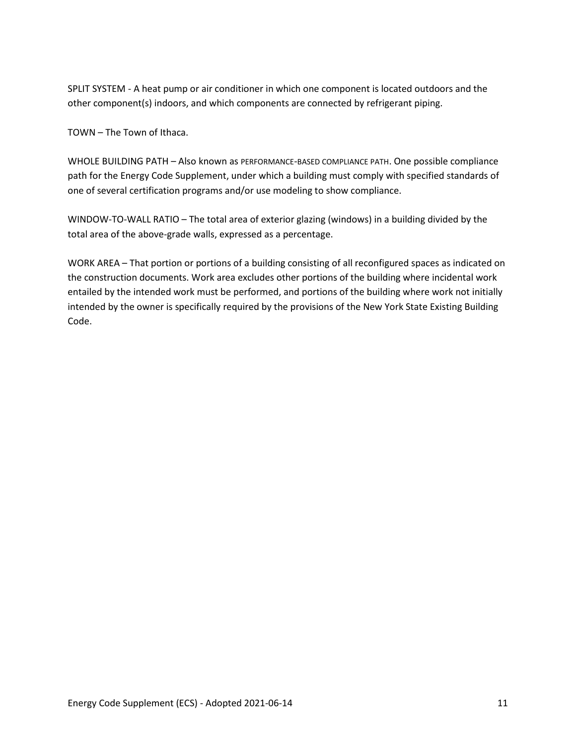SPLIT SYSTEM - A heat pump or air conditioner in which one component is located outdoors and the other component(s) indoors, and which components are connected by refrigerant piping.

TOWN – The Town of Ithaca.

WHOLE BUILDING PATH – Also known as PERFORMANCE-BASED COMPLIANCE PATH. One possible compliance path for the Energy Code Supplement, under which a building must comply with specified standards of one of several certification programs and/or use modeling to show compliance.

WINDOW-TO-WALL RATIO – The total area of exterior glazing (windows) in a building divided by the total area of the above-grade walls, expressed as a percentage.

WORK AREA – That portion or portions of a building consisting of all reconfigured spaces as indicated on the construction documents. Work area excludes other portions of the building where incidental work entailed by the intended work must be performed, and portions of the building where work not initially intended by the owner is specifically required by the provisions of the New York State Existing Building Code.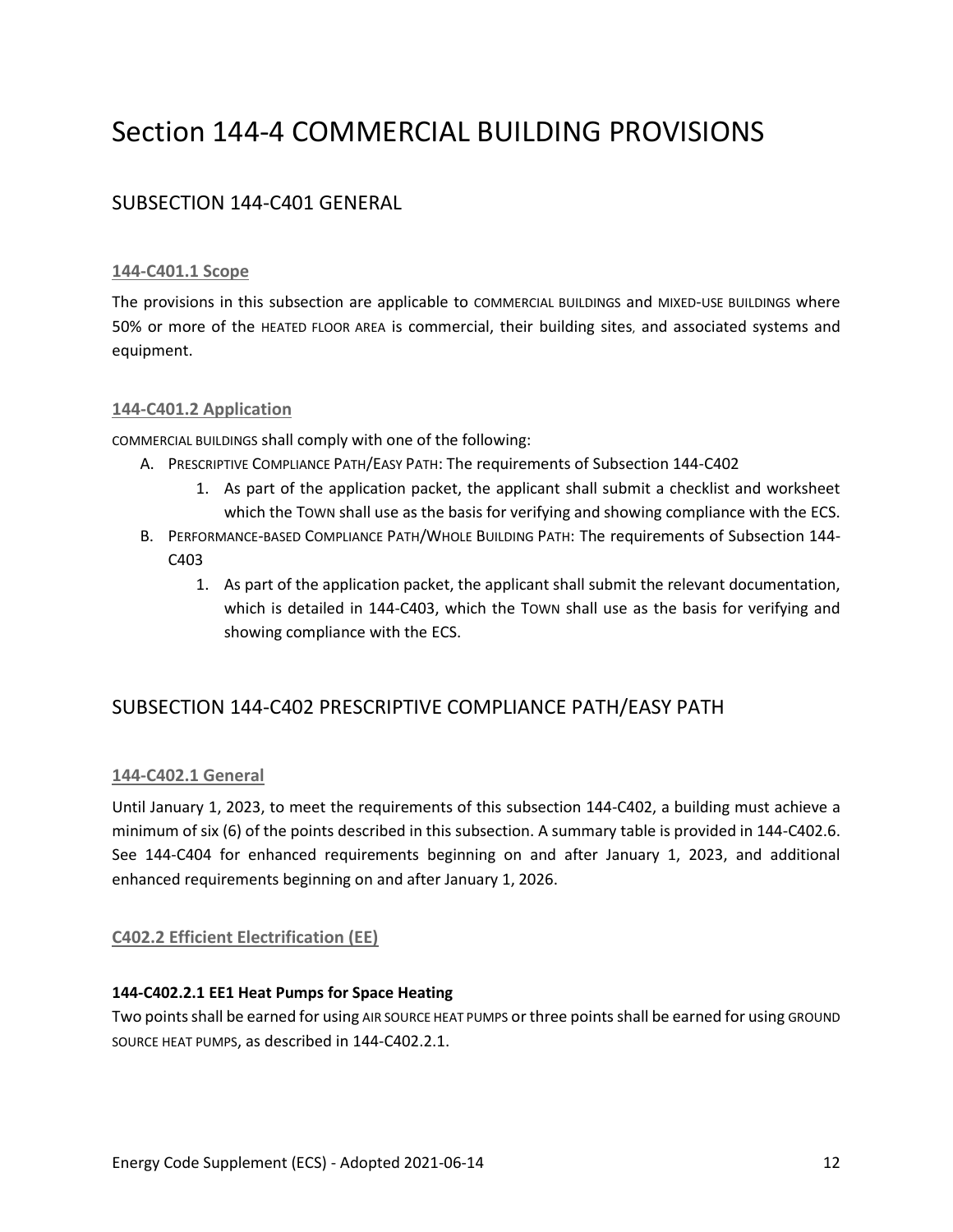# Section 144-4 COMMERCIAL BUILDING PROVISIONS

## SUBSECTION 144-C401 GENERAL

### 144-C401.1 Scope

The provisions in this subsection are applicable to COMMERCIAL BUILDINGS and MIXED-USE BUILDINGS where 50% or more of the HEATED FLOOR AREA is commercial, their building sites, and associated systems and equipment.

### 144-C401.2 Application

COMMERCIAL BUILDINGS shall comply with one of the following:

A. PRESCRIPTIVE COMPLIANCE PATH/EASY PATH: The requirements of Subsection 144-C402
   1. As part of the application packet, the applicant shall submit a checklist and worksheet which the TOWN shall use as the basis for verifying and showing compliance with the ECS.
B. PERFORMANCE-BASED COMPLIANCE PATH/WHOLE BUILDING PATH: The requirements of Subsection 144-C403
   1. As part of the application packet, the applicant shall submit the relevant documentation, which is detailed in 144-C403, which the TOWN shall use as the basis for verifying and showing compliance with the ECS.

## SUBSECTION 144-C402 PRESCRIPTIVE COMPLIANCE PATH/EASY PATH

### 144-C402.1 General

Until January 1, 2023, to meet the requirements of this subsection 144-C402, a building must achieve a minimum of six (6) of the points described in this subsection. A summary table is provided in 144-C402.6. See 144-C404 for enhanced requirements beginning on and after January 1, 2023, and additional enhanced requirements beginning on and after January 1, 2026.

### C402.2 Efficient Electrification (EE)

**144-C402.2.1 EE1 Heat Pumps for Space Heating**

Two points shall be earned for using AIR SOURCE HEAT PUMPS or three points shall be earned for using GROUND SOURCE HEAT PUMPS, as described in 144-C402.2.1.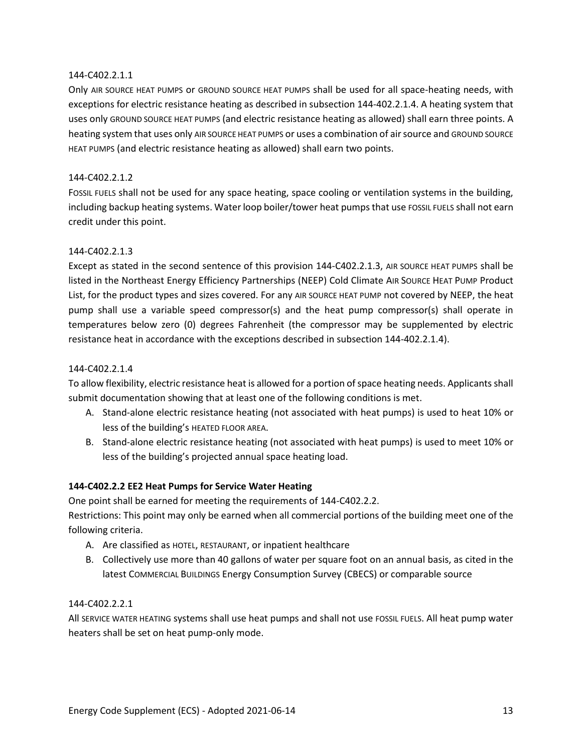144-C402.2.1.1

Only AIR SOURCE HEAT PUMPS or GROUND SOURCE HEAT PUMPS shall be used for all space-heating needs, with exceptions for electric resistance heating as described in subsection 144-402.2.1.4. A heating system that uses only GROUND SOURCE HEAT PUMPS (and electric resistance heating as allowed) shall earn three points. A heating system that uses only AIR SOURCE HEAT PUMPS or uses a combination of air source and GROUND SOURCE HEAT PUMPS (and electric resistance heating as allowed) shall earn two points.

144-C402.2.1.2

FOSSIL FUELS shall not be used for any space heating, space cooling or ventilation systems in the building, including backup heating systems. Water loop boiler/tower heat pumps that use FOSSIL FUELS shall not earn credit under this point.

144-C402.2.1.3

Except as stated in the second sentence of this provision 144-C402.2.1.3, AIR SOURCE HEAT PUMPS shall be listed in the Northeast Energy Efficiency Partnerships (NEEP) Cold Climate AIR SOURCE HEAT PUMP Product List, for the product types and sizes covered. For any AIR SOURCE HEAT PUMP not covered by NEEP, the heat pump shall use a variable speed compressor(s) and the heat pump compressor(s) shall operate in temperatures below zero (0) degrees Fahrenheit (the compressor may be supplemented by electric resistance heat in accordance with the exceptions described in subsection 144-402.2.1.4).

144-C402.2.1.4

To allow flexibility, electric resistance heat is allowed for a portion of space heating needs. Applicants shall submit documentation showing that at least one of the following conditions is met.

A. Stand-alone electric resistance heating (not associated with heat pumps) is used to heat 10% or less of the building's HEATED FLOOR AREA.
B. Stand-alone electric resistance heating (not associated with heat pumps) is used to meet 10% or less of the building's projected annual space heating load.

**144-C402.2.2 EE2 Heat Pumps for Service Water Heating**

One point shall be earned for meeting the requirements of 144-C402.2.2.

Restrictions: This point may only be earned when all commercial portions of the building meet one of the following criteria.

A. Are classified as HOTEL, RESTAURANT, or inpatient healthcare
B. Collectively use more than 40 gallons of water per square foot on an annual basis, as cited in the latest COMMERCIAL BUILDINGS Energy Consumption Survey (CBECS) or comparable source

144-C402.2.2.1

All SERVICE WATER HEATING systems shall use heat pumps and shall not use FOSSIL FUELS. All heat pump water heaters shall be set on heat pump-only mode.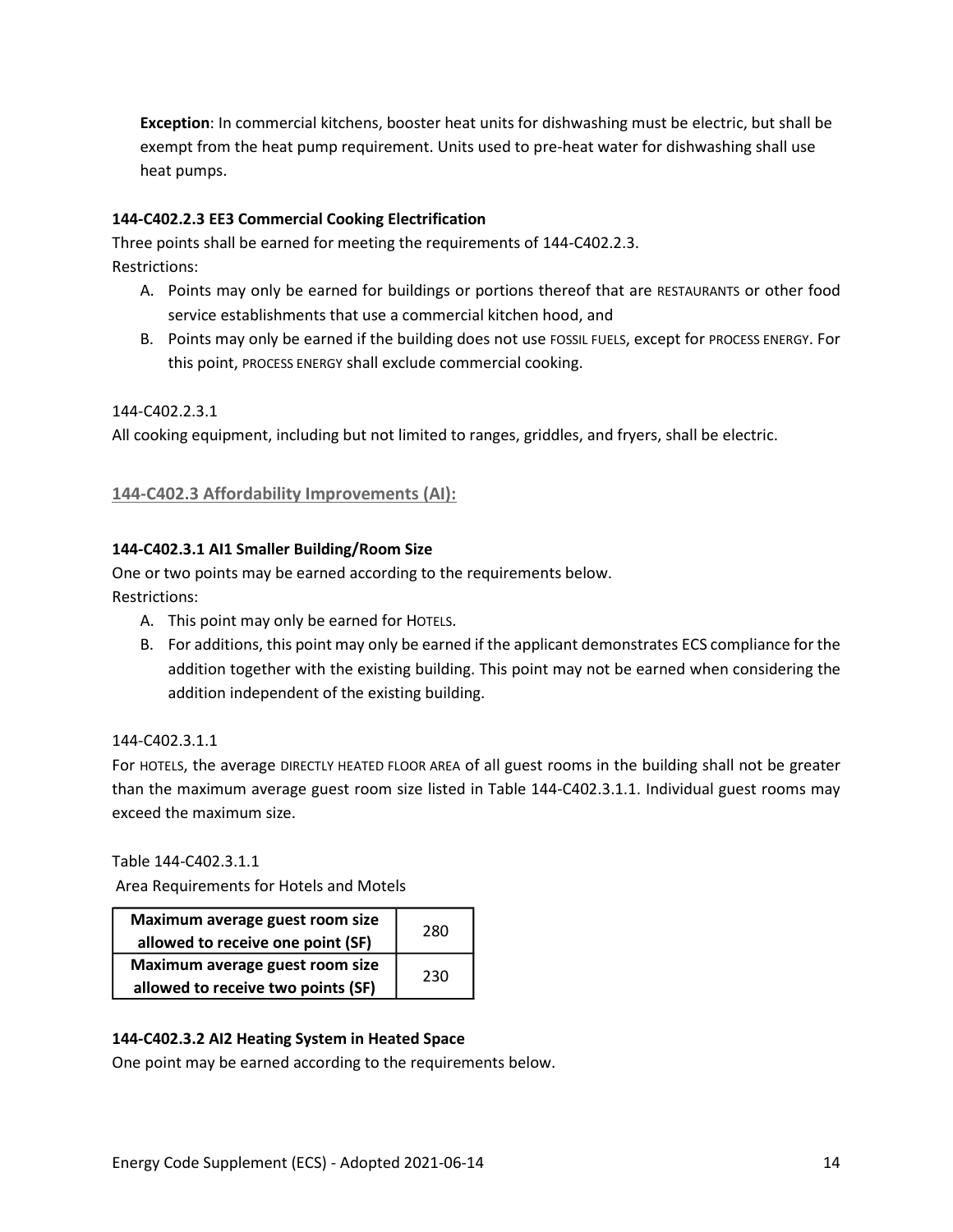**Exception**: In commercial kitchens, booster heat units for dishwashing must be electric, but shall be exempt from the heat pump requirement. Units used to pre-heat water for dishwashing shall use heat pumps.

#### 144-C402.2.3 EE3 Commercial Cooking Electrification

Three points shall be earned for meeting the requirements of 144-C402.2.3.

Restrictions:

A. Points may only be earned for buildings or portions thereof that are RESTAURANTS or other food service establishments that use a commercial kitchen hood, and
B. Points may only be earned if the building does not use FOSSIL FUELS, except for PROCESS ENERGY. For this point, PROCESS ENERGY shall exclude commercial cooking.

144-C402.2.3.1

All cooking equipment, including but not limited to ranges, griddles, and fryers, shall be electric.

### 144-C402.3 Affordability Improvements (AI):

#### 144-C402.3.1 AI1 Smaller Building/Room Size

One or two points may be earned according to the requirements below.

Restrictions:

A. This point may only be earned for HOTELS.
B. For additions, this point may only be earned if the applicant demonstrates ECS compliance for the addition together with the existing building. This point may not be earned when considering the addition independent of the existing building.

144-C402.3.1.1

For HOTELS, the average DIRECTLY HEATED FLOOR AREA of all guest rooms in the building shall not be greater than the maximum average guest room size listed in Table 144-C402.3.1.1. Individual guest rooms may exceed the maximum size.

Table 144-C402.3.1.1

Area Requirements for Hotels and Motels

| | |
|---|---|
| **Maximum average guest room size allowed to receive one point (SF)** | 280 |
| **Maximum average guest room size allowed to receive two points (SF)** | 230 |

#### 144-C402.3.2 AI2 Heating System in Heated Space

One point may be earned according to the requirements below.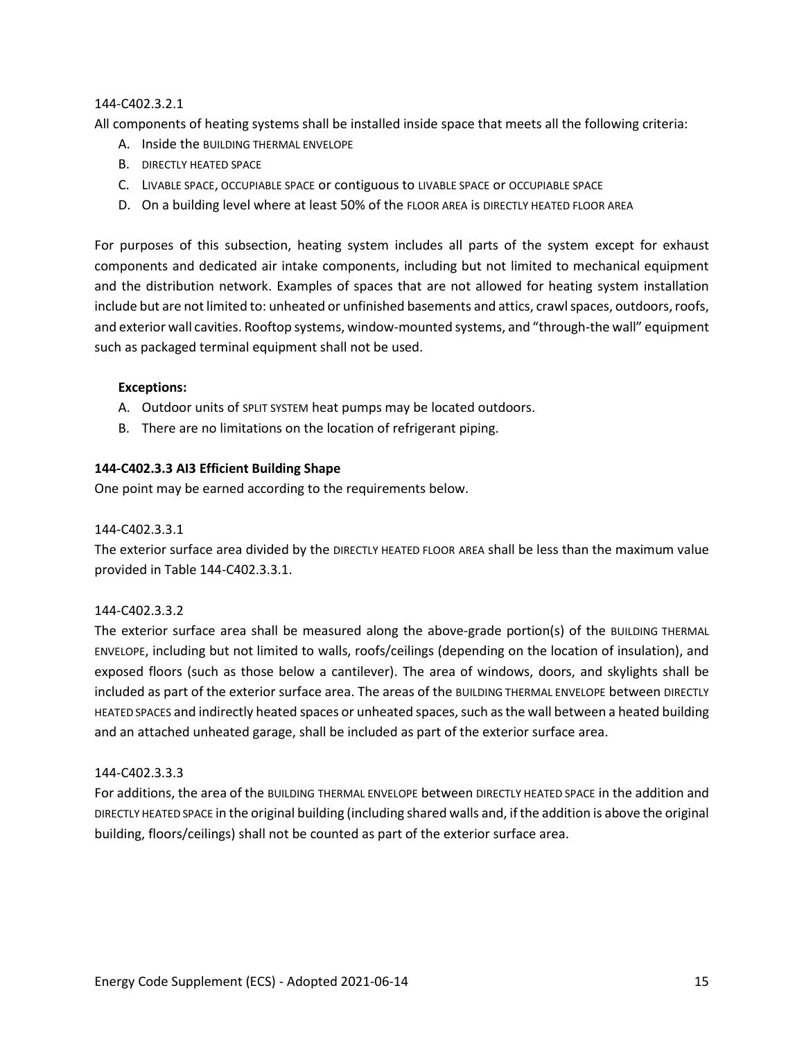144-C402.3.2.1

All components of heating systems shall be installed inside space that meets all the following criteria:

A. Inside the BUILDING THERMAL ENVELOPE
B. DIRECTLY HEATED SPACE
C. LIVABLE SPACE, OCCUPIABLE SPACE or contiguous to LIVABLE SPACE or OCCUPIABLE SPACE
D. On a building level where at least 50% of the FLOOR AREA is DIRECTLY HEATED FLOOR AREA

For purposes of this subsection, heating system includes all parts of the system except for exhaust components and dedicated air intake components, including but not limited to mechanical equipment and the distribution network. Examples of spaces that are not allowed for heating system installation include but are not limited to: unheated or unfinished basements and attics, crawl spaces, outdoors, roofs, and exterior wall cavities. Rooftop systems, window-mounted systems, and "through-the wall" equipment such as packaged terminal equipment shall not be used.

**Exceptions:**

A. Outdoor units of SPLIT SYSTEM heat pumps may be located outdoors.
B. There are no limitations on the location of refrigerant piping.

**144-C402.3.3 AI3 Efficient Building Shape**

One point may be earned according to the requirements below.

144-C402.3.3.1

The exterior surface area divided by the DIRECTLY HEATED FLOOR AREA shall be less than the maximum value provided in Table 144-C402.3.3.1.

144-C402.3.3.2

The exterior surface area shall be measured along the above-grade portion(s) of the BUILDING THERMAL ENVELOPE, including but not limited to walls, roofs/ceilings (depending on the location of insulation), and exposed floors (such as those below a cantilever). The area of windows, doors, and skylights shall be included as part of the exterior surface area. The areas of the BUILDING THERMAL ENVELOPE between DIRECTLY HEATED SPACES and indirectly heated spaces or unheated spaces, such as the wall between a heated building and an attached unheated garage, shall be included as part of the exterior surface area.

144-C402.3.3.3

For additions, the area of the BUILDING THERMAL ENVELOPE between DIRECTLY HEATED SPACE in the addition and DIRECTLY HEATED SPACE in the original building (including shared walls and, if the addition is above the original building, floors/ceilings) shall not be counted as part of the exterior surface area.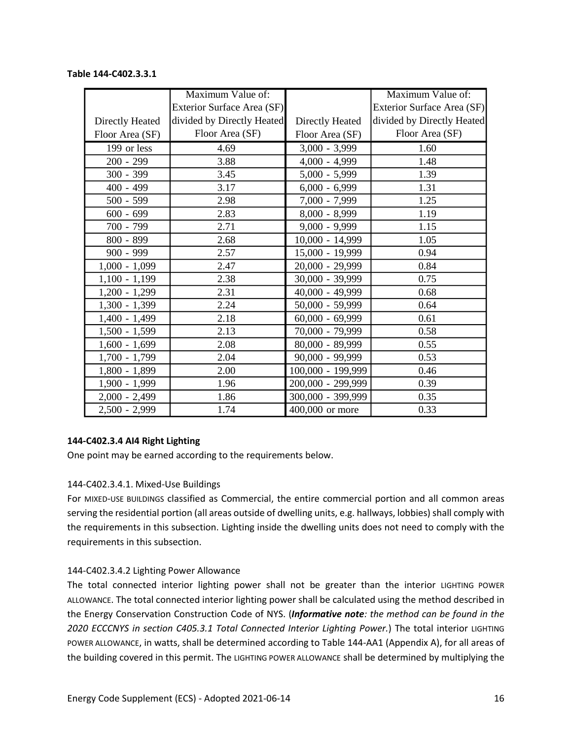**Table 144-C402.3.3.1**

| Directly Heated Floor Area (SF) | Maximum Value of: Exterior Surface Area (SF) divided by Directly Heated Floor Area (SF) | Directly Heated Floor Area (SF) | Maximum Value of: Exterior Surface Area (SF) divided by Directly Heated Floor Area (SF) |
|---|---|---|---|
| 199 or less | 4.69 | 3,000 - 3,999 | 1.60 |
| 200 - 299 | 3.88 | 4,000 - 4,999 | 1.48 |
| 300 - 399 | 3.45 | 5,000 - 5,999 | 1.39 |
| 400 - 499 | 3.17 | 6,000 - 6,999 | 1.31 |
| 500 - 599 | 2.98 | 7,000 - 7,999 | 1.25 |
| 600 - 699 | 2.83 | 8,000 - 8,999 | 1.19 |
| 700 - 799 | 2.71 | 9,000 - 9,999 | 1.15 |
| 800 - 899 | 2.68 | 10,000 - 14,999 | 1.05 |
| 900 - 999 | 2.57 | 15,000 - 19,999 | 0.94 |
| 1,000 - 1,099 | 2.47 | 20,000 - 29,999 | 0.84 |
| 1,100 - 1,199 | 2.38 | 30,000 - 39,999 | 0.75 |
| 1,200 - 1,299 | 2.31 | 40,000 - 49,999 | 0.68 |
| 1,300 - 1,399 | 2.24 | 50,000 - 59,999 | 0.64 |
| 1,400 - 1,499 | 2.18 | 60,000 - 69,999 | 0.61 |
| 1,500 - 1,599 | 2.13 | 70,000 - 79,999 | 0.58 |
| 1,600 - 1,699 | 2.08 | 80,000 - 89,999 | 0.55 |
| 1,700 - 1,799 | 2.04 | 90,000 - 99,999 | 0.53 |
| 1,800 - 1,899 | 2.00 | 100,000 - 199,999 | 0.46 |
| 1,900 - 1,999 | 1.96 | 200,000 - 299,999 | 0.39 |
| 2,000 - 2,499 | 1.86 | 300,000 - 399,999 | 0.35 |
| 2,500 - 2,999 | 1.74 | 400,000 or more | 0.33 |

### 144-C402.3.4 AI4 Right Lighting

One point may be earned according to the requirements below.

#### 144-C402.3.4.1. Mixed-Use Buildings

For MIXED-USE BUILDINGS classified as Commercial, the entire commercial portion and all common areas serving the residential portion (all areas outside of dwelling units, e.g. hallways, lobbies) shall comply with the requirements in this subsection. Lighting inside the dwelling units does not need to comply with the requirements in this subsection.

#### 144-C402.3.4.2 Lighting Power Allowance

The total connected interior lighting power shall not be greater than the interior LIGHTING POWER ALLOWANCE. The total connected interior lighting power shall be calculated using the method described in the Energy Conservation Construction Code of NYS. (***Informative note****: the method can be found in the 2020 ECCCNYS in section C405.3.1 Total Connected Interior Lighting Power.*) The total interior LIGHTING POWER ALLOWANCE, in watts, shall be determined according to Table 144-AA1 (Appendix A), for all areas of the building covered in this permit. The LIGHTING POWER ALLOWANCE shall be determined by multiplying the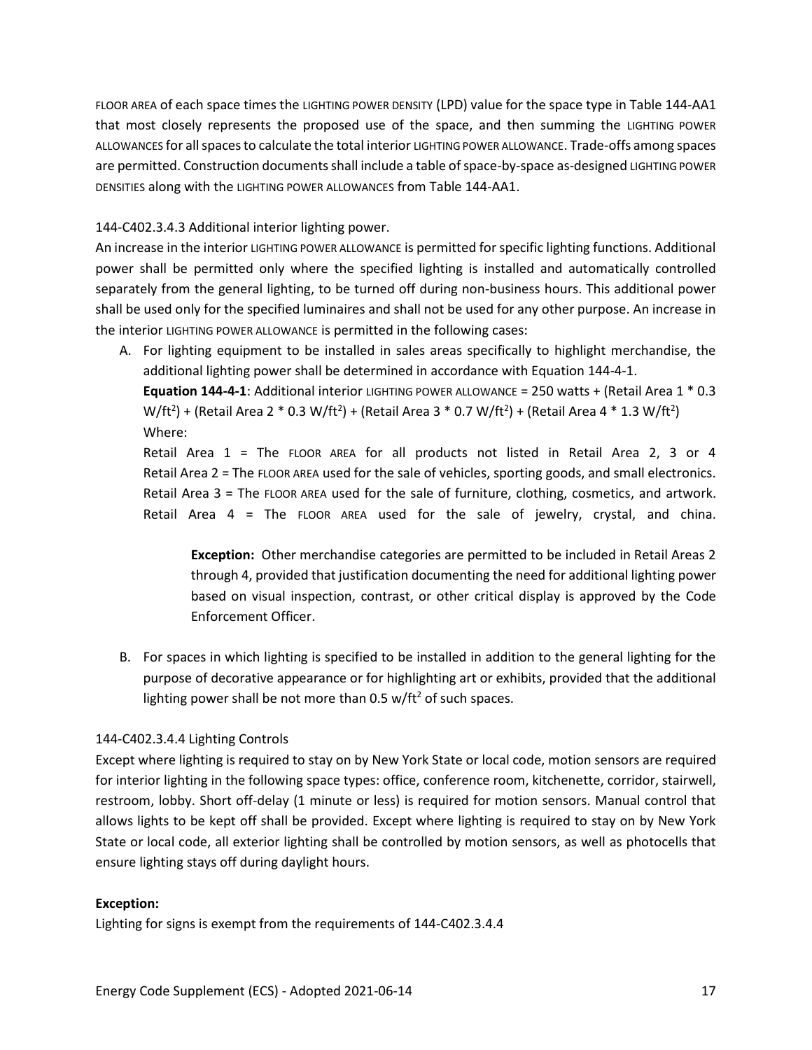FLOOR AREA of each space times the LIGHTING POWER DENSITY (LPD) value for the space type in Table 144-AA1 that most closely represents the proposed use of the space, and then summing the LIGHTING POWER ALLOWANCES for all spaces to calculate the total interior LIGHTING POWER ALLOWANCE. Trade-offs among spaces are permitted. Construction documents shall include a table of space-by-space as-designed LIGHTING POWER DENSITIES along with the LIGHTING POWER ALLOWANCES from Table 144-AA1.

144-C402.3.4.3 Additional interior lighting power.

An increase in the interior LIGHTING POWER ALLOWANCE is permitted for specific lighting functions. Additional power shall be permitted only where the specified lighting is installed and automatically controlled separately from the general lighting, to be turned off during non-business hours. This additional power shall be used only for the specified luminaires and shall not be used for any other purpose. An increase in the interior LIGHTING POWER ALLOWANCE is permitted in the following cases:

A. For lighting equipment to be installed in sales areas specifically to highlight merchandise, the additional lighting power shall be determined in accordance with Equation 144-4-1.

   **Equation 144-4-1**: Additional interior LIGHTING POWER ALLOWANCE = 250 watts + (Retail Area 1 * 0.3 $W/ft^2$) + (Retail Area 2 * 0.3 $W/ft^2$) + (Retail Area 3 * 0.7 $W/ft^2$) + (Retail Area 4 * 1.3 $W/ft^2$)

   Where:

   Retail Area 1 = The FLOOR AREA for all products not listed in Retail Area 2, 3 or 4
   Retail Area 2 = The FLOOR AREA used for the sale of vehicles, sporting goods, and small electronics.
   Retail Area 3 = The FLOOR AREA used for the sale of furniture, clothing, cosmetics, and artwork.
   Retail Area 4 = The FLOOR AREA used for the sale of jewelry, crystal, and china.

   > **Exception:** Other merchandise categories are permitted to be included in Retail Areas 2 through 4, provided that justification documenting the need for additional lighting power based on visual inspection, contrast, or other critical display is approved by the Code Enforcement Officer.

B. For spaces in which lighting is specified to be installed in addition to the general lighting for the purpose of decorative appearance or for highlighting art or exhibits, provided that the additional lighting power shall be not more than 0.5 $w/ft^2$ of such spaces.

144-C402.3.4.4 Lighting Controls

Except where lighting is required to stay on by New York State or local code, motion sensors are required for interior lighting in the following space types: office, conference room, kitchenette, corridor, stairwell, restroom, lobby. Short off-delay (1 minute or less) is required for motion sensors. Manual control that allows lights to be kept off shall be provided. Except where lighting is required to stay on by New York State or local code, all exterior lighting shall be controlled by motion sensors, as well as photocells that ensure lighting stays off during daylight hours.

**Exception:**

Lighting for signs is exempt from the requirements of 144-C402.3.4.4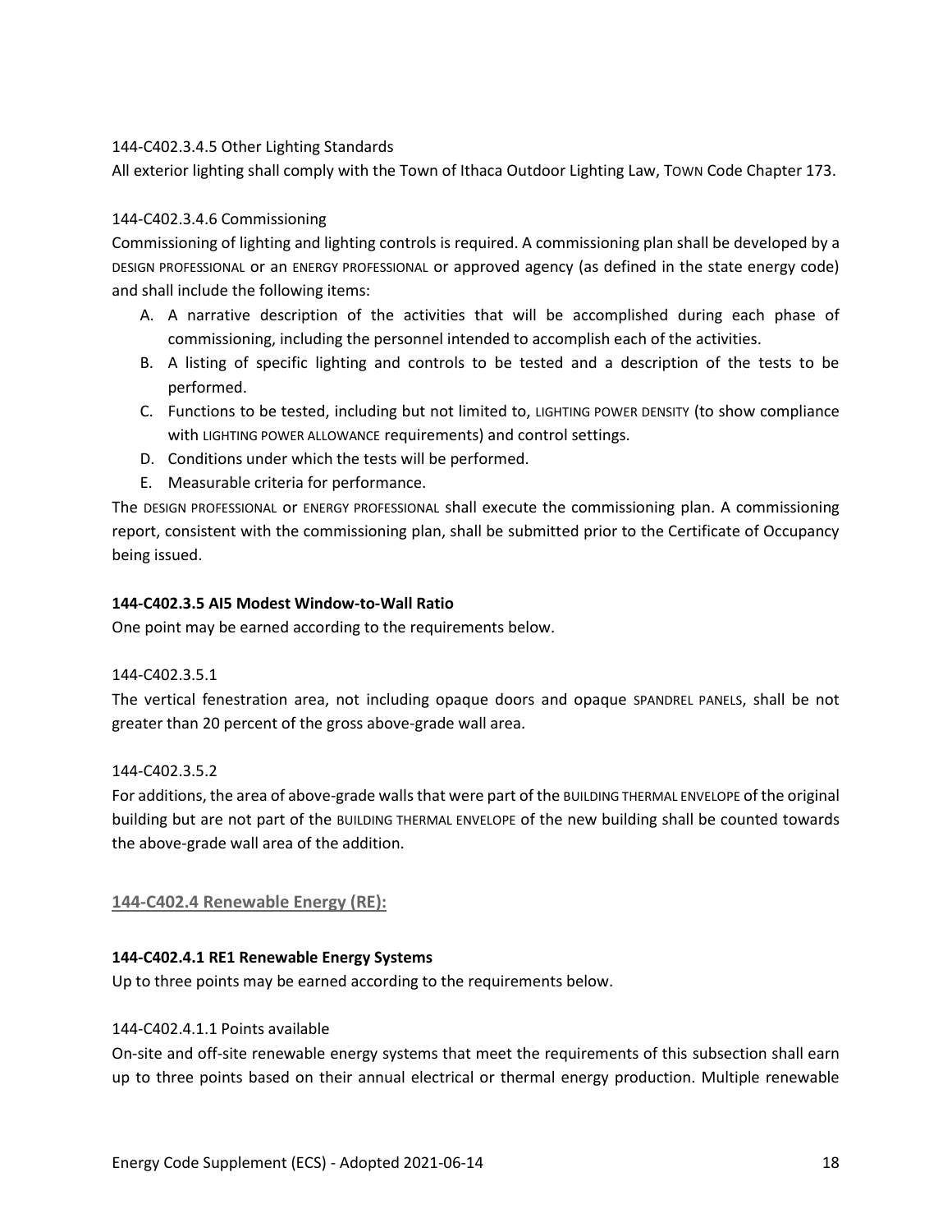144-C402.3.4.5 Other Lighting Standards

All exterior lighting shall comply with the Town of Ithaca Outdoor Lighting Law, TOWN Code Chapter 173.

144-C402.3.4.6 Commissioning

Commissioning of lighting and lighting controls is required. A commissioning plan shall be developed by a DESIGN PROFESSIONAL or an ENERGY PROFESSIONAL or approved agency (as defined in the state energy code) and shall include the following items:

A. A narrative description of the activities that will be accomplished during each phase of commissioning, including the personnel intended to accomplish each of the activities.
B. A listing of specific lighting and controls to be tested and a description of the tests to be performed.
C. Functions to be tested, including but not limited to, LIGHTING POWER DENSITY (to show compliance with LIGHTING POWER ALLOWANCE requirements) and control settings.
D. Conditions under which the tests will be performed.
E. Measurable criteria for performance.

The DESIGN PROFESSIONAL or ENERGY PROFESSIONAL shall execute the commissioning plan. A commissioning report, consistent with the commissioning plan, shall be submitted prior to the Certificate of Occupancy being issued.

**144-C402.3.5 AI5 Modest Window-to-Wall Ratio**

One point may be earned according to the requirements below.

144-C402.3.5.1

The vertical fenestration area, not including opaque doors and opaque SPANDREL PANELS, shall be not greater than 20 percent of the gross above-grade wall area.

144-C402.3.5.2

For additions, the area of above-grade walls that were part of the BUILDING THERMAL ENVELOPE of the original building but are not part of the BUILDING THERMAL ENVELOPE of the new building shall be counted towards the above-grade wall area of the addition.

## 144-C402.4 Renewable Energy (RE):

**144-C402.4.1 RE1 Renewable Energy Systems**

Up to three points may be earned according to the requirements below.

144-C402.4.1.1 Points available

On-site and off-site renewable energy systems that meet the requirements of this subsection shall earn up to three points based on their annual electrical or thermal energy production. Multiple renewable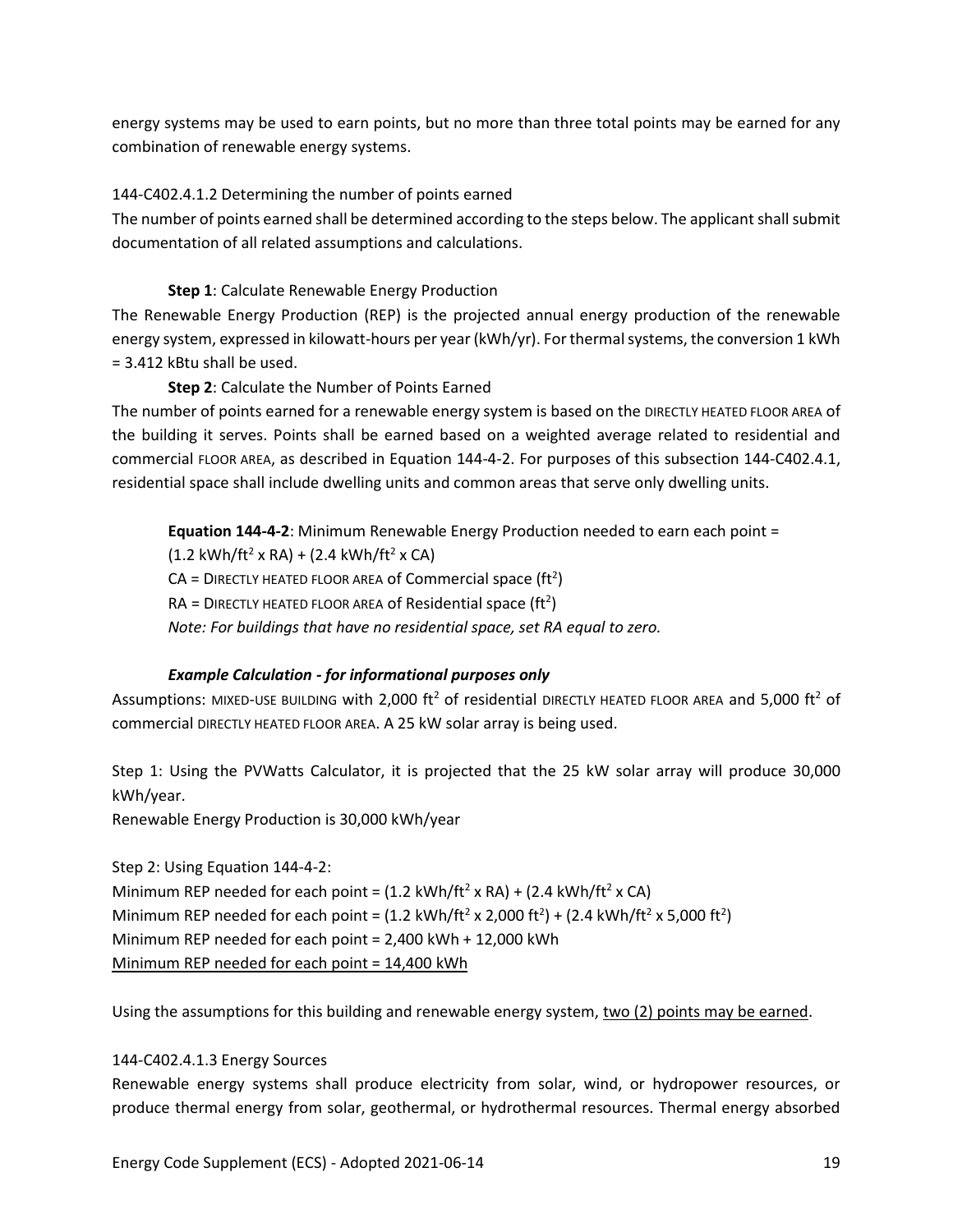energy systems may be used to earn points, but no more than three total points may be earned for any combination of renewable energy systems.

144-C402.4.1.2 Determining the number of points earned

The number of points earned shall be determined according to the steps below. The applicant shall submit documentation of all related assumptions and calculations.

**Step 1**: Calculate Renewable Energy Production

The Renewable Energy Production (REP) is the projected annual energy production of the renewable energy system, expressed in kilowatt-hours per year (kWh/yr). For thermal systems, the conversion 1 kWh = 3.412 kBtu shall be used.

**Step 2**: Calculate the Number of Points Earned

The number of points earned for a renewable energy system is based on the DIRECTLY HEATED FLOOR AREA of the building it serves. Points shall be earned based on a weighted average related to residential and commercial FLOOR AREA, as described in Equation 144-4-2. For purposes of this subsection 144-C402.4.1, residential space shall include dwelling units and common areas that serve only dwelling units.

**Equation 144-4-2**: Minimum Renewable Energy Production needed to earn each point =
$(1.2 \text{ kWh/ft}^2 \times RA) + (2.4 \text{ kWh/ft}^2 \times CA)$
CA = DIRECTLY HEATED FLOOR AREA of Commercial space ($\text{ft}^2$)
RA = DIRECTLY HEATED FLOOR AREA of Residential space ($\text{ft}^2$)
*Note: For buildings that have no residential space, set RA equal to zero.*

***Example Calculation - for informational purposes only***

Assumptions: MIXED-USE BUILDING with 2,000 $\text{ft}^2$ of residential DIRECTLY HEATED FLOOR AREA and 5,000 $\text{ft}^2$ of commercial DIRECTLY HEATED FLOOR AREA. A 25 kW solar array is being used.

Step 1: Using the PVWatts Calculator, it is projected that the 25 kW solar array will produce 30,000 kWh/year.
Renewable Energy Production is 30,000 kWh/year

Step 2: Using Equation 144-4-2:
Minimum REP needed for each point = $(1.2 \text{ kWh/ft}^2 \times RA) + (2.4 \text{ kWh/ft}^2 \times CA)$
Minimum REP needed for each point = $(1.2 \text{ kWh/ft}^2 \times 2{,}000 \text{ ft}^2) + (2.4 \text{ kWh/ft}^2 \times 5{,}000 \text{ ft}^2)$
Minimum REP needed for each point = 2,400 kWh + 12,000 kWh
Minimum REP needed for each point = 14,400 kWh

Using the assumptions for this building and renewable energy system, two (2) points may be earned.

144-C402.4.1.3 Energy Sources

Renewable energy systems shall produce electricity from solar, wind, or hydropower resources, or produce thermal energy from solar, geothermal, or hydrothermal resources. Thermal energy absorbed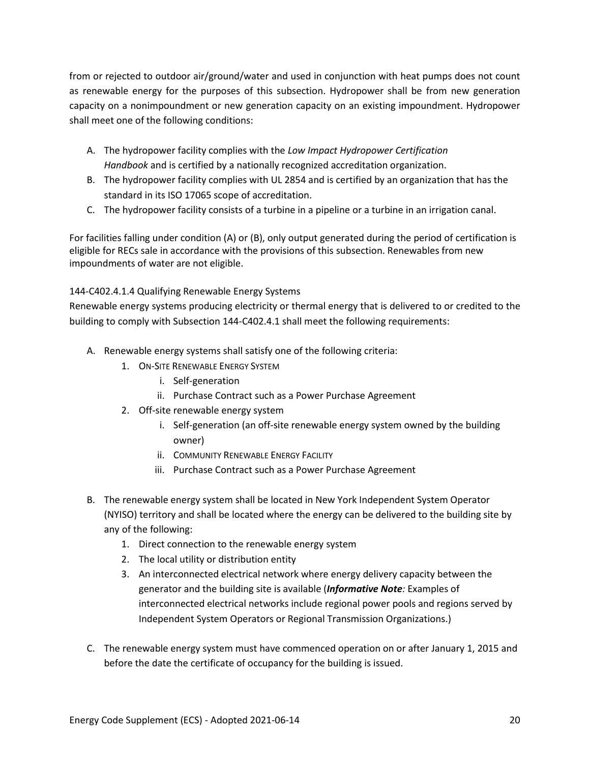from or rejected to outdoor air/ground/water and used in conjunction with heat pumps does not count as renewable energy for the purposes of this subsection. Hydropower shall be from new generation capacity on a nonimpoundment or new generation capacity on an existing impoundment. Hydropower shall meet one of the following conditions:

A. The hydropower facility complies with the *Low Impact Hydropower Certification Handbook* and is certified by a nationally recognized accreditation organization.
B. The hydropower facility complies with UL 2854 and is certified by an organization that has the standard in its ISO 17065 scope of accreditation.
C. The hydropower facility consists of a turbine in a pipeline or a turbine in an irrigation canal.

For facilities falling under condition (A) or (B), only output generated during the period of certification is eligible for RECs sale in accordance with the provisions of this subsection. Renewables from new impoundments of water are not eligible.

144-C402.4.1.4 Qualifying Renewable Energy Systems

Renewable energy systems producing electricity or thermal energy that is delivered to or credited to the building to comply with Subsection 144-C402.4.1 shall meet the following requirements:

A. Renewable energy systems shall satisfy one of the following criteria:
   1. ON-SITE RENEWABLE ENERGY SYSTEM
      i. Self-generation
      ii. Purchase Contract such as a Power Purchase Agreement
   2. Off-site renewable energy system
      i. Self-generation (an off-site renewable energy system owned by the building owner)
      ii. COMMUNITY RENEWABLE ENERGY FACILITY
      iii. Purchase Contract such as a Power Purchase Agreement

B. The renewable energy system shall be located in New York Independent System Operator (NYISO) territory and shall be located where the energy can be delivered to the building site by any of the following:
   1. Direct connection to the renewable energy system
   2. The local utility or distribution entity
   3. An interconnected electrical network where energy delivery capacity between the generator and the building site is available (***Informative Note****:* Examples of interconnected electrical networks include regional power pools and regions served by Independent System Operators or Regional Transmission Organizations.)

C. The renewable energy system must have commenced operation on or after January 1, 2015 and before the date the certificate of occupancy for the building is issued.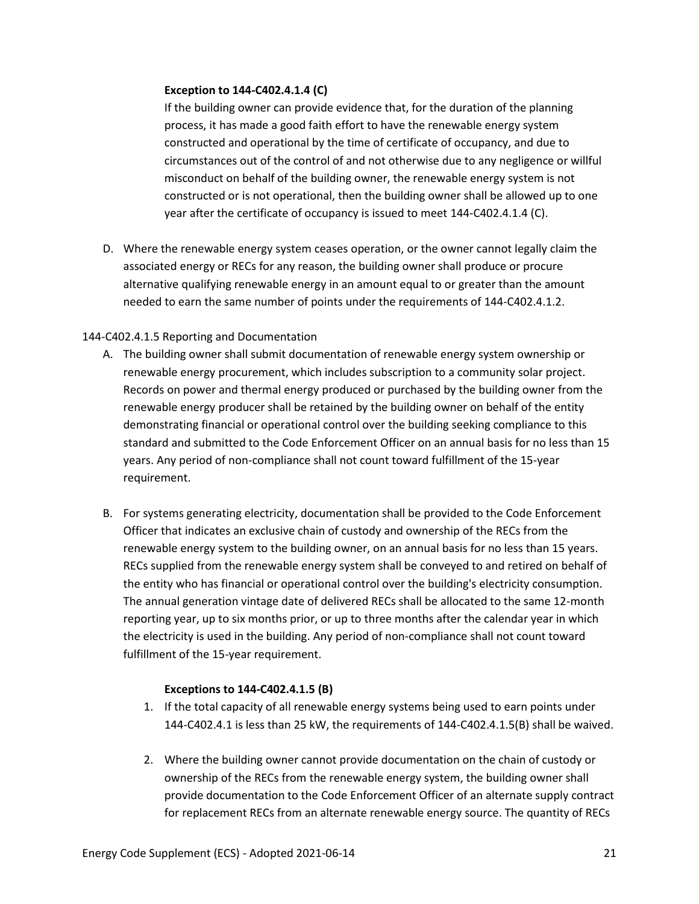**Exception to 144-C402.4.1.4 (C)**

If the building owner can provide evidence that, for the duration of the planning process, it has made a good faith effort to have the renewable energy system constructed and operational by the time of certificate of occupancy, and due to circumstances out of the control of and not otherwise due to any negligence or willful misconduct on behalf of the building owner, the renewable energy system is not constructed or is not operational, then the building owner shall be allowed up to one year after the certificate of occupancy is issued to meet 144-C402.4.1.4 (C).

D. Where the renewable energy system ceases operation, or the owner cannot legally claim the associated energy or RECs for any reason, the building owner shall produce or procure alternative qualifying renewable energy in an amount equal to or greater than the amount needed to earn the same number of points under the requirements of 144-C402.4.1.2.

144-C402.4.1.5 Reporting and Documentation

A. The building owner shall submit documentation of renewable energy system ownership or renewable energy procurement, which includes subscription to a community solar project. Records on power and thermal energy produced or purchased by the building owner from the renewable energy producer shall be retained by the building owner on behalf of the entity demonstrating financial or operational control over the building seeking compliance to this standard and submitted to the Code Enforcement Officer on an annual basis for no less than 15 years. Any period of non-compliance shall not count toward fulfillment of the 15-year requirement.

B. For systems generating electricity, documentation shall be provided to the Code Enforcement Officer that indicates an exclusive chain of custody and ownership of the RECs from the renewable energy system to the building owner, on an annual basis for no less than 15 years. RECs supplied from the renewable energy system shall be conveyed to and retired on behalf of the entity who has financial or operational control over the building's electricity consumption. The annual generation vintage date of delivered RECs shall be allocated to the same 12-month reporting year, up to six months prior, or up to three months after the calendar year in which the electricity is used in the building. Any period of non-compliance shall not count toward fulfillment of the 15-year requirement.

**Exceptions to 144-C402.4.1.5 (B)**

1. If the total capacity of all renewable energy systems being used to earn points under 144-C402.4.1 is less than 25 kW, the requirements of 144-C402.4.1.5(B) shall be waived.

2. Where the building owner cannot provide documentation on the chain of custody or ownership of the RECs from the renewable energy system, the building owner shall provide documentation to the Code Enforcement Officer of an alternate supply contract for replacement RECs from an alternate renewable energy source. The quantity of RECs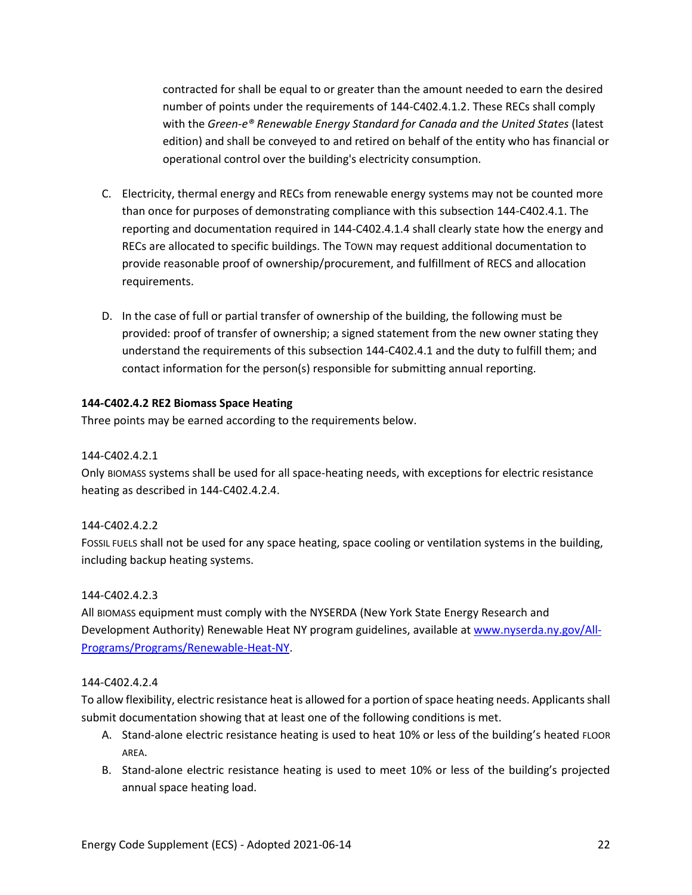contracted for shall be equal to or greater than the amount needed to earn the desired number of points under the requirements of 144-C402.4.1.2. These RECs shall comply with the *Green-e® Renewable Energy Standard for Canada and the United States* (latest edition) and shall be conveyed to and retired on behalf of the entity who has financial or operational control over the building's electricity consumption.

C. Electricity, thermal energy and RECs from renewable energy systems may not be counted more than once for purposes of demonstrating compliance with this subsection 144-C402.4.1. The reporting and documentation required in 144-C402.4.1.4 shall clearly state how the energy and RECs are allocated to specific buildings. The TOWN may request additional documentation to provide reasonable proof of ownership/procurement, and fulfillment of RECS and allocation requirements.

D. In the case of full or partial transfer of ownership of the building, the following must be provided: proof of transfer of ownership; a signed statement from the new owner stating they understand the requirements of this subsection 144-C402.4.1 and the duty to fulfill them; and contact information for the person(s) responsible for submitting annual reporting.

**144-C402.4.2 RE2 Biomass Space Heating**

Three points may be earned according to the requirements below.

144-C402.4.2.1

Only BIOMASS systems shall be used for all space-heating needs, with exceptions for electric resistance heating as described in 144-C402.4.2.4.

144-C402.4.2.2

FOSSIL FUELS shall not be used for any space heating, space cooling or ventilation systems in the building, including backup heating systems.

144-C402.4.2.3

All BIOMASS equipment must comply with the NYSERDA (New York State Energy Research and Development Authority) Renewable Heat NY program guidelines, available at [www.nyserda.ny.gov/All-Programs/Programs/Renewable-Heat-NY](www.nyserda.ny.gov/All-Programs/Programs/Renewable-Heat-NY).

144-C402.4.2.4

To allow flexibility, electric resistance heat is allowed for a portion of space heating needs. Applicants shall submit documentation showing that at least one of the following conditions is met.

A. Stand-alone electric resistance heating is used to heat 10% or less of the building's heated FLOOR AREA.
B. Stand-alone electric resistance heating is used to meet 10% or less of the building's projected annual space heating load.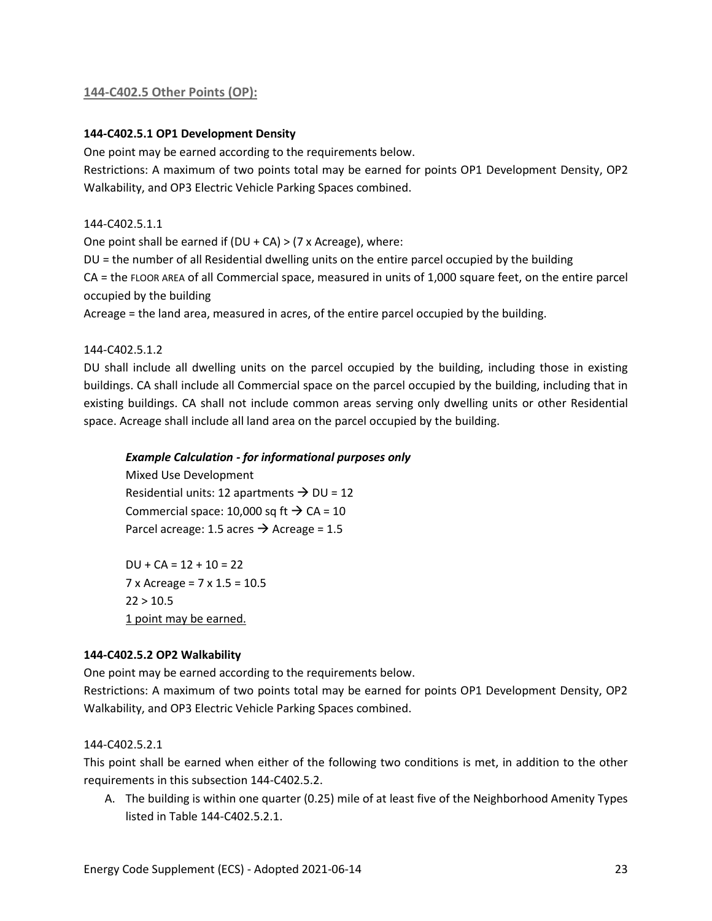## 144-C402.5 Other Points (OP):

### 144-C402.5.1 OP1 Development Density

One point may be earned according to the requirements below.

Restrictions: A maximum of two points total may be earned for points OP1 Development Density, OP2 Walkability, and OP3 Electric Vehicle Parking Spaces combined.

144-C402.5.1.1

One point shall be earned if (DU + CA) > (7 x Acreage), where:

DU = the number of all Residential dwelling units on the entire parcel occupied by the building

CA = the FLOOR AREA of all Commercial space, measured in units of 1,000 square feet, on the entire parcel occupied by the building

Acreage = the land area, measured in acres, of the entire parcel occupied by the building.

144-C402.5.1.2

DU shall include all dwelling units on the parcel occupied by the building, including those in existing buildings. CA shall include all Commercial space on the parcel occupied by the building, including that in existing buildings. CA shall not include common areas serving only dwelling units or other Residential space. Acreage shall include all land area on the parcel occupied by the building.

> ***Example Calculation - for informational purposes only***
>
> Mixed Use Development
>
> Residential units: 12 apartments → DU = 12
>
> Commercial space: 10,000 sq ft → CA = 10
>
> Parcel acreage: 1.5 acres → Acreage = 1.5
>
> DU + CA = 12 + 10 = 22
>
> 7 x Acreage = 7 x 1.5 = 10.5
>
> 22 > 10.5
>
> 1 point may be earned.

### 144-C402.5.2 OP2 Walkability

One point may be earned according to the requirements below.

Restrictions: A maximum of two points total may be earned for points OP1 Development Density, OP2 Walkability, and OP3 Electric Vehicle Parking Spaces combined.

144-C402.5.2.1

This point shall be earned when either of the following two conditions is met, in addition to the other requirements in this subsection 144-C402.5.2.

A. The building is within one quarter (0.25) mile of at least five of the Neighborhood Amenity Types listed in Table 144-C402.5.2.1.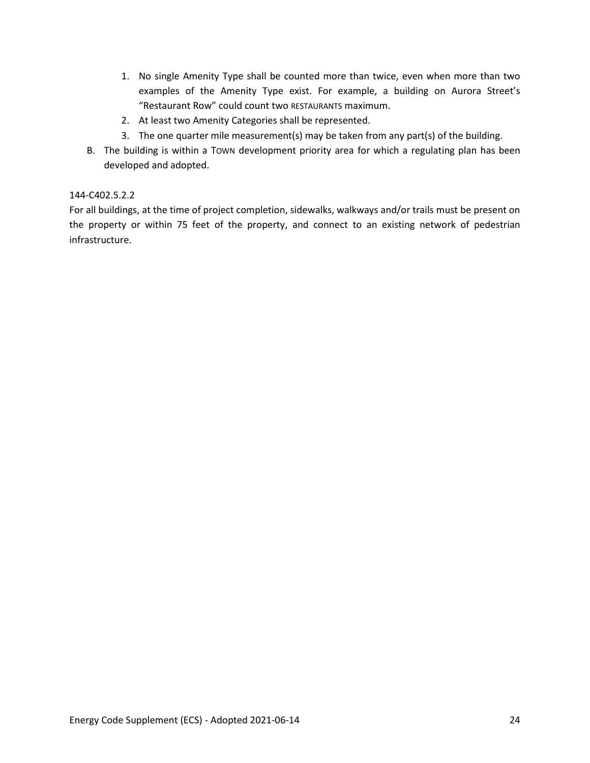1. No single Amenity Type shall be counted more than twice, even when more than two examples of the Amenity Type exist. For example, a building on Aurora Street's "Restaurant Row" could count two RESTAURANTS maximum.
2. At least two Amenity Categories shall be represented.
3. The one quarter mile measurement(s) may be taken from any part(s) of the building.

B. The building is within a TOWN development priority area for which a regulating plan has been developed and adopted.

144-C402.5.2.2

For all buildings, at the time of project completion, sidewalks, walkways and/or trails must be present on the property or within 75 feet of the property, and connect to an existing network of pedestrian infrastructure.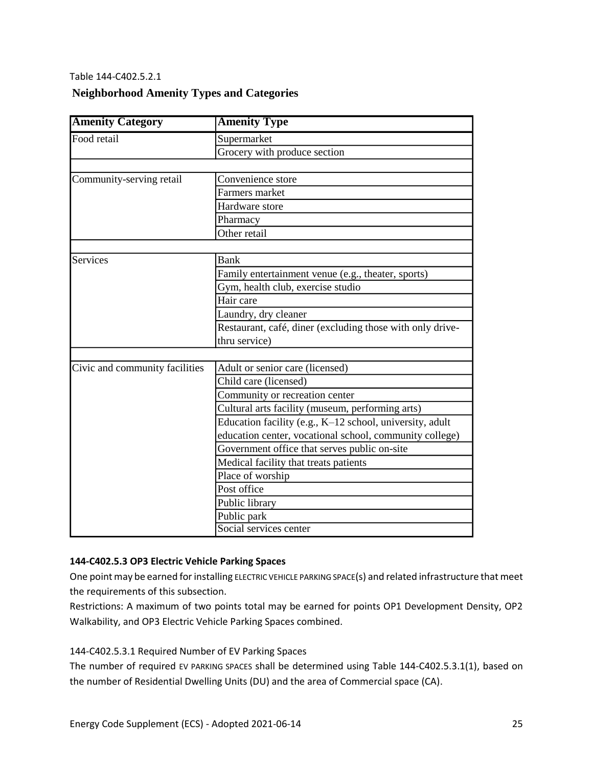Table 144-C402.5.2.1

**Neighborhood Amenity Types and Categories**

| Amenity Category | Amenity Type |
|---|---|
| Food retail | Supermarket |
| | Grocery with produce section |
| | |
| Community-serving retail | Convenience store |
| | Farmers market |
| | Hardware store |
| | Pharmacy |
| | Other retail |
| | |
| Services | Bank |
| | Family entertainment venue (e.g., theater, sports) |
| | Gym, health club, exercise studio |
| | Hair care |
| | Laundry, dry cleaner |
| | Restaurant, café, diner (excluding those with only drive-thru service) |
| | |
| Civic and community facilities | Adult or senior care (licensed) |
| | Child care (licensed) |
| | Community or recreation center |
| | Cultural arts facility (museum, performing arts) |
| | Education facility (e.g., K–12 school, university, adult education center, vocational school, community college) |
| | Government office that serves public on-site |
| | Medical facility that treats patients |
| | Place of worship |
| | Post office |
| | Public library |
| | Public park |
| | Social services center |

**144-C402.5.3 OP3 Electric Vehicle Parking Spaces**

One point may be earned for installing ELECTRIC VEHICLE PARKING SPACE(s) and related infrastructure that meet the requirements of this subsection.

Restrictions: A maximum of two points total may be earned for points OP1 Development Density, OP2 Walkability, and OP3 Electric Vehicle Parking Spaces combined.

144-C402.5.3.1 Required Number of EV Parking Spaces

The number of required EV PARKING SPACES shall be determined using Table 144-C402.5.3.1(1), based on the number of Residential Dwelling Units (DU) and the area of Commercial space (CA).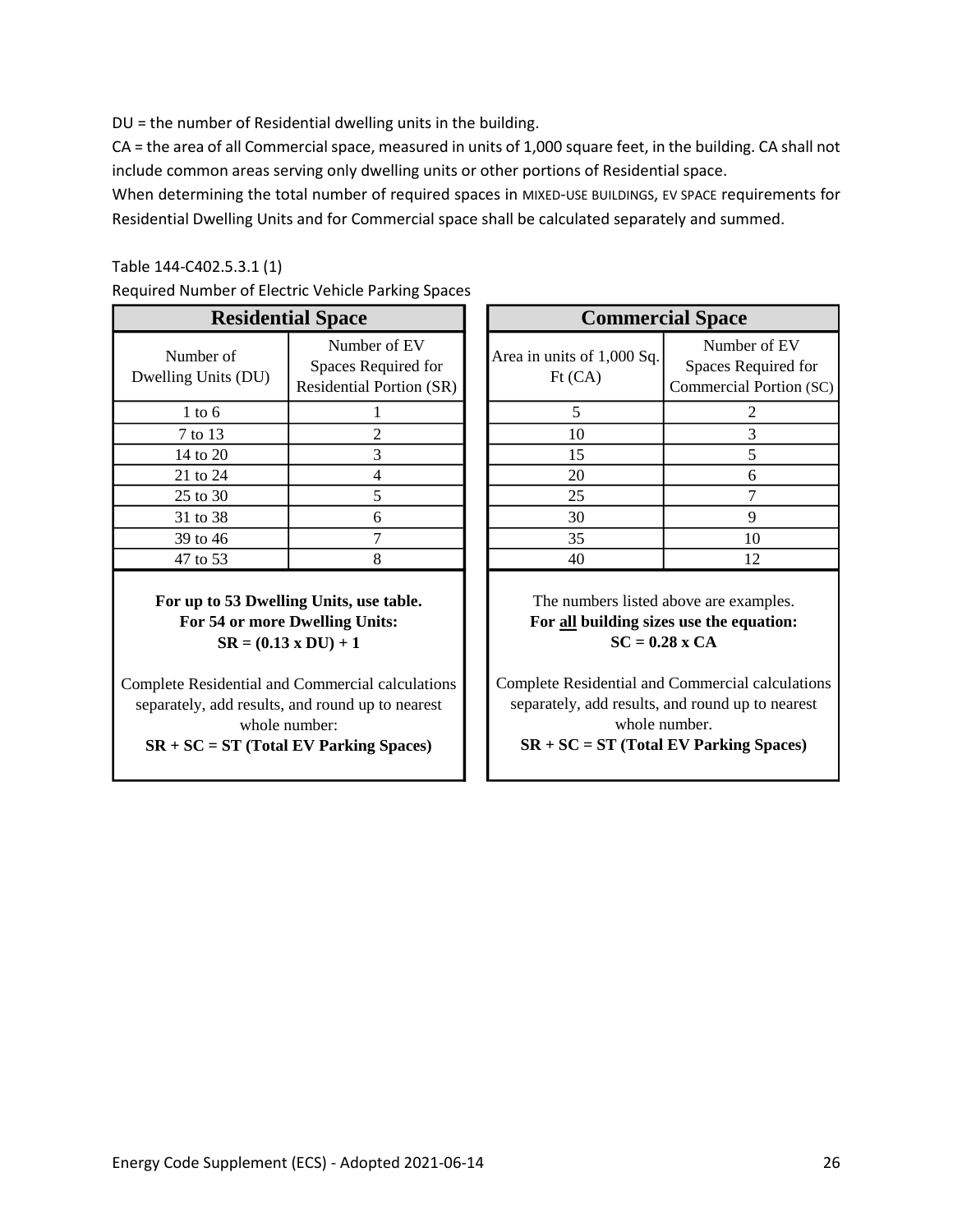DU = the number of Residential dwelling units in the building.

CA = the area of all Commercial space, measured in units of 1,000 square feet, in the building. CA shall not include common areas serving only dwelling units or other portions of Residential space.

When determining the total number of required spaces in MIXED-USE BUILDINGS, EV SPACE requirements for Residential Dwelling Units and for Commercial space shall be calculated separately and summed.

Table 144-C402.5.3.1 (1)

Required Number of Electric Vehicle Parking Spaces

| **Residential Space** | |
|---|---|
| Number of Dwelling Units (DU) | Number of EV Spaces Required for Residential Portion (SR) |
| 1 to 6 | 1 |
| 7 to 13 | 2 |
| 14 to 20 | 3 |
| 21 to 24 | 4 |
| 25 to 30 | 5 |
| 31 to 38 | 6 |
| 39 to 46 | 7 |
| 47 to 53 | 8 |

**For up to 53 Dwelling Units, use table.**
**For 54 or more Dwelling Units:**
**SR = (0.13 x DU) + 1**

Complete Residential and Commercial calculations separately, add results, and round up to nearest whole number:
**SR + SC = ST (Total EV Parking Spaces)**

| **Commercial Space** | |
|---|---|
| Area in units of 1,000 Sq. Ft (CA) | Number of EV Spaces Required for Commercial Portion (SC) |
| 5 | 2 |
| 10 | 3 |
| 15 | 5 |
| 20 | 6 |
| 25 | 7 |
| 30 | 9 |
| 35 | 10 |
| 40 | 12 |

The numbers listed above are examples.
**For all building sizes use the equation:**
**SC = 0.28 x CA**

Complete Residential and Commercial calculations separately, add results, and round up to nearest whole number.
**SR + SC = ST (Total EV Parking Spaces)**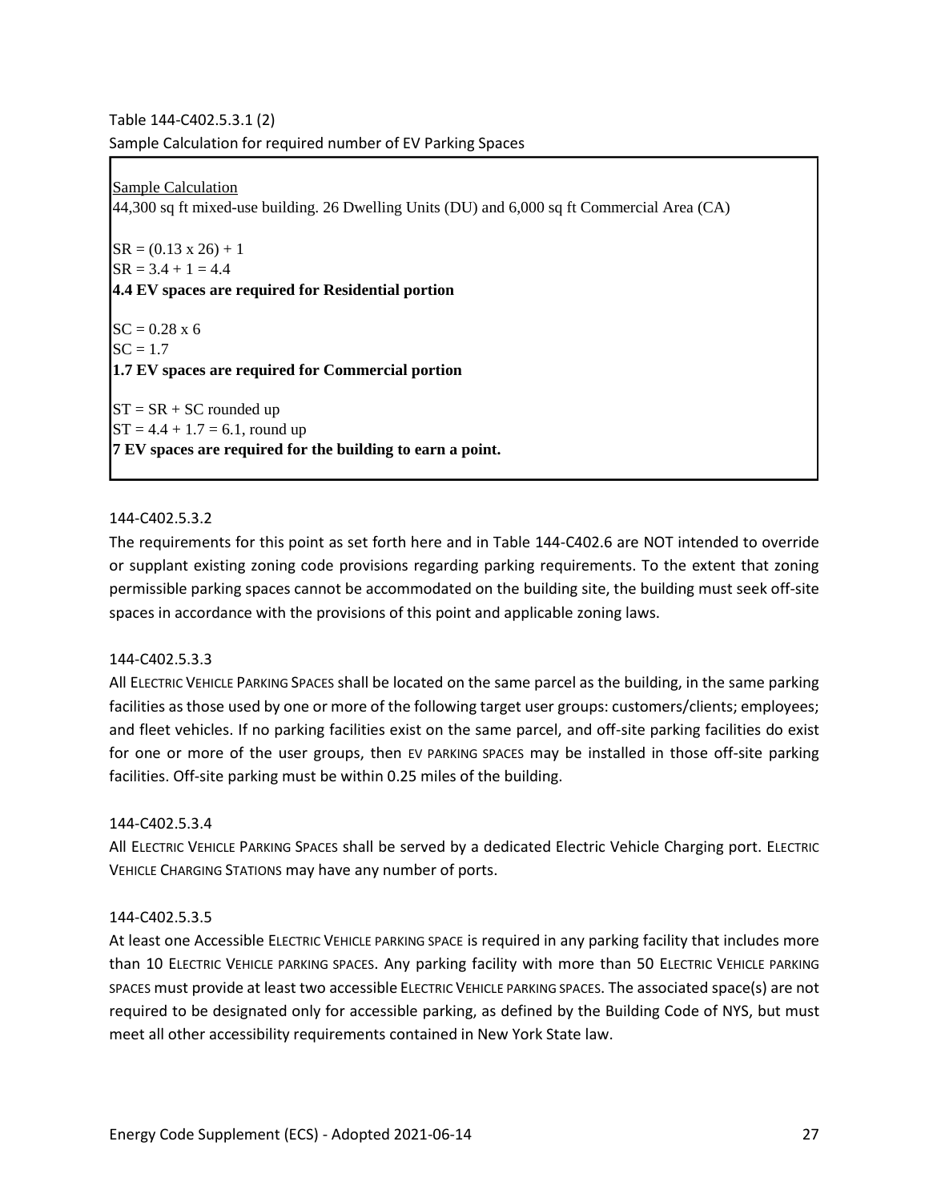Table 144-C402.5.3.1 (2)

Sample Calculation for required number of EV Parking Spaces

<u>Sample Calculation</u>

44,300 sq ft mixed-use building. 26 Dwelling Units (DU) and 6,000 sq ft Commercial Area (CA)

SR = (0.13 x 26) + 1

SR = 3.4 + 1 = 4.4

**4.4 EV spaces are required for Residential portion**

SC = 0.28 x 6

SC = 1.7

**1.7 EV spaces are required for Commercial portion**

ST = SR + SC rounded up

ST = 4.4 + 1.7 = 6.1, round up

**7 EV spaces are required for the building to earn a point.**

144-C402.5.3.2

The requirements for this point as set forth here and in Table 144-C402.6 are NOT intended to override or supplant existing zoning code provisions regarding parking requirements. To the extent that zoning permissible parking spaces cannot be accommodated on the building site, the building must seek off-site spaces in accordance with the provisions of this point and applicable zoning laws.

144-C402.5.3.3

All ELECTRIC VEHICLE PARKING SPACES shall be located on the same parcel as the building, in the same parking facilities as those used by one or more of the following target user groups: customers/clients; employees; and fleet vehicles. If no parking facilities exist on the same parcel, and off-site parking facilities do exist for one or more of the user groups, then EV PARKING SPACES may be installed in those off-site parking facilities. Off-site parking must be within 0.25 miles of the building.

144-C402.5.3.4

All ELECTRIC VEHICLE PARKING SPACES shall be served by a dedicated Electric Vehicle Charging port. ELECTRIC VEHICLE CHARGING STATIONS may have any number of ports.

144-C402.5.3.5

At least one Accessible ELECTRIC VEHICLE PARKING SPACE is required in any parking facility that includes more than 10 ELECTRIC VEHICLE PARKING SPACES. Any parking facility with more than 50 ELECTRIC VEHICLE PARKING SPACES must provide at least two accessible ELECTRIC VEHICLE PARKING SPACES. The associated space(s) are not required to be designated only for accessible parking, as defined by the Building Code of NYS, but must meet all other accessibility requirements contained in New York State law.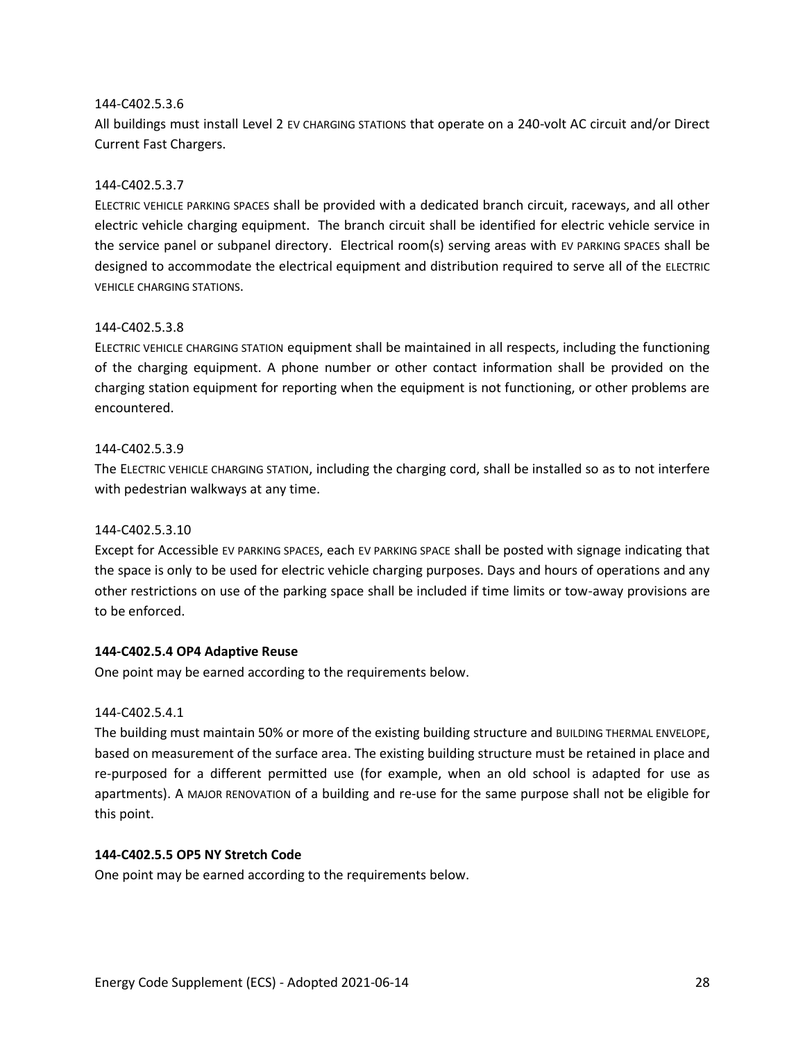144-C402.5.3.6

All buildings must install Level 2 EV CHARGING STATIONS that operate on a 240-volt AC circuit and/or Direct Current Fast Chargers.

144-C402.5.3.7

ELECTRIC VEHICLE PARKING SPACES shall be provided with a dedicated branch circuit, raceways, and all other electric vehicle charging equipment. The branch circuit shall be identified for electric vehicle service in the service panel or subpanel directory. Electrical room(s) serving areas with EV PARKING SPACES shall be designed to accommodate the electrical equipment and distribution required to serve all of the ELECTRIC VEHICLE CHARGING STATIONS.

144-C402.5.3.8

ELECTRIC VEHICLE CHARGING STATION equipment shall be maintained in all respects, including the functioning of the charging equipment. A phone number or other contact information shall be provided on the charging station equipment for reporting when the equipment is not functioning, or other problems are encountered.

144-C402.5.3.9

The ELECTRIC VEHICLE CHARGING STATION, including the charging cord, shall be installed so as to not interfere with pedestrian walkways at any time.

144-C402.5.3.10

Except for Accessible EV PARKING SPACES, each EV PARKING SPACE shall be posted with signage indicating that the space is only to be used for electric vehicle charging purposes. Days and hours of operations and any other restrictions on use of the parking space shall be included if time limits or tow-away provisions are to be enforced.

**144-C402.5.4 OP4 Adaptive Reuse**

One point may be earned according to the requirements below.

144-C402.5.4.1

The building must maintain 50% or more of the existing building structure and BUILDING THERMAL ENVELOPE, based on measurement of the surface area. The existing building structure must be retained in place and re-purposed for a different permitted use (for example, when an old school is adapted for use as apartments). A MAJOR RENOVATION of a building and re-use for the same purpose shall not be eligible for this point.

**144-C402.5.5 OP5 NY Stretch Code**

One point may be earned according to the requirements below.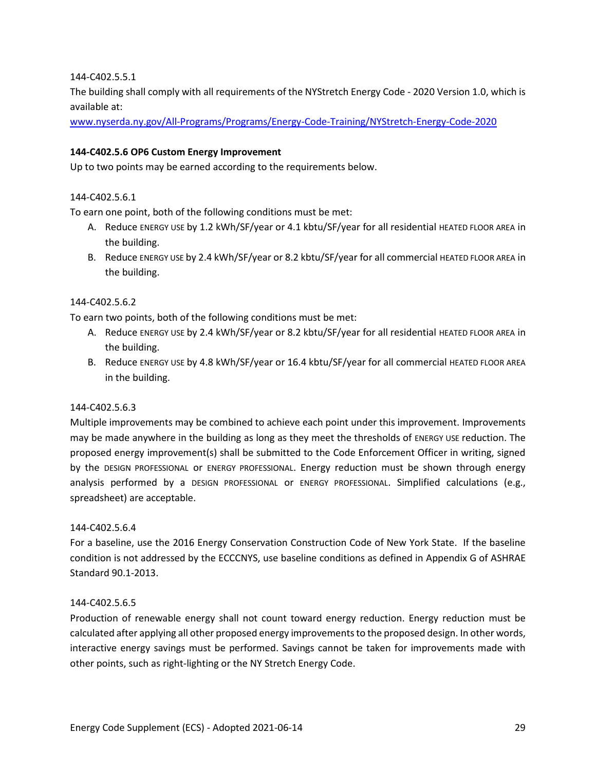144-C402.5.5.1

The building shall comply with all requirements of the NYStretch Energy Code - 2020 Version 1.0, which is available at:

[www.nyserda.ny.gov/All-Programs/Programs/Energy-Code-Training/NYStretch-Energy-Code-2020](http://www.nyserda.ny.gov/All-Programs/Programs/Energy-Code-Training/NYStretch-Energy-Code-2020)

**144-C402.5.6 OP6 Custom Energy Improvement**

Up to two points may be earned according to the requirements below.

144-C402.5.6.1

To earn one point, both of the following conditions must be met:

A. Reduce ENERGY USE by 1.2 kWh/SF/year or 4.1 kbtu/SF/year for all residential HEATED FLOOR AREA in the building.
B. Reduce ENERGY USE by 2.4 kWh/SF/year or 8.2 kbtu/SF/year for all commercial HEATED FLOOR AREA in the building.

144-C402.5.6.2

To earn two points, both of the following conditions must be met:

A. Reduce ENERGY USE by 2.4 kWh/SF/year or 8.2 kbtu/SF/year for all residential HEATED FLOOR AREA in the building.
B. Reduce ENERGY USE by 4.8 kWh/SF/year or 16.4 kbtu/SF/year for all commercial HEATED FLOOR AREA in the building.

144-C402.5.6.3

Multiple improvements may be combined to achieve each point under this improvement. Improvements may be made anywhere in the building as long as they meet the thresholds of ENERGY USE reduction. The proposed energy improvement(s) shall be submitted to the Code Enforcement Officer in writing, signed by the DESIGN PROFESSIONAL or ENERGY PROFESSIONAL. Energy reduction must be shown through energy analysis performed by a DESIGN PROFESSIONAL or ENERGY PROFESSIONAL. Simplified calculations (e.g., spreadsheet) are acceptable.

144-C402.5.6.4

For a baseline, use the 2016 Energy Conservation Construction Code of New York State. If the baseline condition is not addressed by the ECCCNYS, use baseline conditions as defined in Appendix G of ASHRAE Standard 90.1-2013.

144-C402.5.6.5

Production of renewable energy shall not count toward energy reduction. Energy reduction must be calculated after applying all other proposed energy improvements to the proposed design. In other words, interactive energy savings must be performed. Savings cannot be taken for improvements made with other points, such as right-lighting or the NY Stretch Energy Code.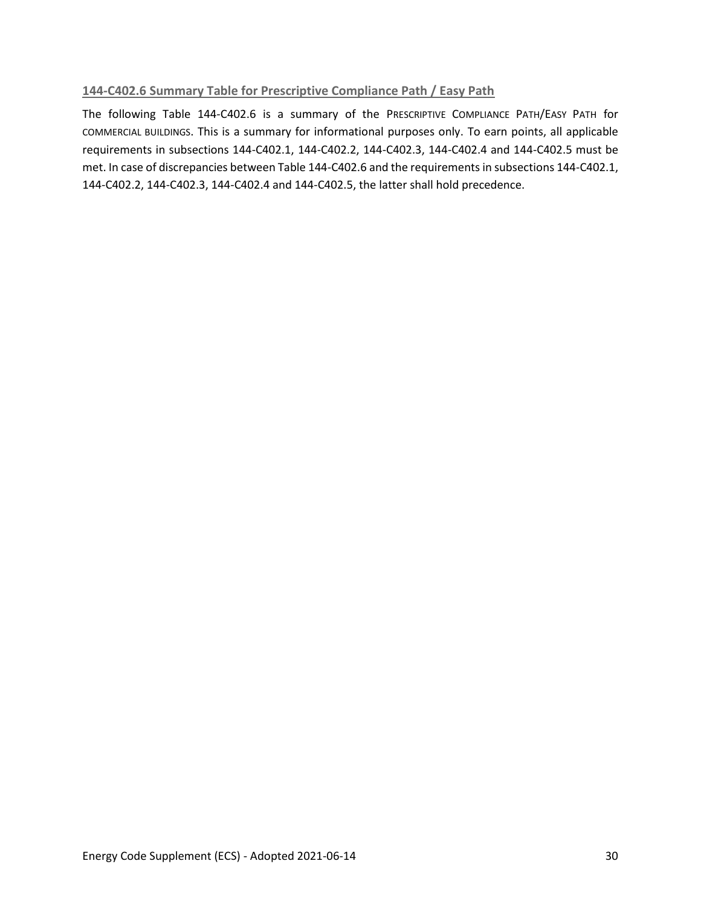### 144-C402.6 Summary Table for Prescriptive Compliance Path / Easy Path

The following Table 144-C402.6 is a summary of the PRESCRIPTIVE COMPLIANCE PATH/EASY PATH for COMMERCIAL BUILDINGS. This is a summary for informational purposes only. To earn points, all applicable requirements in subsections 144-C402.1, 144-C402.2, 144-C402.3, 144-C402.4 and 144-C402.5 must be met. In case of discrepancies between Table 144-C402.6 and the requirements in subsections 144-C402.1, 144-C402.2, 144-C402.3, 144-C402.4 and 144-C402.5, the latter shall hold precedence.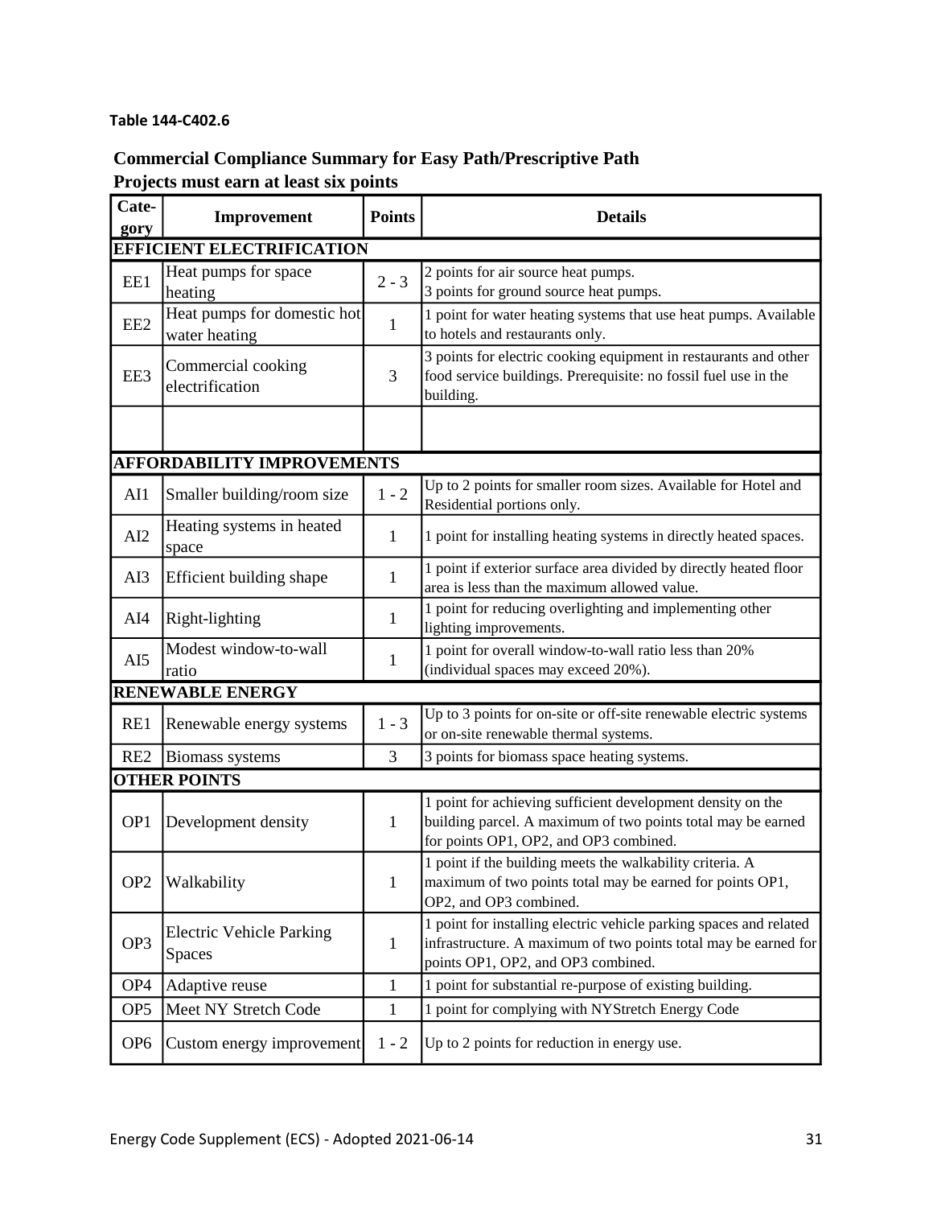**Table 144-C402.6**

### Commercial Compliance Summary for Easy Path/Prescriptive Path
### Projects must earn at least six points

| Cate-gory | Improvement | Points | Details |
|---|---|---|---|
| **EFFICIENT ELECTRIFICATION** | | | |
| EE1 | Heat pumps for space heating | 2 - 3 | 2 points for air source heat pumps.<br>3 points for ground source heat pumps. |
| EE2 | Heat pumps for domestic hot water heating | 1 | 1 point for water heating systems that use heat pumps. Available to hotels and restaurants only. |
| EE3 | Commercial cooking electrification | 3 | 3 points for electric cooking equipment in restaurants and other food service buildings. Prerequisite: no fossil fuel use in the building. |
| | | | |
| **AFFORDABILITY IMPROVEMENTS** | | | |
| AI1 | Smaller building/room size | 1 - 2 | Up to 2 points for smaller room sizes. Available for Hotel and Residential portions only. |
| AI2 | Heating systems in heated space | 1 | 1 point for installing heating systems in directly heated spaces. |
| AI3 | Efficient building shape | 1 | 1 point if exterior surface area divided by directly heated floor area is less than the maximum allowed value. |
| AI4 | Right-lighting | 1 | 1 point for reducing overlighting and implementing other lighting improvements. |
| AI5 | Modest window-to-wall ratio | 1 | 1 point for overall window-to-wall ratio less than 20% (individual spaces may exceed 20%). |
| **RENEWABLE ENERGY** | | | |
| RE1 | Renewable energy systems | 1 - 3 | Up to 3 points for on-site or off-site renewable electric systems or on-site renewable thermal systems. |
| RE2 | Biomass systems | 3 | 3 points for biomass space heating systems. |
| **OTHER POINTS** | | | |
| OP1 | Development density | 1 | 1 point for achieving sufficient development density on the building parcel. A maximum of two points total may be earned for points OP1, OP2, and OP3 combined. |
| OP2 | Walkability | 1 | 1 point if the building meets the walkability criteria. A maximum of two points total may be earned for points OP1, OP2, and OP3 combined. |
| OP3 | Electric Vehicle Parking Spaces | 1 | 1 point for installing electric vehicle parking spaces and related infrastructure. A maximum of two points total may be earned for points OP1, OP2, and OP3 combined. |
| OP4 | Adaptive reuse | 1 | 1 point for substantial re-purpose of existing building. |
| OP5 | Meet NY Stretch Code | 1 | 1 point for complying with NYStretch Energy Code |
| OP6 | Custom energy improvement | 1 - 2 | Up to 2 points for reduction in energy use. |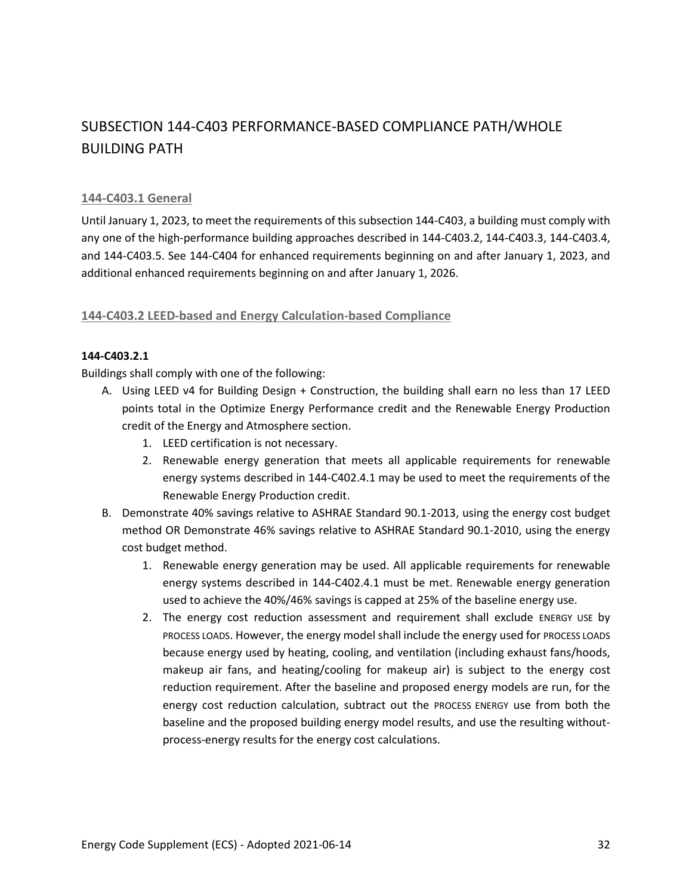# SUBSECTION 144-C403 PERFORMANCE-BASED COMPLIANCE PATH/WHOLE BUILDING PATH

## 144-C403.1 General

Until January 1, 2023, to meet the requirements of this subsection 144-C403, a building must comply with any one of the high-performance building approaches described in 144-C403.2, 144-C403.3, 144-C403.4, and 144-C403.5. See 144-C404 for enhanced requirements beginning on and after January 1, 2023, and additional enhanced requirements beginning on and after January 1, 2026.

## 144-C403.2 LEED-based and Energy Calculation-based Compliance

### 144-C403.2.1

Buildings shall comply with one of the following:

A. Using LEED v4 for Building Design + Construction, the building shall earn no less than 17 LEED points total in the Optimize Energy Performance credit and the Renewable Energy Production credit of the Energy and Atmosphere section.
   1. LEED certification is not necessary.
   2. Renewable energy generation that meets all applicable requirements for renewable energy systems described in 144-C402.4.1 may be used to meet the requirements of the Renewable Energy Production credit.

B. Demonstrate 40% savings relative to ASHRAE Standard 90.1-2013, using the energy cost budget method OR Demonstrate 46% savings relative to ASHRAE Standard 90.1-2010, using the energy cost budget method.
   1. Renewable energy generation may be used. All applicable requirements for renewable energy systems described in 144-C402.4.1 must be met. Renewable energy generation used to achieve the 40%/46% savings is capped at 25% of the baseline energy use.
   2. The energy cost reduction assessment and requirement shall exclude ENERGY USE by PROCESS LOADS. However, the energy model shall include the energy used for PROCESS LOADS because energy used by heating, cooling, and ventilation (including exhaust fans/hoods, makeup air fans, and heating/cooling for makeup air) is subject to the energy cost reduction requirement. After the baseline and proposed energy models are run, for the energy cost reduction calculation, subtract out the PROCESS ENERGY use from both the baseline and the proposed building energy model results, and use the resulting without-process-energy results for the energy cost calculations.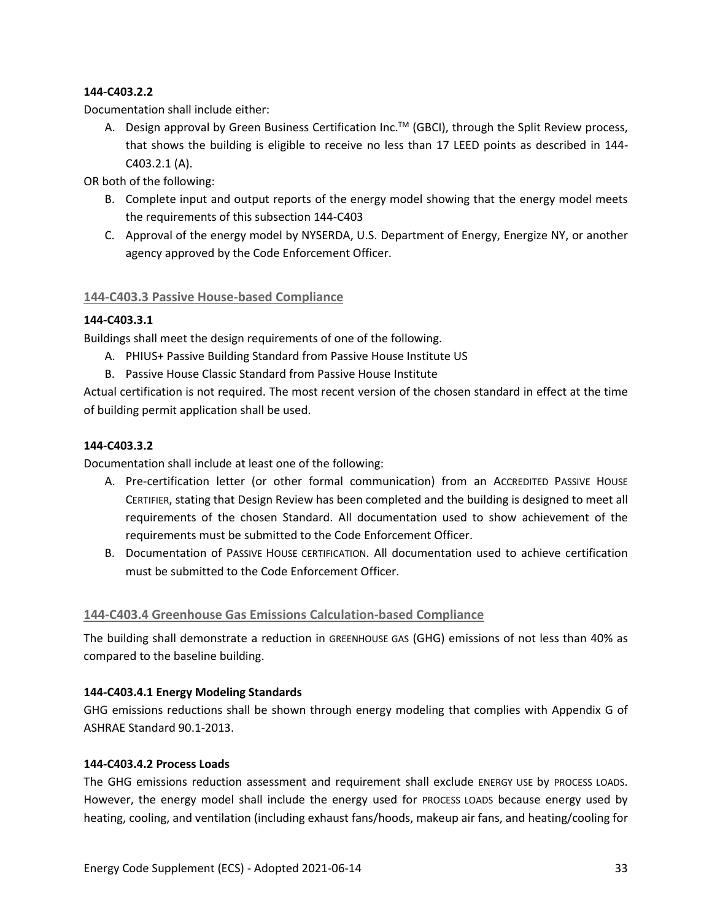**144-C403.2.2**

Documentation shall include either:

A. Design approval by Green Business Certification Inc.™ (GBCI), through the Split Review process, that shows the building is eligible to receive no less than 17 LEED points as described in 144-C403.2.1 (A).

OR both of the following:

B. Complete input and output reports of the energy model showing that the energy model meets the requirements of this subsection 144-C403
C. Approval of the energy model by NYSERDA, U.S. Department of Energy, Energize NY, or another agency approved by the Code Enforcement Officer.

## 144-C403.3 Passive House-based Compliance

**144-C403.3.1**

Buildings shall meet the design requirements of one of the following.

A. PHIUS+ Passive Building Standard from Passive House Institute US
B. Passive House Classic Standard from Passive House Institute

Actual certification is not required. The most recent version of the chosen standard in effect at the time of building permit application shall be used.

**144-C403.3.2**

Documentation shall include at least one of the following:

A. Pre-certification letter (or other formal communication) from an ACCREDITED PASSIVE HOUSE CERTIFIER, stating that Design Review has been completed and the building is designed to meet all requirements of the chosen Standard. All documentation used to show achievement of the requirements must be submitted to the Code Enforcement Officer.
B. Documentation of PASSIVE HOUSE CERTIFICATION. All documentation used to achieve certification must be submitted to the Code Enforcement Officer.

## 144-C403.4 Greenhouse Gas Emissions Calculation-based Compliance

The building shall demonstrate a reduction in GREENHOUSE GAS (GHG) emissions of not less than 40% as compared to the baseline building.

**144-C403.4.1 Energy Modeling Standards**

GHG emissions reductions shall be shown through energy modeling that complies with Appendix G of ASHRAE Standard 90.1-2013.

**144-C403.4.2 Process Loads**

The GHG emissions reduction assessment and requirement shall exclude ENERGY USE by PROCESS LOADS. However, the energy model shall include the energy used for PROCESS LOADS because energy used by heating, cooling, and ventilation (including exhaust fans/hoods, makeup air fans, and heating/cooling for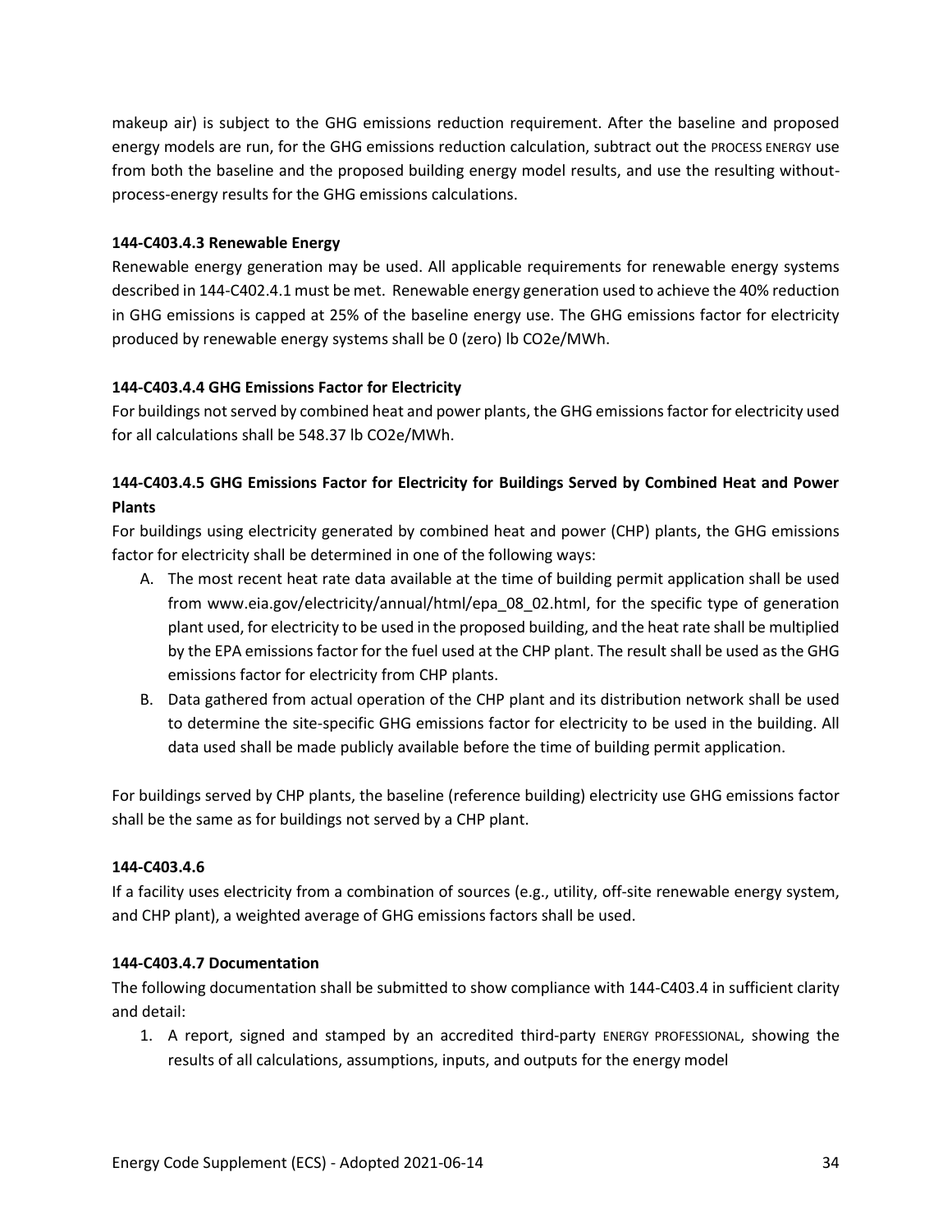makeup air) is subject to the GHG emissions reduction requirement. After the baseline and proposed energy models are run, for the GHG emissions reduction calculation, subtract out the PROCESS ENERGY use from both the baseline and the proposed building energy model results, and use the resulting without-process-energy results for the GHG emissions calculations.

#### 144-C403.4.3 Renewable Energy

Renewable energy generation may be used. All applicable requirements for renewable energy systems described in 144-C402.4.1 must be met. Renewable energy generation used to achieve the 40% reduction in GHG emissions is capped at 25% of the baseline energy use. The GHG emissions factor for electricity produced by renewable energy systems shall be 0 (zero) lb $CO_2e$/MWh.

#### 144-C403.4.4 GHG Emissions Factor for Electricity

For buildings not served by combined heat and power plants, the GHG emissions factor for electricity used for all calculations shall be 548.37 lb $CO_2e$/MWh.

#### 144-C403.4.5 GHG Emissions Factor for Electricity for Buildings Served by Combined Heat and Power Plants

For buildings using electricity generated by combined heat and power (CHP) plants, the GHG emissions factor for electricity shall be determined in one of the following ways:

A. The most recent heat rate data available at the time of building permit application shall be used from www.eia.gov/electricity/annual/html/epa_08_02.html, for the specific type of generation plant used, for electricity to be used in the proposed building, and the heat rate shall be multiplied by the EPA emissions factor for the fuel used at the CHP plant. The result shall be used as the GHG emissions factor for electricity from CHP plants.
B. Data gathered from actual operation of the CHP plant and its distribution network shall be used to determine the site-specific GHG emissions factor for electricity to be used in the building. All data used shall be made publicly available before the time of building permit application.

For buildings served by CHP plants, the baseline (reference building) electricity use GHG emissions factor shall be the same as for buildings not served by a CHP plant.

#### 144-C403.4.6

If a facility uses electricity from a combination of sources (e.g., utility, off-site renewable energy system, and CHP plant), a weighted average of GHG emissions factors shall be used.

#### 144-C403.4.7 Documentation

The following documentation shall be submitted to show compliance with 144-C403.4 in sufficient clarity and detail:

1. A report, signed and stamped by an accredited third-party ENERGY PROFESSIONAL, showing the results of all calculations, assumptions, inputs, and outputs for the energy model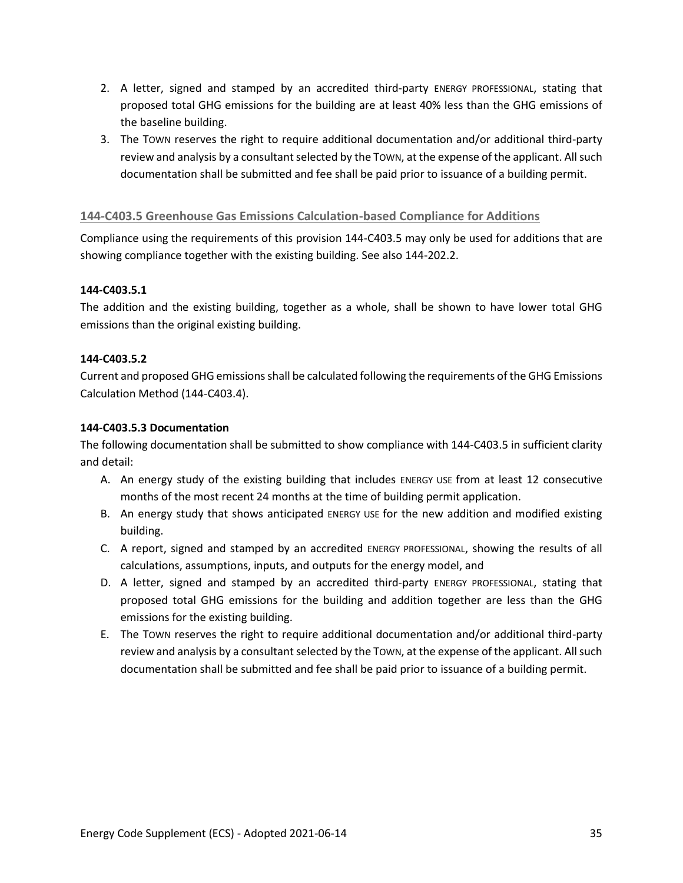2. A letter, signed and stamped by an accredited third-party ENERGY PROFESSIONAL, stating that proposed total GHG emissions for the building are at least 40% less than the GHG emissions of the baseline building.
3. The TOWN reserves the right to require additional documentation and/or additional third-party review and analysis by a consultant selected by the TOWN, at the expense of the applicant. All such documentation shall be submitted and fee shall be paid prior to issuance of a building permit.

## 144-C403.5 Greenhouse Gas Emissions Calculation-based Compliance for Additions

Compliance using the requirements of this provision 144-C403.5 may only be used for additions that are showing compliance together with the existing building. See also 144-202.2.

**144-C403.5.1**

The addition and the existing building, together as a whole, shall be shown to have lower total GHG emissions than the original existing building.

**144-C403.5.2**

Current and proposed GHG emissions shall be calculated following the requirements of the GHG Emissions Calculation Method (144-C403.4).

**144-C403.5.3 Documentation**

The following documentation shall be submitted to show compliance with 144-C403.5 in sufficient clarity and detail:

A. An energy study of the existing building that includes ENERGY USE from at least 12 consecutive months of the most recent 24 months at the time of building permit application.
B. An energy study that shows anticipated ENERGY USE for the new addition and modified existing building.
C. A report, signed and stamped by an accredited ENERGY PROFESSIONAL, showing the results of all calculations, assumptions, inputs, and outputs for the energy model, and
D. A letter, signed and stamped by an accredited third-party ENERGY PROFESSIONAL, stating that proposed total GHG emissions for the building and addition together are less than the GHG emissions for the existing building.
E. The TOWN reserves the right to require additional documentation and/or additional third-party review and analysis by a consultant selected by the TOWN, at the expense of the applicant. All such documentation shall be submitted and fee shall be paid prior to issuance of a building permit.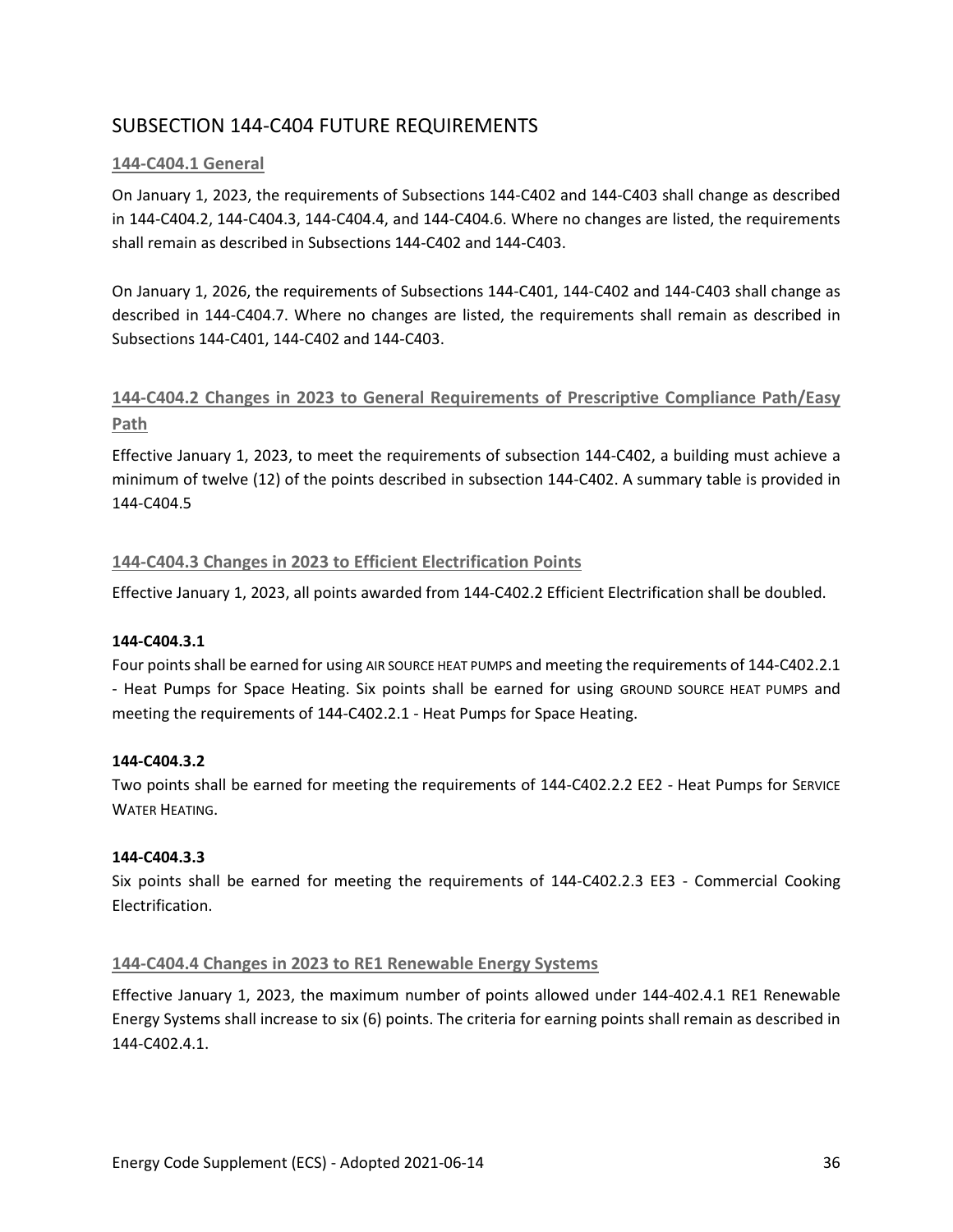## SUBSECTION 144-C404 FUTURE REQUIREMENTS

### 144-C404.1 General

On January 1, 2023, the requirements of Subsections 144-C402 and 144-C403 shall change as described in 144-C404.2, 144-C404.3, 144-C404.4, and 144-C404.6. Where no changes are listed, the requirements shall remain as described in Subsections 144-C402 and 144-C403.

On January 1, 2026, the requirements of Subsections 144-C401, 144-C402 and 144-C403 shall change as described in 144-C404.7. Where no changes are listed, the requirements shall remain as described in Subsections 144-C401, 144-C402 and 144-C403.

### 144-C404.2 Changes in 2023 to General Requirements of Prescriptive Compliance Path/Easy Path

Effective January 1, 2023, to meet the requirements of subsection 144-C402, a building must achieve a minimum of twelve (12) of the points described in subsection 144-C402. A summary table is provided in 144-C404.5

### 144-C404.3 Changes in 2023 to Efficient Electrification Points

Effective January 1, 2023, all points awarded from 144-C402.2 Efficient Electrification shall be doubled.

**144-C404.3.1**

Four points shall be earned for using AIR SOURCE HEAT PUMPS and meeting the requirements of 144-C402.2.1 - Heat Pumps for Space Heating. Six points shall be earned for using GROUND SOURCE HEAT PUMPS and meeting the requirements of 144-C402.2.1 - Heat Pumps for Space Heating.

**144-C404.3.2**

Two points shall be earned for meeting the requirements of 144-C402.2.2 EE2 - Heat Pumps for SERVICE WATER HEATING.

**144-C404.3.3**

Six points shall be earned for meeting the requirements of 144-C402.2.3 EE3 - Commercial Cooking Electrification.

### 144-C404.4 Changes in 2023 to RE1 Renewable Energy Systems

Effective January 1, 2023, the maximum number of points allowed under 144-402.4.1 RE1 Renewable Energy Systems shall increase to six (6) points. The criteria for earning points shall remain as described in 144-C402.4.1.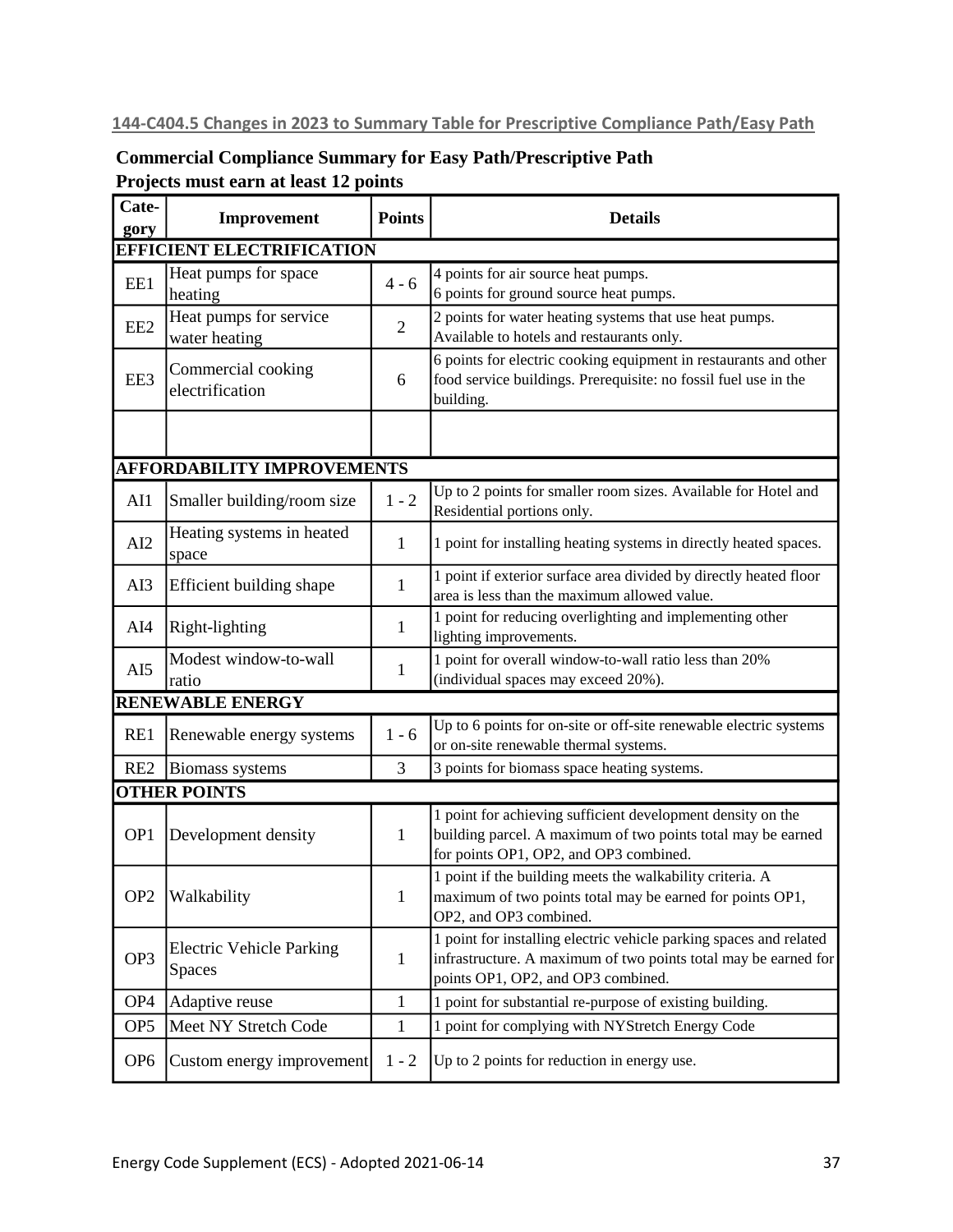### 144-C404.5 Changes in 2023 to Summary Table for Prescriptive Compliance Path/Easy Path

**Commercial Compliance Summary for Easy Path/Prescriptive Path**
**Projects must earn at least 12 points**

| Category | Improvement | Points | Details |
|---|---|---|---|
| **EFFICIENT ELECTRIFICATION** | | | |
| EE1 | Heat pumps for space heating | 4 - 6 | 4 points for air source heat pumps. 6 points for ground source heat pumps. |
| EE2 | Heat pumps for service water heating | 2 | 2 points for water heating systems that use heat pumps. Available to hotels and restaurants only. |
| EE3 | Commercial cooking electrification | 6 | 6 points for electric cooking equipment in restaurants and other food service buildings. Prerequisite: no fossil fuel use in the building. |
| | | | |
| **AFFORDABILITY IMPROVEMENTS** | | | |
| AI1 | Smaller building/room size | 1 - 2 | Up to 2 points for smaller room sizes. Available for Hotel and Residential portions only. |
| AI2 | Heating systems in heated space | 1 | 1 point for installing heating systems in directly heated spaces. |
| AI3 | Efficient building shape | 1 | 1 point if exterior surface area divided by directly heated floor area is less than the maximum allowed value. |
| AI4 | Right-lighting | 1 | 1 point for reducing overlighting and implementing other lighting improvements. |
| AI5 | Modest window-to-wall ratio | 1 | 1 point for overall window-to-wall ratio less than 20% (individual spaces may exceed 20%). |
| **RENEWABLE ENERGY** | | | |
| RE1 | Renewable energy systems | 1 - 6 | Up to 6 points for on-site or off-site renewable electric systems or on-site renewable thermal systems. |
| RE2 | Biomass systems | 3 | 3 points for biomass space heating systems. |
| **OTHER POINTS** | | | |
| OP1 | Development density | 1 | 1 point for achieving sufficient development density on the building parcel. A maximum of two points total may be earned for points OP1, OP2, and OP3 combined. |
| OP2 | Walkability | 1 | 1 point if the building meets the walkability criteria. A maximum of two points total may be earned for points OP1, OP2, and OP3 combined. |
| OP3 | Electric Vehicle Parking Spaces | 1 | 1 point for installing electric vehicle parking spaces and related infrastructure. A maximum of two points total may be earned for points OP1, OP2, and OP3 combined. |
| OP4 | Adaptive reuse | 1 | 1 point for substantial re-purpose of existing building. |
| OP5 | Meet NY Stretch Code | 1 | 1 point for complying with NYStretch Energy Code |
| OP6 | Custom energy improvement | 1 - 2 | Up to 2 points for reduction in energy use. |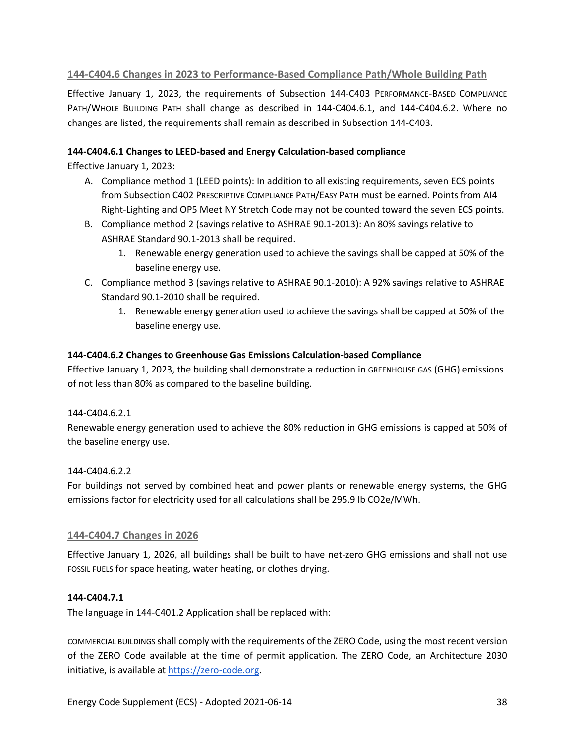## 144-C404.6 Changes in 2023 to Performance-Based Compliance Path/Whole Building Path

Effective January 1, 2023, the requirements of Subsection 144-C403 PERFORMANCE-BASED COMPLIANCE PATH/WHOLE BUILDING PATH shall change as described in 144-C404.6.1, and 144-C404.6.2. Where no changes are listed, the requirements shall remain as described in Subsection 144-C403.

**144-C404.6.1 Changes to LEED-based and Energy Calculation-based compliance**

Effective January 1, 2023:

A. Compliance method 1 (LEED points): In addition to all existing requirements, seven ECS points from Subsection C402 PRESCRIPTIVE COMPLIANCE PATH/EASY PATH must be earned. Points from AI4 Right-Lighting and OP5 Meet NY Stretch Code may not be counted toward the seven ECS points.

B. Compliance method 2 (savings relative to ASHRAE 90.1-2013): An 80% savings relative to ASHRAE Standard 90.1-2013 shall be required.
   1. Renewable energy generation used to achieve the savings shall be capped at 50% of the baseline energy use.

C. Compliance method 3 (savings relative to ASHRAE 90.1-2010): A 92% savings relative to ASHRAE Standard 90.1-2010 shall be required.
   1. Renewable energy generation used to achieve the savings shall be capped at 50% of the baseline energy use.

**144-C404.6.2 Changes to Greenhouse Gas Emissions Calculation-based Compliance**

Effective January 1, 2023, the building shall demonstrate a reduction in GREENHOUSE GAS (GHG) emissions of not less than 80% as compared to the baseline building.

144-C404.6.2.1

Renewable energy generation used to achieve the 80% reduction in GHG emissions is capped at 50% of the baseline energy use.

144-C404.6.2.2

For buildings not served by combined heat and power plants or renewable energy systems, the GHG emissions factor for electricity used for all calculations shall be 295.9 lb $CO_2e$/MWh.

## 144-C404.7 Changes in 2026

Effective January 1, 2026, all buildings shall be built to have net-zero GHG emissions and shall not use FOSSIL FUELS for space heating, water heating, or clothes drying.

**144-C404.7.1**

The language in 144-C401.2 Application shall be replaced with:

COMMERCIAL BUILDINGS shall comply with the requirements of the ZERO Code, using the most recent version of the ZERO Code available at the time of permit application. The ZERO Code, an Architecture 2030 initiative, is available at https://zero-code.org.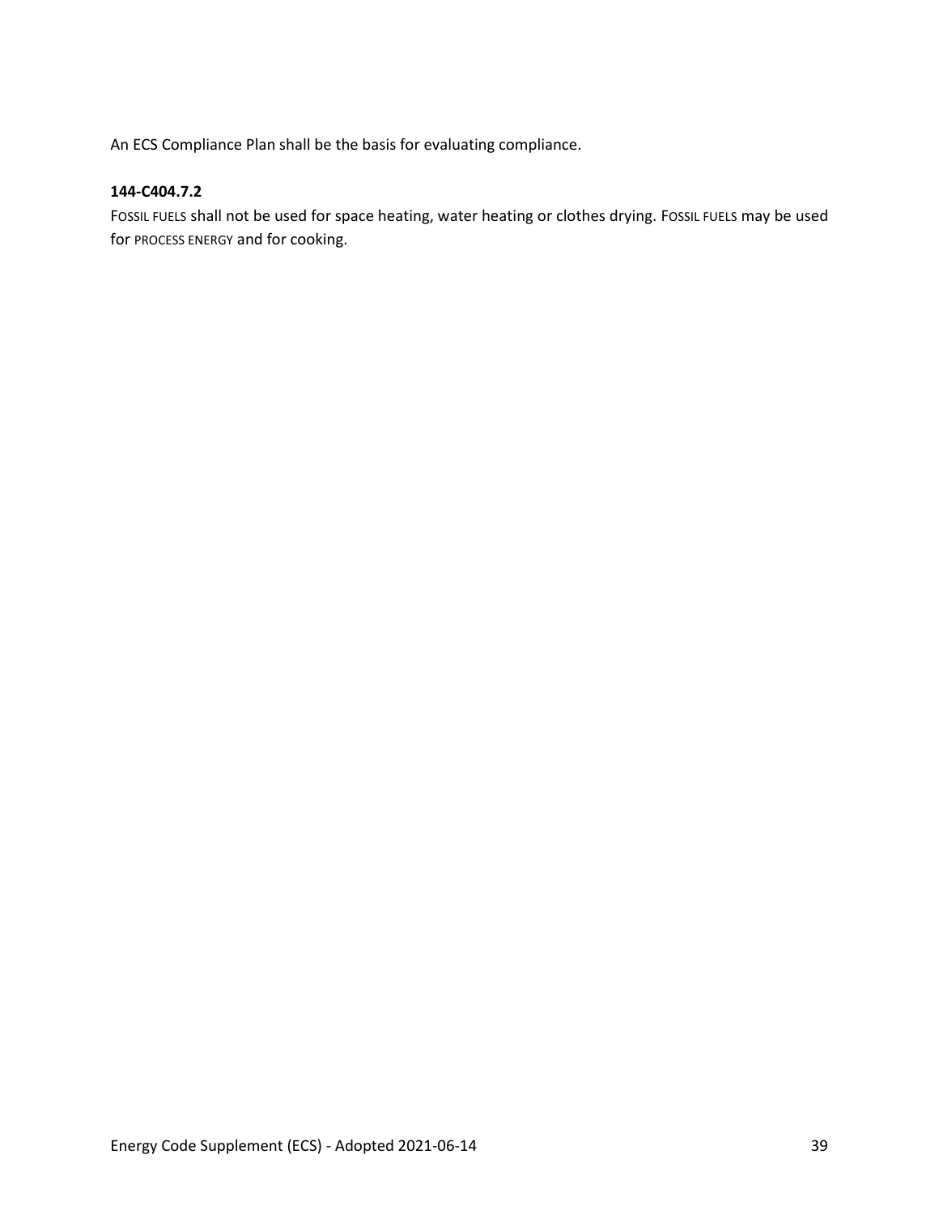An ECS Compliance Plan shall be the basis for evaluating compliance.

**144-C404.7.2**

FOSSIL FUELS shall not be used for space heating, water heating or clothes drying. FOSSIL FUELS may be used for PROCESS ENERGY and for cooking.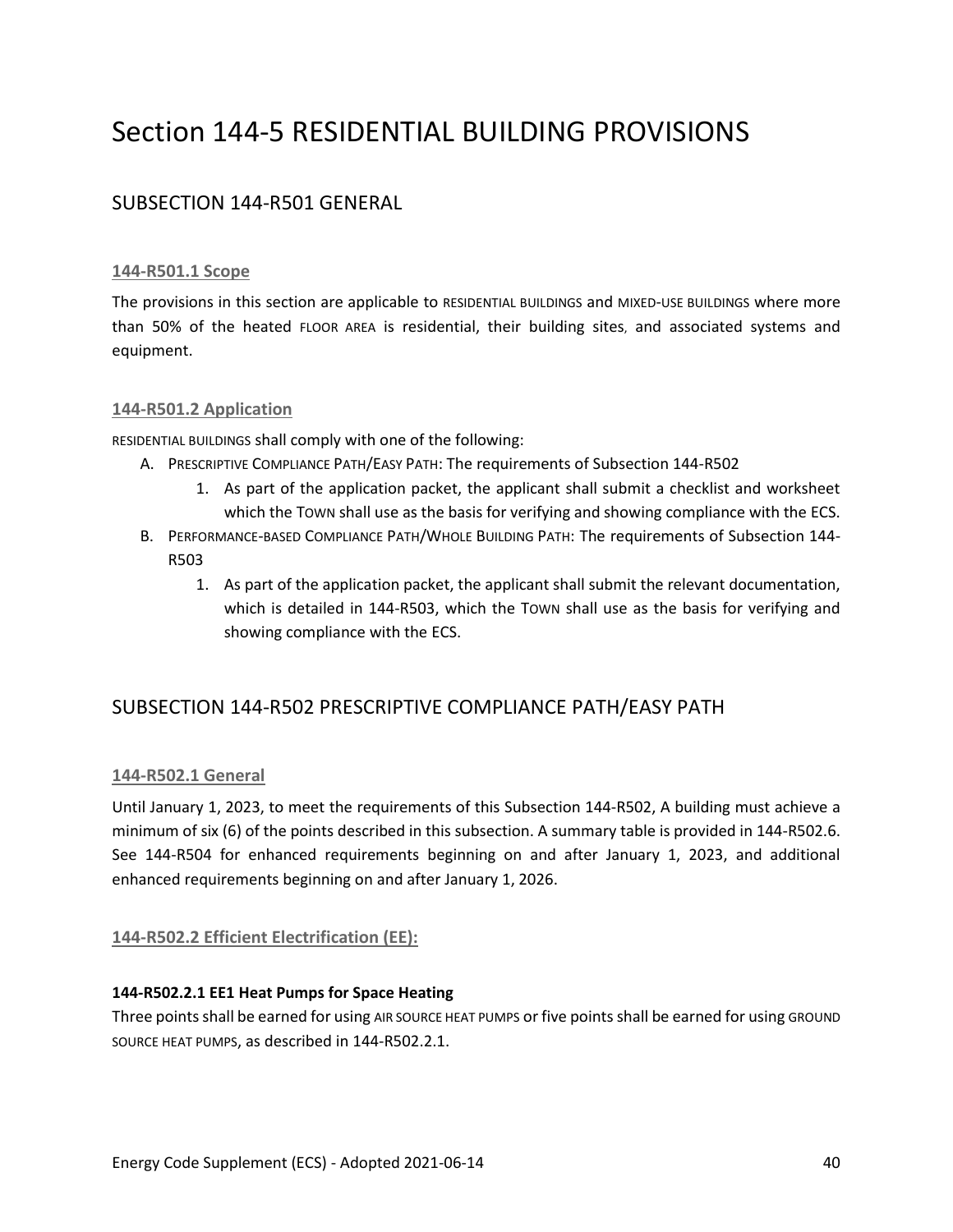# Section 144-5 RESIDENTIAL BUILDING PROVISIONS

## SUBSECTION 144-R501 GENERAL

### 144-R501.1 Scope

The provisions in this section are applicable to RESIDENTIAL BUILDINGS and MIXED-USE BUILDINGS where more than 50% of the heated FLOOR AREA is residential, their building sites, and associated systems and equipment.

### 144-R501.2 Application

RESIDENTIAL BUILDINGS shall comply with one of the following:

A. PRESCRIPTIVE COMPLIANCE PATH/EASY PATH: The requirements of Subsection 144-R502
   1. As part of the application packet, the applicant shall submit a checklist and worksheet which the TOWN shall use as the basis for verifying and showing compliance with the ECS.

B. PERFORMANCE-BASED COMPLIANCE PATH/WHOLE BUILDING PATH: The requirements of Subsection 144-R503
   1. As part of the application packet, the applicant shall submit the relevant documentation, which is detailed in 144-R503, which the TOWN shall use as the basis for verifying and showing compliance with the ECS.

## SUBSECTION 144-R502 PRESCRIPTIVE COMPLIANCE PATH/EASY PATH

### 144-R502.1 General

Until January 1, 2023, to meet the requirements of this Subsection 144-R502, A building must achieve a minimum of six (6) of the points described in this subsection. A summary table is provided in 144-R502.6. See 144-R504 for enhanced requirements beginning on and after January 1, 2023, and additional enhanced requirements beginning on and after January 1, 2026.

### 144-R502.2 Efficient Electrification (EE):

#### 144-R502.2.1 EE1 Heat Pumps for Space Heating

Three points shall be earned for using AIR SOURCE HEAT PUMPS or five points shall be earned for using GROUND SOURCE HEAT PUMPS, as described in 144-R502.2.1.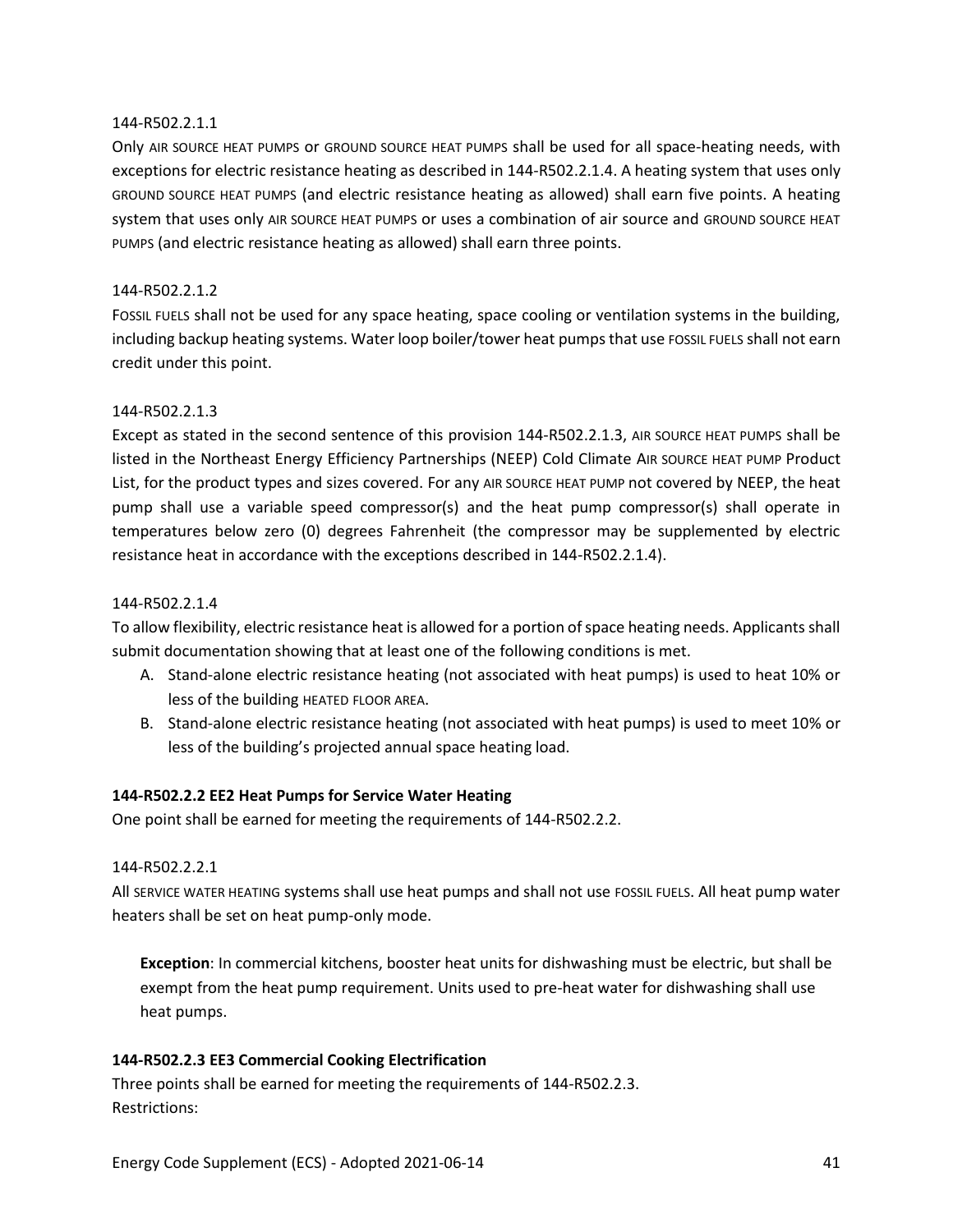144-R502.2.1.1

Only AIR SOURCE HEAT PUMPS or GROUND SOURCE HEAT PUMPS shall be used for all space-heating needs, with exceptions for electric resistance heating as described in 144-R502.2.1.4. A heating system that uses only GROUND SOURCE HEAT PUMPS (and electric resistance heating as allowed) shall earn five points. A heating system that uses only AIR SOURCE HEAT PUMPS or uses a combination of air source and GROUND SOURCE HEAT PUMPS (and electric resistance heating as allowed) shall earn three points.

144-R502.2.1.2

FOSSIL FUELS shall not be used for any space heating, space cooling or ventilation systems in the building, including backup heating systems. Water loop boiler/tower heat pumps that use FOSSIL FUELS shall not earn credit under this point.

144-R502.2.1.3

Except as stated in the second sentence of this provision 144-R502.2.1.3, AIR SOURCE HEAT PUMPS shall be listed in the Northeast Energy Efficiency Partnerships (NEEP) Cold Climate AIR SOURCE HEAT PUMP Product List, for the product types and sizes covered. For any AIR SOURCE HEAT PUMP not covered by NEEP, the heat pump shall use a variable speed compressor(s) and the heat pump compressor(s) shall operate in temperatures below zero (0) degrees Fahrenheit (the compressor may be supplemented by electric resistance heat in accordance with the exceptions described in 144-R502.2.1.4).

144-R502.2.1.4

To allow flexibility, electric resistance heat is allowed for a portion of space heating needs. Applicants shall submit documentation showing that at least one of the following conditions is met.

A. Stand-alone electric resistance heating (not associated with heat pumps) is used to heat 10% or less of the building HEATED FLOOR AREA.
B. Stand-alone electric resistance heating (not associated with heat pumps) is used to meet 10% or less of the building's projected annual space heating load.

**144-R502.2.2 EE2 Heat Pumps for Service Water Heating**

One point shall be earned for meeting the requirements of 144-R502.2.2.

144-R502.2.2.1

All SERVICE WATER HEATING systems shall use heat pumps and shall not use FOSSIL FUELS. All heat pump water heaters shall be set on heat pump-only mode.

> **Exception**: In commercial kitchens, booster heat units for dishwashing must be electric, but shall be exempt from the heat pump requirement. Units used to pre-heat water for dishwashing shall use heat pumps.

**144-R502.2.3 EE3 Commercial Cooking Electrification**

Three points shall be earned for meeting the requirements of 144-R502.2.3.
Restrictions: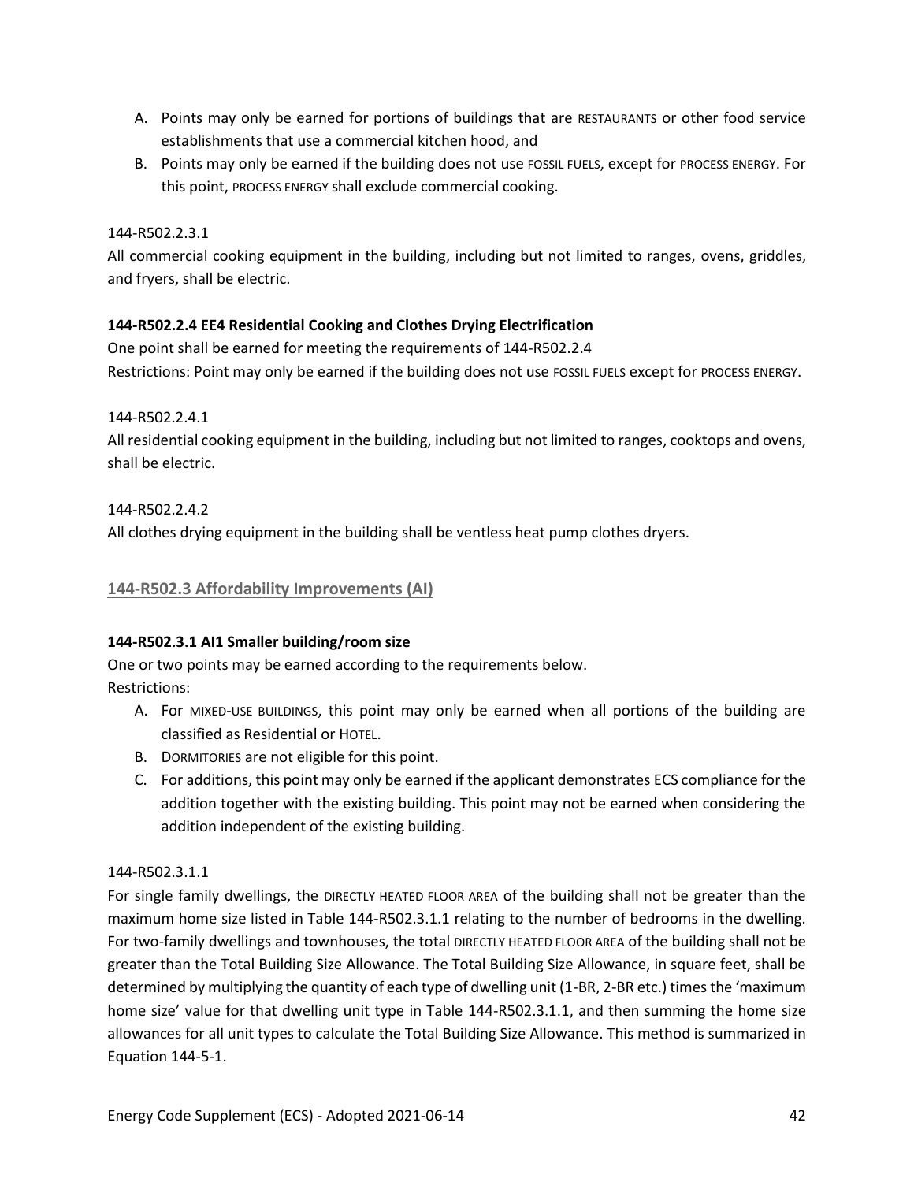A. Points may only be earned for portions of buildings that are RESTAURANTS or other food service establishments that use a commercial kitchen hood, and
B. Points may only be earned if the building does not use FOSSIL FUELS, except for PROCESS ENERGY. For this point, PROCESS ENERGY shall exclude commercial cooking.

144-R502.2.3.1

All commercial cooking equipment in the building, including but not limited to ranges, ovens, griddles, and fryers, shall be electric.

**144-R502.2.4 EE4 Residential Cooking and Clothes Drying Electrification**

One point shall be earned for meeting the requirements of 144-R502.2.4

Restrictions: Point may only be earned if the building does not use FOSSIL FUELS except for PROCESS ENERGY.

144-R502.2.4.1

All residential cooking equipment in the building, including but not limited to ranges, cooktops and ovens, shall be electric.

144-R502.2.4.2

All clothes drying equipment in the building shall be ventless heat pump clothes dryers.

## 144-R502.3 Affordability Improvements (AI)

**144-R502.3.1 AI1 Smaller building/room size**

One or two points may be earned according to the requirements below.

Restrictions:

A. For MIXED-USE BUILDINGS, this point may only be earned when all portions of the building are classified as Residential or HOTEL.
B. DORMITORIES are not eligible for this point.
C. For additions, this point may only be earned if the applicant demonstrates ECS compliance for the addition together with the existing building. This point may not be earned when considering the addition independent of the existing building.

144-R502.3.1.1

For single family dwellings, the DIRECTLY HEATED FLOOR AREA of the building shall not be greater than the maximum home size listed in Table 144-R502.3.1.1 relating to the number of bedrooms in the dwelling. For two-family dwellings and townhouses, the total DIRECTLY HEATED FLOOR AREA of the building shall not be greater than the Total Building Size Allowance. The Total Building Size Allowance, in square feet, shall be determined by multiplying the quantity of each type of dwelling unit (1-BR, 2-BR etc.) times the 'maximum home size' value for that dwelling unit type in Table 144-R502.3.1.1, and then summing the home size allowances for all unit types to calculate the Total Building Size Allowance. This method is summarized in Equation 144-5-1.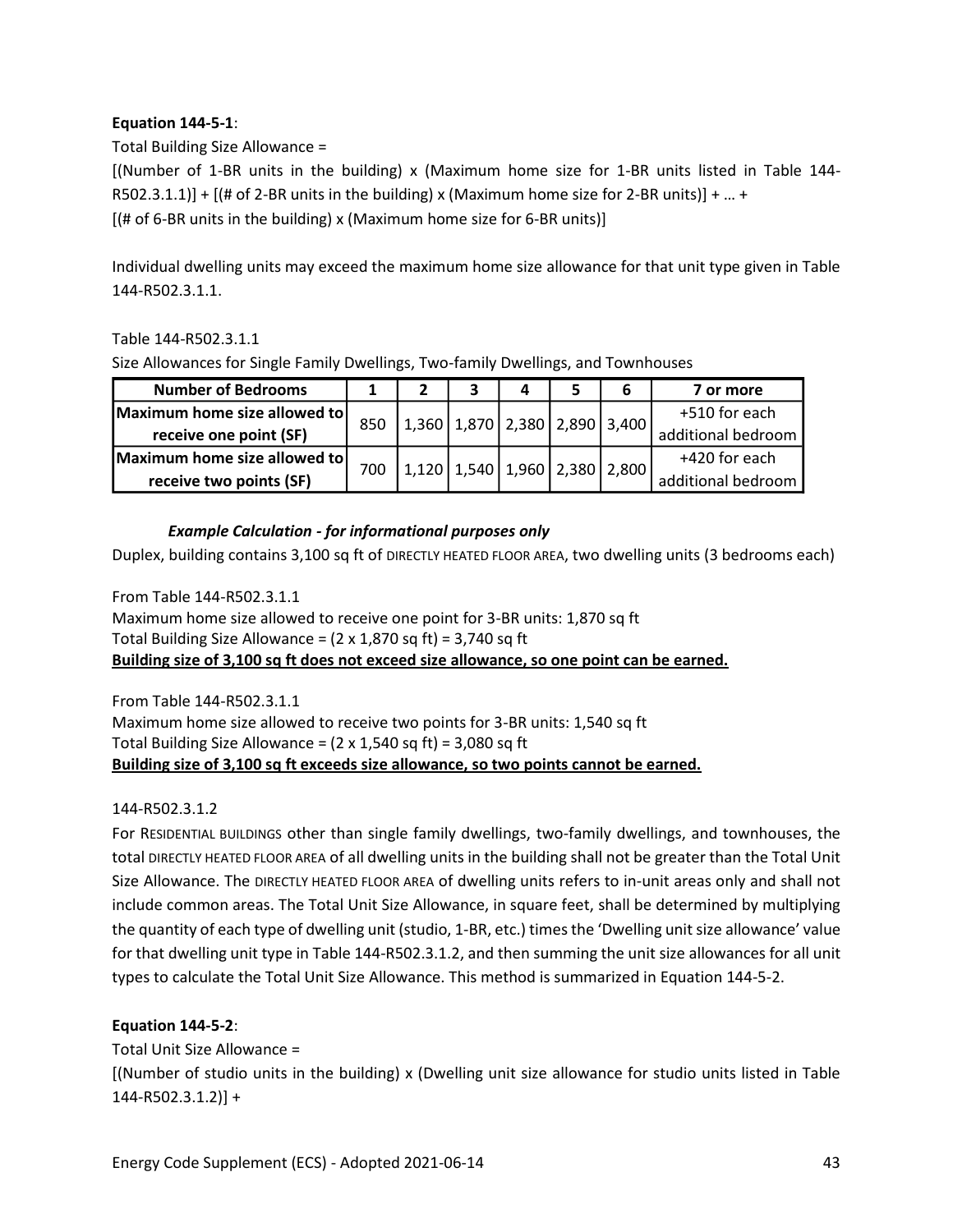**Equation 144-5-1**:

Total Building Size Allowance =

[(Number of 1-BR units in the building) x (Maximum home size for 1-BR units listed in Table 144-R502.3.1.1)] + [(# of 2-BR units in the building) x (Maximum home size for 2-BR units)] + … + [(# of 6-BR units in the building) x (Maximum home size for 6-BR units)]

Individual dwelling units may exceed the maximum home size allowance for that unit type given in Table 144-R502.3.1.1.

Table 144-R502.3.1.1

Size Allowances for Single Family Dwellings, Two-family Dwellings, and Townhouses

| Number of Bedrooms | 1 | 2 | 3 | 4 | 5 | 6 | 7 or more |
|---|---|---|---|---|---|---|---|
| Maximum home size allowed to receive one point (SF) | 850 | 1,360 | 1,870 | 2,380 | 2,890 | 3,400 | +510 for each additional bedroom |
| Maximum home size allowed to receive two points (SF) | 700 | 1,120 | 1,540 | 1,960 | 2,380 | 2,800 | +420 for each additional bedroom |

***Example Calculation - for informational purposes only***

Duplex, building contains 3,100 sq ft of DIRECTLY HEATED FLOOR AREA, two dwelling units (3 bedrooms each)

From Table 144-R502.3.1.1
Maximum home size allowed to receive one point for 3-BR units: 1,870 sq ft
Total Building Size Allowance = (2 x 1,870 sq ft) = 3,740 sq ft
**Building size of 3,100 sq ft does not exceed size allowance, so one point can be earned.**

From Table 144-R502.3.1.1
Maximum home size allowed to receive two points for 3-BR units: 1,540 sq ft
Total Building Size Allowance = (2 x 1,540 sq ft) = 3,080 sq ft
**Building size of 3,100 sq ft exceeds size allowance, so two points cannot be earned.**

144-R502.3.1.2

For RESIDENTIAL BUILDINGS other than single family dwellings, two-family dwellings, and townhouses, the total DIRECTLY HEATED FLOOR AREA of all dwelling units in the building shall not be greater than the Total Unit Size Allowance. The DIRECTLY HEATED FLOOR AREA of dwelling units refers to in-unit areas only and shall not include common areas. The Total Unit Size Allowance, in square feet, shall be determined by multiplying the quantity of each type of dwelling unit (studio, 1-BR, etc.) times the 'Dwelling unit size allowance' value for that dwelling unit type in Table 144-R502.3.1.2, and then summing the unit size allowances for all unit types to calculate the Total Unit Size Allowance. This method is summarized in Equation 144-5-2.

**Equation 144-5-2**:

Total Unit Size Allowance =

[(Number of studio units in the building) x (Dwelling unit size allowance for studio units listed in Table 144-R502.3.1.2)] +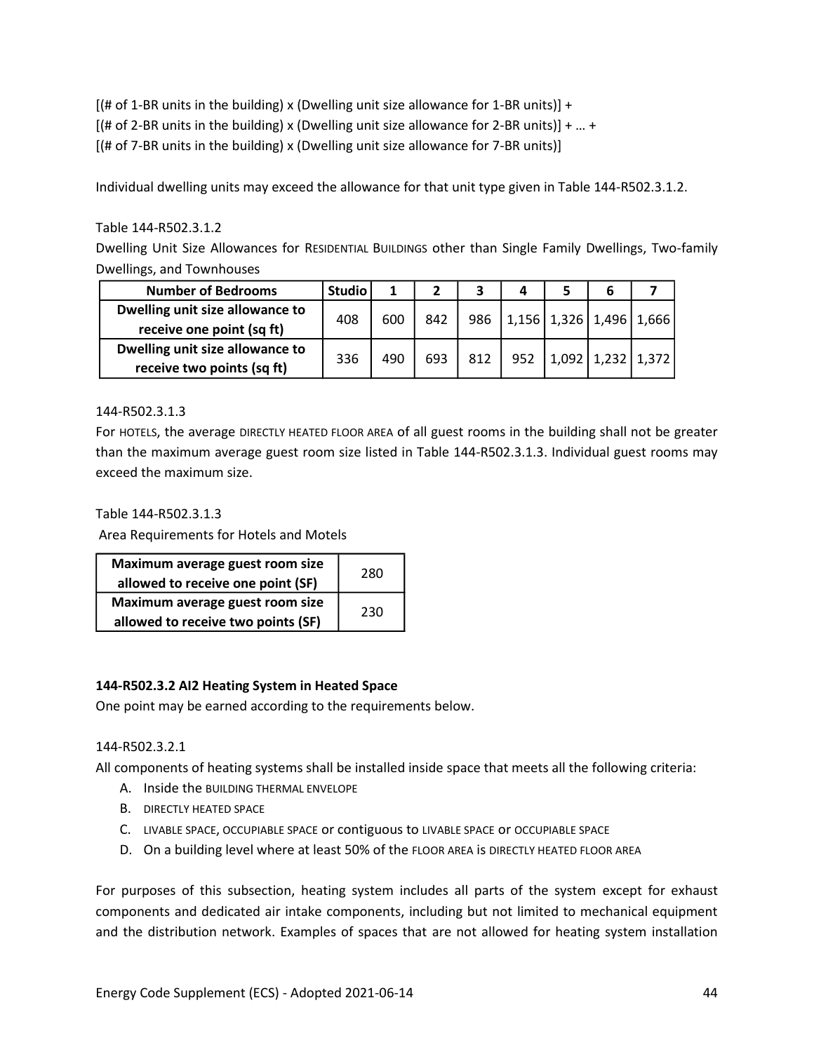[(# of 1-BR units in the building) x (Dwelling unit size allowance for 1-BR units)] +
[(# of 2-BR units in the building) x (Dwelling unit size allowance for 2-BR units)] + … +
[(# of 7-BR units in the building) x (Dwelling unit size allowance for 7-BR units)]

Individual dwelling units may exceed the allowance for that unit type given in Table 144-R502.3.1.2.

Table 144-R502.3.1.2

Dwelling Unit Size Allowances for RESIDENTIAL BUILDINGS other than Single Family Dwellings, Two-family Dwellings, and Townhouses

| Number of Bedrooms | Studio | 1 | 2 | 3 | 4 | 5 | 6 | 7 |
|---|---|---|---|---|---|---|---|---|
| Dwelling unit size allowance to receive one point (sq ft) | 408 | 600 | 842 | 986 | 1,156 | 1,326 | 1,496 | 1,666 |
| Dwelling unit size allowance to receive two points (sq ft) | 336 | 490 | 693 | 812 | 952 | 1,092 | 1,232 | 1,372 |

144-R502.3.1.3

For HOTELS, the average DIRECTLY HEATED FLOOR AREA of all guest rooms in the building shall not be greater than the maximum average guest room size listed in Table 144-R502.3.1.3. Individual guest rooms may exceed the maximum size.

Table 144-R502.3.1.3

Area Requirements for Hotels and Motels

| | |
|---|---|
| Maximum average guest room size allowed to receive one point (SF) | 280 |
| Maximum average guest room size allowed to receive two points (SF) | 230 |

**144-R502.3.2 AI2 Heating System in Heated Space**

One point may be earned according to the requirements below.

144-R502.3.2.1

All components of heating systems shall be installed inside space that meets all the following criteria:

A. Inside the BUILDING THERMAL ENVELOPE
B. DIRECTLY HEATED SPACE
C. LIVABLE SPACE, OCCUPIABLE SPACE or contiguous to LIVABLE SPACE or OCCUPIABLE SPACE
D. On a building level where at least 50% of the FLOOR AREA is DIRECTLY HEATED FLOOR AREA

For purposes of this subsection, heating system includes all parts of the system except for exhaust components and dedicated air intake components, including but not limited to mechanical equipment and the distribution network. Examples of spaces that are not allowed for heating system installation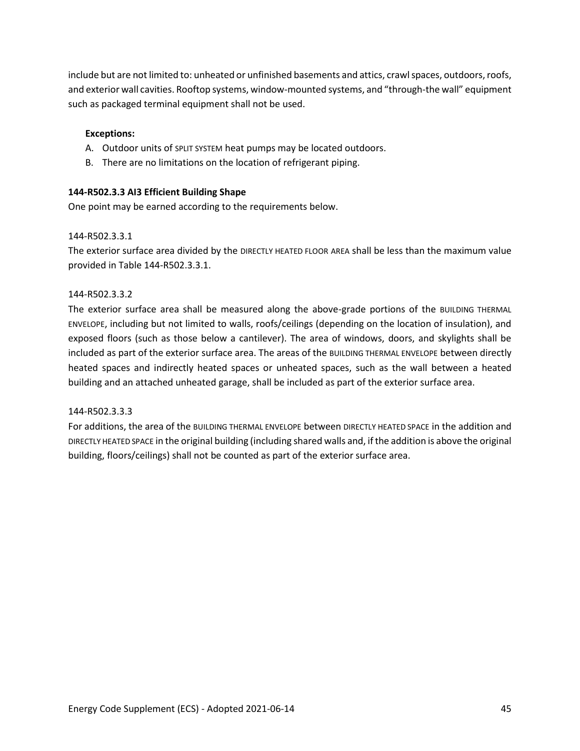include but are not limited to: unheated or unfinished basements and attics, crawl spaces, outdoors, roofs, and exterior wall cavities. Rooftop systems, window-mounted systems, and "through-the wall" equipment such as packaged terminal equipment shall not be used.

**Exceptions:**

A. Outdoor units of SPLIT SYSTEM heat pumps may be located outdoors.
B. There are no limitations on the location of refrigerant piping.

**144-R502.3.3 AI3 Efficient Building Shape**

One point may be earned according to the requirements below.

144-R502.3.3.1

The exterior surface area divided by the DIRECTLY HEATED FLOOR AREA shall be less than the maximum value provided in Table 144-R502.3.3.1.

144-R502.3.3.2

The exterior surface area shall be measured along the above-grade portions of the BUILDING THERMAL ENVELOPE, including but not limited to walls, roofs/ceilings (depending on the location of insulation), and exposed floors (such as those below a cantilever). The area of windows, doors, and skylights shall be included as part of the exterior surface area. The areas of the BUILDING THERMAL ENVELOPE between directly heated spaces and indirectly heated spaces or unheated spaces, such as the wall between a heated building and an attached unheated garage, shall be included as part of the exterior surface area.

144-R502.3.3.3

For additions, the area of the BUILDING THERMAL ENVELOPE between DIRECTLY HEATED SPACE in the addition and DIRECTLY HEATED SPACE in the original building (including shared walls and, if the addition is above the original building, floors/ceilings) shall not be counted as part of the exterior surface area.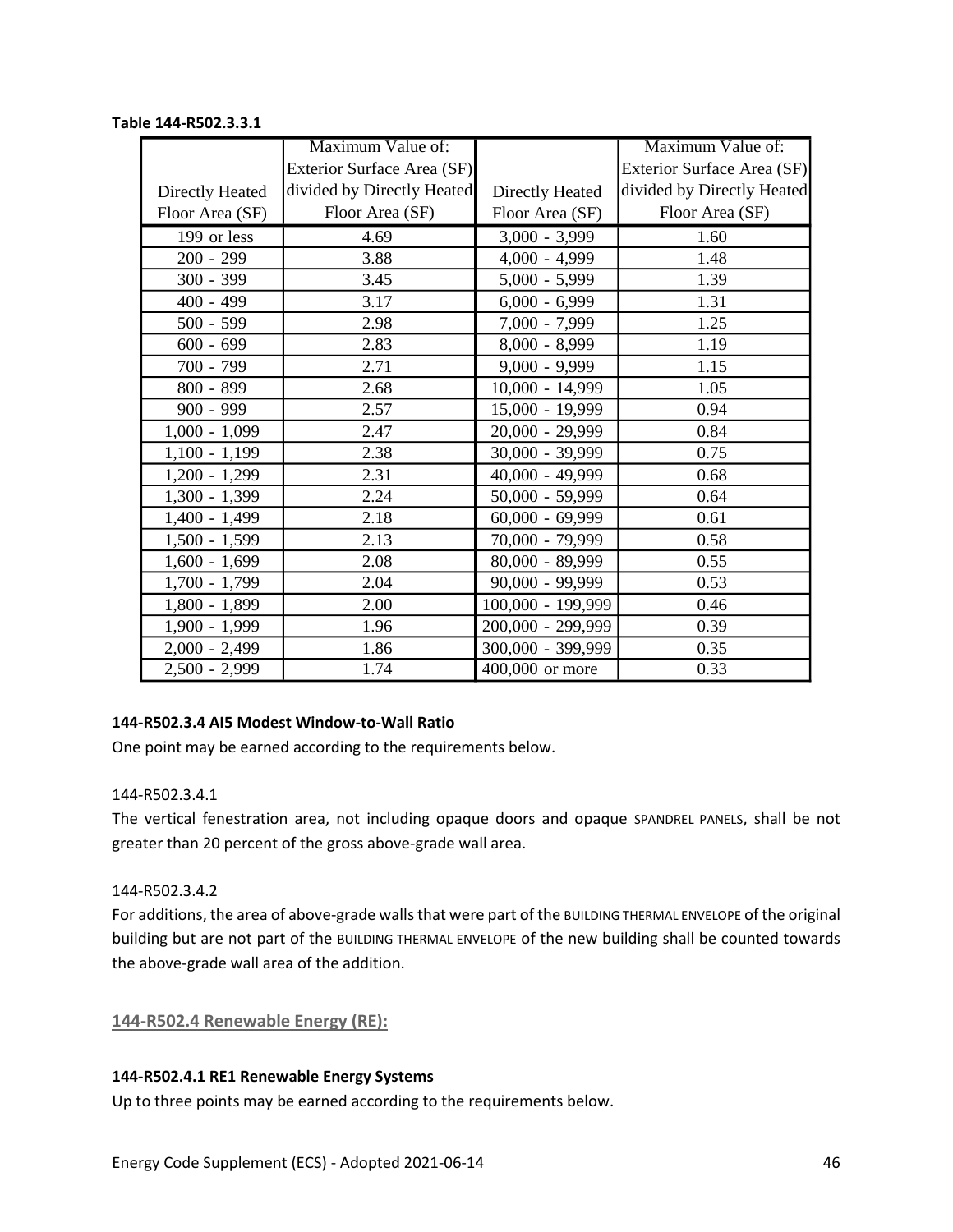**Table 144-R502.3.3.1**

| Directly Heated Floor Area (SF) | Maximum Value of: Exterior Surface Area (SF) divided by Directly Heated Floor Area (SF) | Directly Heated Floor Area (SF) | Maximum Value of: Exterior Surface Area (SF) divided by Directly Heated Floor Area (SF) |
|---|---|---|---|
| 199 or less | 4.69 | 3,000 - 3,999 | 1.60 |
| 200 - 299 | 3.88 | 4,000 - 4,999 | 1.48 |
| 300 - 399 | 3.45 | 5,000 - 5,999 | 1.39 |
| 400 - 499 | 3.17 | 6,000 - 6,999 | 1.31 |
| 500 - 599 | 2.98 | 7,000 - 7,999 | 1.25 |
| 600 - 699 | 2.83 | 8,000 - 8,999 | 1.19 |
| 700 - 799 | 2.71 | 9,000 - 9,999 | 1.15 |
| 800 - 899 | 2.68 | 10,000 - 14,999 | 1.05 |
| 900 - 999 | 2.57 | 15,000 - 19,999 | 0.94 |
| 1,000 - 1,099 | 2.47 | 20,000 - 29,999 | 0.84 |
| 1,100 - 1,199 | 2.38 | 30,000 - 39,999 | 0.75 |
| 1,200 - 1,299 | 2.31 | 40,000 - 49,999 | 0.68 |
| 1,300 - 1,399 | 2.24 | 50,000 - 59,999 | 0.64 |
| 1,400 - 1,499 | 2.18 | 60,000 - 69,999 | 0.61 |
| 1,500 - 1,599 | 2.13 | 70,000 - 79,999 | 0.58 |
| 1,600 - 1,699 | 2.08 | 80,000 - 89,999 | 0.55 |
| 1,700 - 1,799 | 2.04 | 90,000 - 99,999 | 0.53 |
| 1,800 - 1,899 | 2.00 | 100,000 - 199,999 | 0.46 |
| 1,900 - 1,999 | 1.96 | 200,000 - 299,999 | 0.39 |
| 2,000 - 2,499 | 1.86 | 300,000 - 399,999 | 0.35 |
| 2,500 - 2,999 | 1.74 | 400,000 or more | 0.33 |

**144-R502.3.4 AI5 Modest Window-to-Wall Ratio**

One point may be earned according to the requirements below.

144-R502.3.4.1

The vertical fenestration area, not including opaque doors and opaque SPANDREL PANELS, shall be not greater than 20 percent of the gross above-grade wall area.

144-R502.3.4.2

For additions, the area of above-grade walls that were part of the BUILDING THERMAL ENVELOPE of the original building but are not part of the BUILDING THERMAL ENVELOPE of the new building shall be counted towards the above-grade wall area of the addition.

## 144-R502.4 Renewable Energy (RE):

**144-R502.4.1 RE1 Renewable Energy Systems**

Up to three points may be earned according to the requirements below.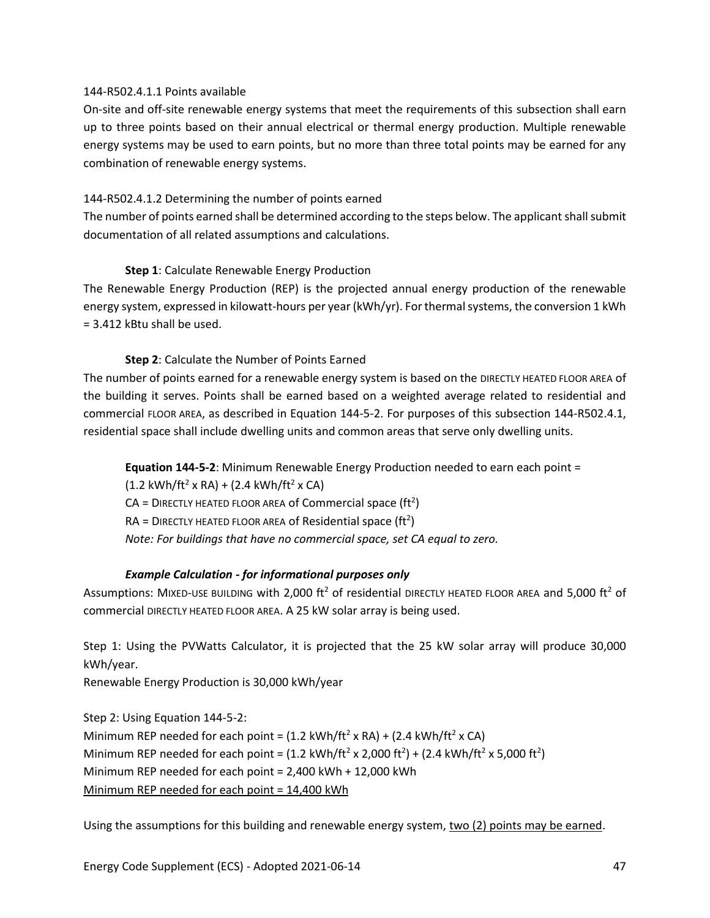144-R502.4.1.1 Points available

On-site and off-site renewable energy systems that meet the requirements of this subsection shall earn up to three points based on their annual electrical or thermal energy production. Multiple renewable energy systems may be used to earn points, but no more than three total points may be earned for any combination of renewable energy systems.

144-R502.4.1.2 Determining the number of points earned

The number of points earned shall be determined according to the steps below. The applicant shall submit documentation of all related assumptions and calculations.

**Step 1**: Calculate Renewable Energy Production

The Renewable Energy Production (REP) is the projected annual energy production of the renewable energy system, expressed in kilowatt-hours per year (kWh/yr). For thermal systems, the conversion 1 kWh = 3.412 kBtu shall be used.

**Step 2**: Calculate the Number of Points Earned

The number of points earned for a renewable energy system is based on the DIRECTLY HEATED FLOOR AREA of the building it serves. Points shall be earned based on a weighted average related to residential and commercial FLOOR AREA, as described in Equation 144-5-2. For purposes of this subsection 144-R502.4.1, residential space shall include dwelling units and common areas that serve only dwelling units.

**Equation 144-5-2**: Minimum Renewable Energy Production needed to earn each point = $(1.2 \text{ kWh/ft}^2 \times RA) + (2.4 \text{ kWh/ft}^2 \times CA)$

CA = DIRECTLY HEATED FLOOR AREA of Commercial space ($\text{ft}^2$)

RA = DIRECTLY HEATED FLOOR AREA of Residential space ($\text{ft}^2$)

*Note: For buildings that have no commercial space, set CA equal to zero.*

***Example Calculation - for informational purposes only***

Assumptions: MIXED-USE BUILDING with 2,000 $\text{ft}^2$ of residential DIRECTLY HEATED FLOOR AREA and 5,000 $\text{ft}^2$ of commercial DIRECTLY HEATED FLOOR AREA. A 25 kW solar array is being used.

Step 1: Using the PVWatts Calculator, it is projected that the 25 kW solar array will produce 30,000 kWh/year.

Renewable Energy Production is 30,000 kWh/year

Step 2: Using Equation 144-5-2:

Minimum REP needed for each point = $(1.2 \text{ kWh/ft}^2 \times RA) + (2.4 \text{ kWh/ft}^2 \times CA)$

Minimum REP needed for each point = $(1.2 \text{ kWh/ft}^2 \times 2{,}000 \text{ ft}^2) + (2.4 \text{ kWh/ft}^2 \times 5{,}000 \text{ ft}^2)$

Minimum REP needed for each point = 2,400 kWh + 12,000 kWh

Minimum REP needed for each point = 14,400 kWh

Using the assumptions for this building and renewable energy system, two (2) points may be earned.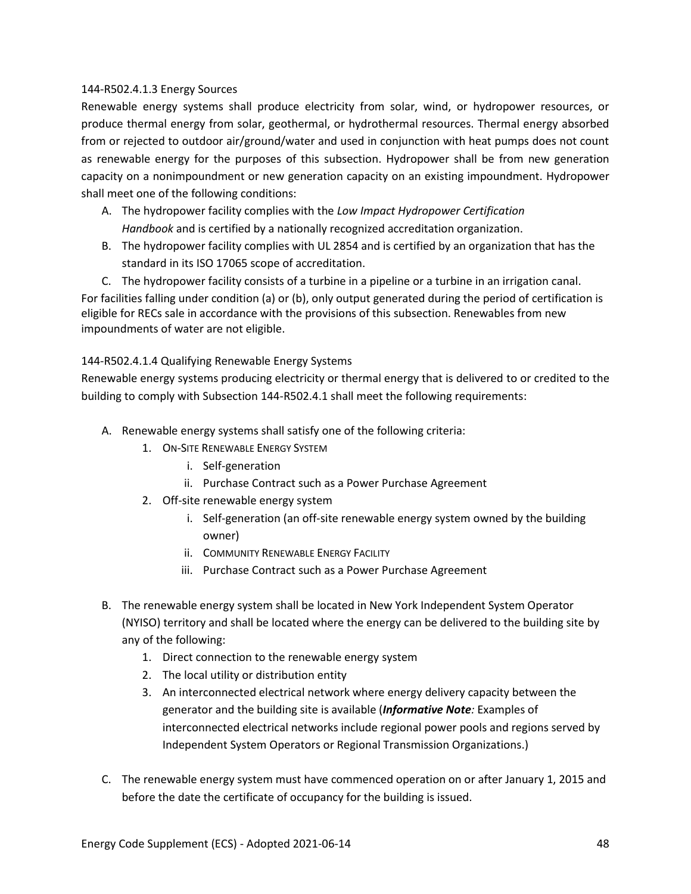#### 144-R502.4.1.3 Energy Sources

Renewable energy systems shall produce electricity from solar, wind, or hydropower resources, or produce thermal energy from solar, geothermal, or hydrothermal resources. Thermal energy absorbed from or rejected to outdoor air/ground/water and used in conjunction with heat pumps does not count as renewable energy for the purposes of this subsection. Hydropower shall be from new generation capacity on a nonimpoundment or new generation capacity on an existing impoundment. Hydropower shall meet one of the following conditions:

A. The hydropower facility complies with the *Low Impact Hydropower Certification Handbook* and is certified by a nationally recognized accreditation organization.
B. The hydropower facility complies with UL 2854 and is certified by an organization that has the standard in its ISO 17065 scope of accreditation.
C. The hydropower facility consists of a turbine in a pipeline or a turbine in an irrigation canal.

For facilities falling under condition (a) or (b), only output generated during the period of certification is eligible for RECs sale in accordance with the provisions of this subsection. Renewables from new impoundments of water are not eligible.

#### 144-R502.4.1.4 Qualifying Renewable Energy Systems

Renewable energy systems producing electricity or thermal energy that is delivered to or credited to the building to comply with Subsection 144-R502.4.1 shall meet the following requirements:

A. Renewable energy systems shall satisfy one of the following criteria:
   1. ON-SITE RENEWABLE ENERGY SYSTEM
      i. Self-generation
      ii. Purchase Contract such as a Power Purchase Agreement
   2. Off-site renewable energy system
      i. Self-generation (an off-site renewable energy system owned by the building owner)
      ii. COMMUNITY RENEWABLE ENERGY FACILITY
      iii. Purchase Contract such as a Power Purchase Agreement

B. The renewable energy system shall be located in New York Independent System Operator (NYISO) territory and shall be located where the energy can be delivered to the building site by any of the following:
   1. Direct connection to the renewable energy system
   2. The local utility or distribution entity
   3. An interconnected electrical network where energy delivery capacity between the generator and the building site is available (***Informative Note****:* Examples of interconnected electrical networks include regional power pools and regions served by Independent System Operators or Regional Transmission Organizations.)

C. The renewable energy system must have commenced operation on or after January 1, 2015 and before the date the certificate of occupancy for the building is issued.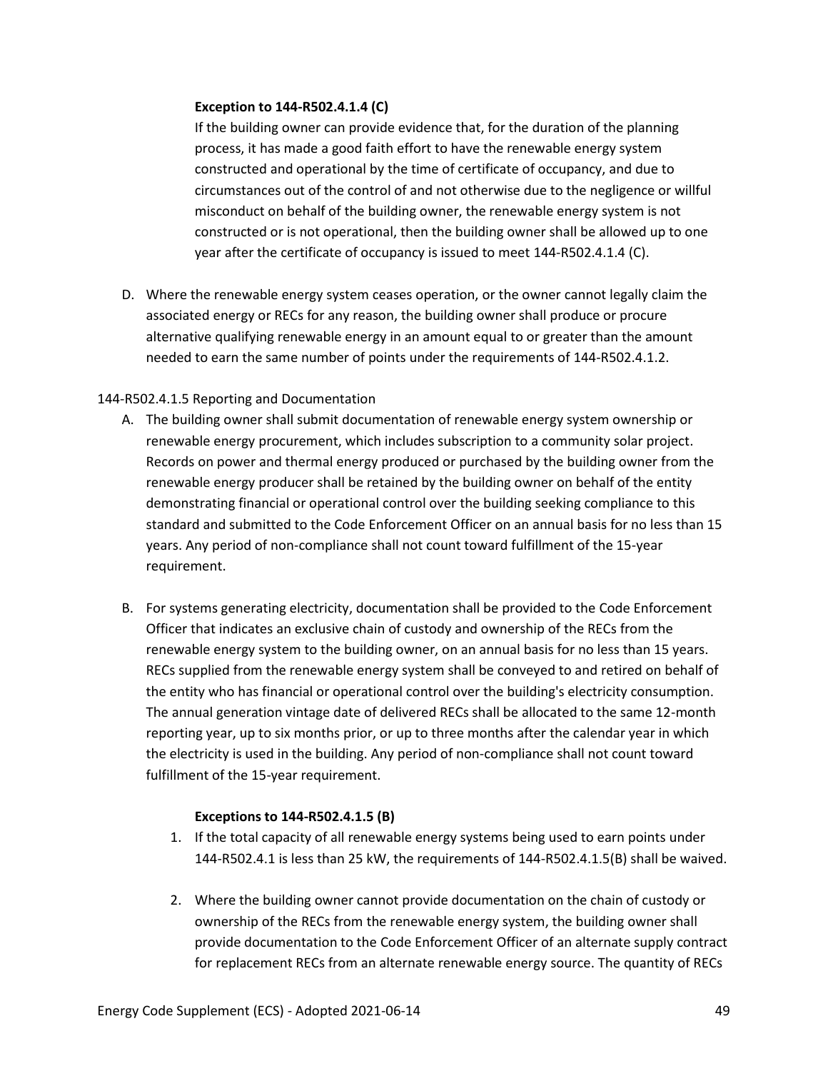**Exception to 144-R502.4.1.4 (C)**

If the building owner can provide evidence that, for the duration of the planning process, it has made a good faith effort to have the renewable energy system constructed and operational by the time of certificate of occupancy, and due to circumstances out of the control of and not otherwise due to the negligence or willful misconduct on behalf of the building owner, the renewable energy system is not constructed or is not operational, then the building owner shall be allowed up to one year after the certificate of occupancy is issued to meet 144-R502.4.1.4 (C).

D. Where the renewable energy system ceases operation, or the owner cannot legally claim the associated energy or RECs for any reason, the building owner shall produce or procure alternative qualifying renewable energy in an amount equal to or greater than the amount needed to earn the same number of points under the requirements of 144-R502.4.1.2.

144-R502.4.1.5 Reporting and Documentation

A. The building owner shall submit documentation of renewable energy system ownership or renewable energy procurement, which includes subscription to a community solar project. Records on power and thermal energy produced or purchased by the building owner from the renewable energy producer shall be retained by the building owner on behalf of the entity demonstrating financial or operational control over the building seeking compliance to this standard and submitted to the Code Enforcement Officer on an annual basis for no less than 15 years. Any period of non-compliance shall not count toward fulfillment of the 15-year requirement.

B. For systems generating electricity, documentation shall be provided to the Code Enforcement Officer that indicates an exclusive chain of custody and ownership of the RECs from the renewable energy system to the building owner, on an annual basis for no less than 15 years. RECs supplied from the renewable energy system shall be conveyed to and retired on behalf of the entity who has financial or operational control over the building's electricity consumption. The annual generation vintage date of delivered RECs shall be allocated to the same 12-month reporting year, up to six months prior, or up to three months after the calendar year in which the electricity is used in the building. Any period of non-compliance shall not count toward fulfillment of the 15-year requirement.

**Exceptions to 144-R502.4.1.5 (B)**

1. If the total capacity of all renewable energy systems being used to earn points under 144-R502.4.1 is less than 25 kW, the requirements of 144-R502.4.1.5(B) shall be waived.

2. Where the building owner cannot provide documentation on the chain of custody or ownership of the RECs from the renewable energy system, the building owner shall provide documentation to the Code Enforcement Officer of an alternate supply contract for replacement RECs from an alternate renewable energy source. The quantity of RECs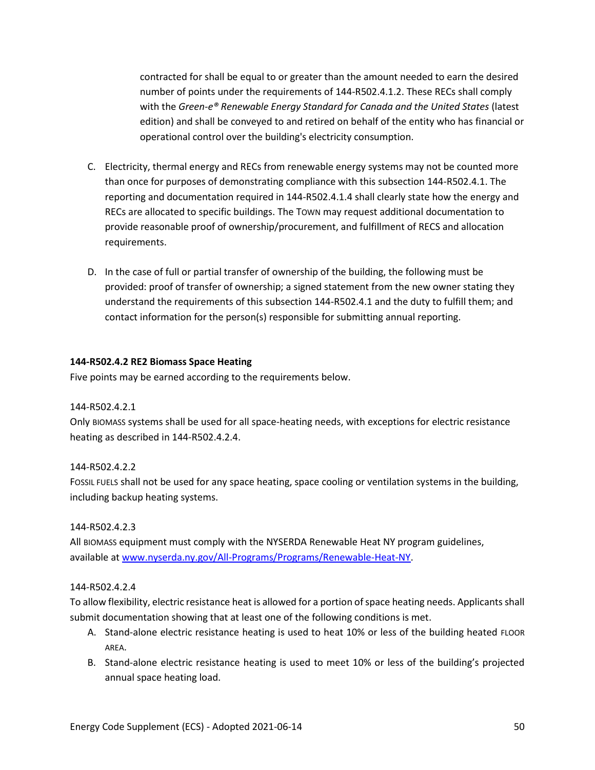contracted for shall be equal to or greater than the amount needed to earn the desired number of points under the requirements of 144-R502.4.1.2. These RECs shall comply with the *Green-e® Renewable Energy Standard for Canada and the United States* (latest edition) and shall be conveyed to and retired on behalf of the entity who has financial or operational control over the building's electricity consumption.

C. Electricity, thermal energy and RECs from renewable energy systems may not be counted more than once for purposes of demonstrating compliance with this subsection 144-R502.4.1. The reporting and documentation required in 144-R502.4.1.4 shall clearly state how the energy and RECs are allocated to specific buildings. The TOWN may request additional documentation to provide reasonable proof of ownership/procurement, and fulfillment of RECS and allocation requirements.

D. In the case of full or partial transfer of ownership of the building, the following must be provided: proof of transfer of ownership; a signed statement from the new owner stating they understand the requirements of this subsection 144-R502.4.1 and the duty to fulfill them; and contact information for the person(s) responsible for submitting annual reporting.

**144-R502.4.2 RE2 Biomass Space Heating**

Five points may be earned according to the requirements below.

144-R502.4.2.1

Only BIOMASS systems shall be used for all space-heating needs, with exceptions for electric resistance heating as described in 144-R502.4.2.4.

144-R502.4.2.2

FOSSIL FUELS shall not be used for any space heating, space cooling or ventilation systems in the building, including backup heating systems.

144-R502.4.2.3

All BIOMASS equipment must comply with the NYSERDA Renewable Heat NY program guidelines, available at [www.nyserda.ny.gov/All-Programs/Programs/Renewable-Heat-NY](www.nyserda.ny.gov/All-Programs/Programs/Renewable-Heat-NY).

144-R502.4.2.4

To allow flexibility, electric resistance heat is allowed for a portion of space heating needs. Applicants shall submit documentation showing that at least one of the following conditions is met.

A. Stand-alone electric resistance heating is used to heat 10% or less of the building heated FLOOR AREA.
B. Stand-alone electric resistance heating is used to meet 10% or less of the building's projected annual space heating load.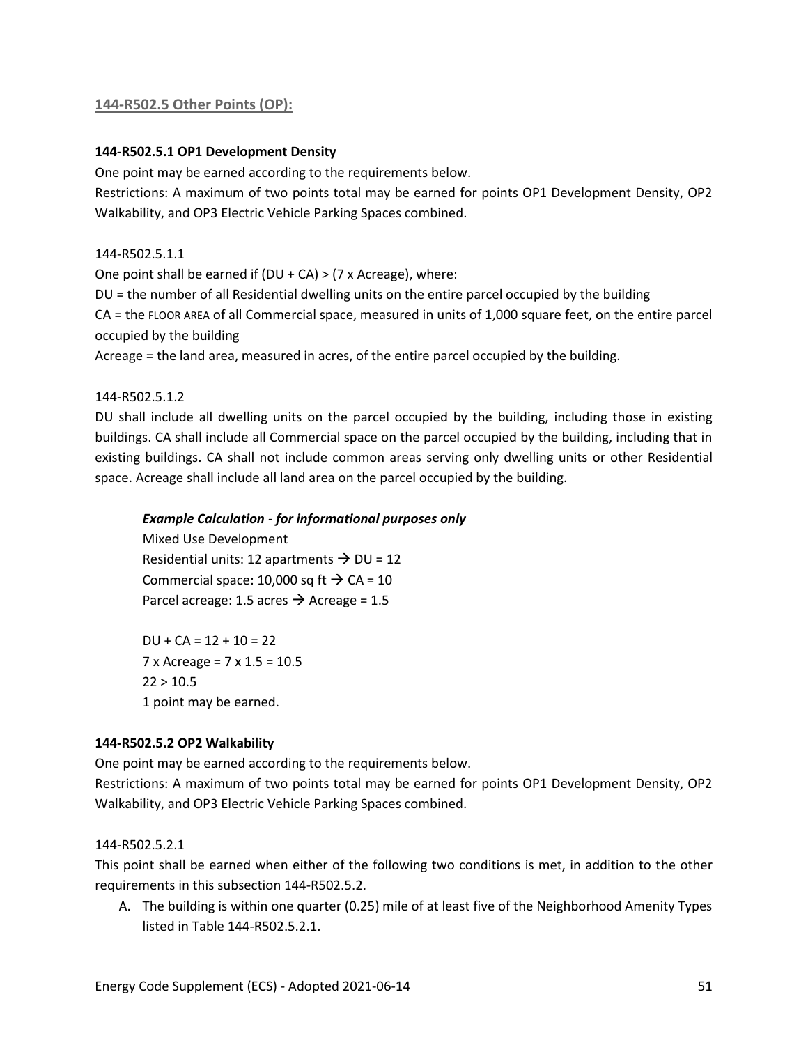## 144-R502.5 Other Points (OP):

### 144-R502.5.1 OP1 Development Density

One point may be earned according to the requirements below.

Restrictions: A maximum of two points total may be earned for points OP1 Development Density, OP2 Walkability, and OP3 Electric Vehicle Parking Spaces combined.

144-R502.5.1.1

One point shall be earned if (DU + CA) > (7 x Acreage), where:

DU = the number of all Residential dwelling units on the entire parcel occupied by the building

CA = the FLOOR AREA of all Commercial space, measured in units of 1,000 square feet, on the entire parcel occupied by the building

Acreage = the land area, measured in acres, of the entire parcel occupied by the building.

144-R502.5.1.2

DU shall include all dwelling units on the parcel occupied by the building, including those in existing buildings. CA shall include all Commercial space on the parcel occupied by the building, including that in existing buildings. CA shall not include common areas serving only dwelling units or other Residential space. Acreage shall include all land area on the parcel occupied by the building.

> ***Example Calculation - for informational purposes only***
>
> Mixed Use Development
>
> Residential units: 12 apartments → DU = 12
>
> Commercial space: 10,000 sq ft → CA = 10
>
> Parcel acreage: 1.5 acres → Acreage = 1.5
>
> DU + CA = 12 + 10 = 22
>
> 7 x Acreage = 7 x 1.5 = 10.5
>
> 22 > 10.5
>
> <u>1 point may be earned.</u>

### 144-R502.5.2 OP2 Walkability

One point may be earned according to the requirements below.

Restrictions: A maximum of two points total may be earned for points OP1 Development Density, OP2 Walkability, and OP3 Electric Vehicle Parking Spaces combined.

144-R502.5.2.1

This point shall be earned when either of the following two conditions is met, in addition to the other requirements in this subsection 144-R502.5.2.

A. The building is within one quarter (0.25) mile of at least five of the Neighborhood Amenity Types listed in Table 144-R502.5.2.1.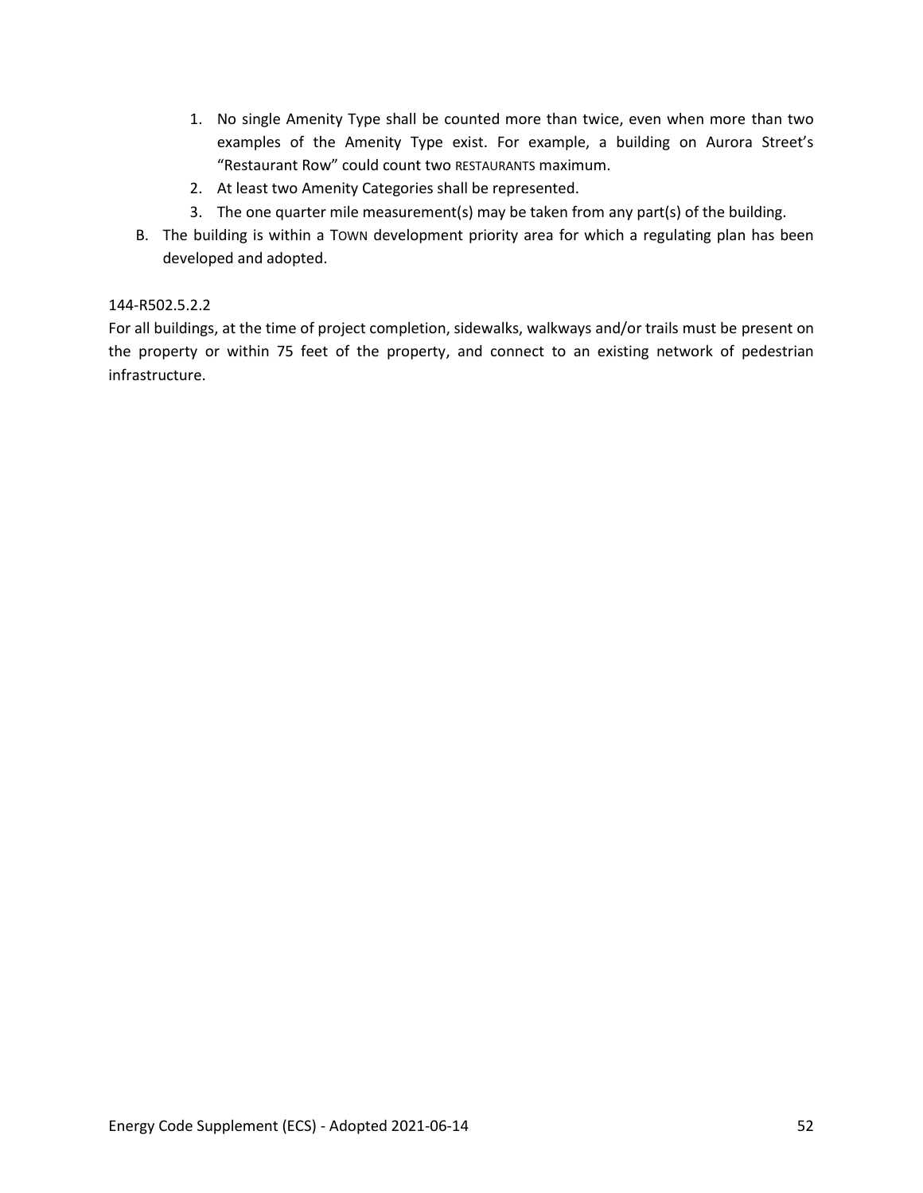1. No single Amenity Type shall be counted more than twice, even when more than two examples of the Amenity Type exist. For example, a building on Aurora Street's "Restaurant Row" could count two RESTAURANTS maximum.
2. At least two Amenity Categories shall be represented.
3. The one quarter mile measurement(s) may be taken from any part(s) of the building.

B. The building is within a TOWN development priority area for which a regulating plan has been developed and adopted.

144-R502.5.2.2

For all buildings, at the time of project completion, sidewalks, walkways and/or trails must be present on the property or within 75 feet of the property, and connect to an existing network of pedestrian infrastructure.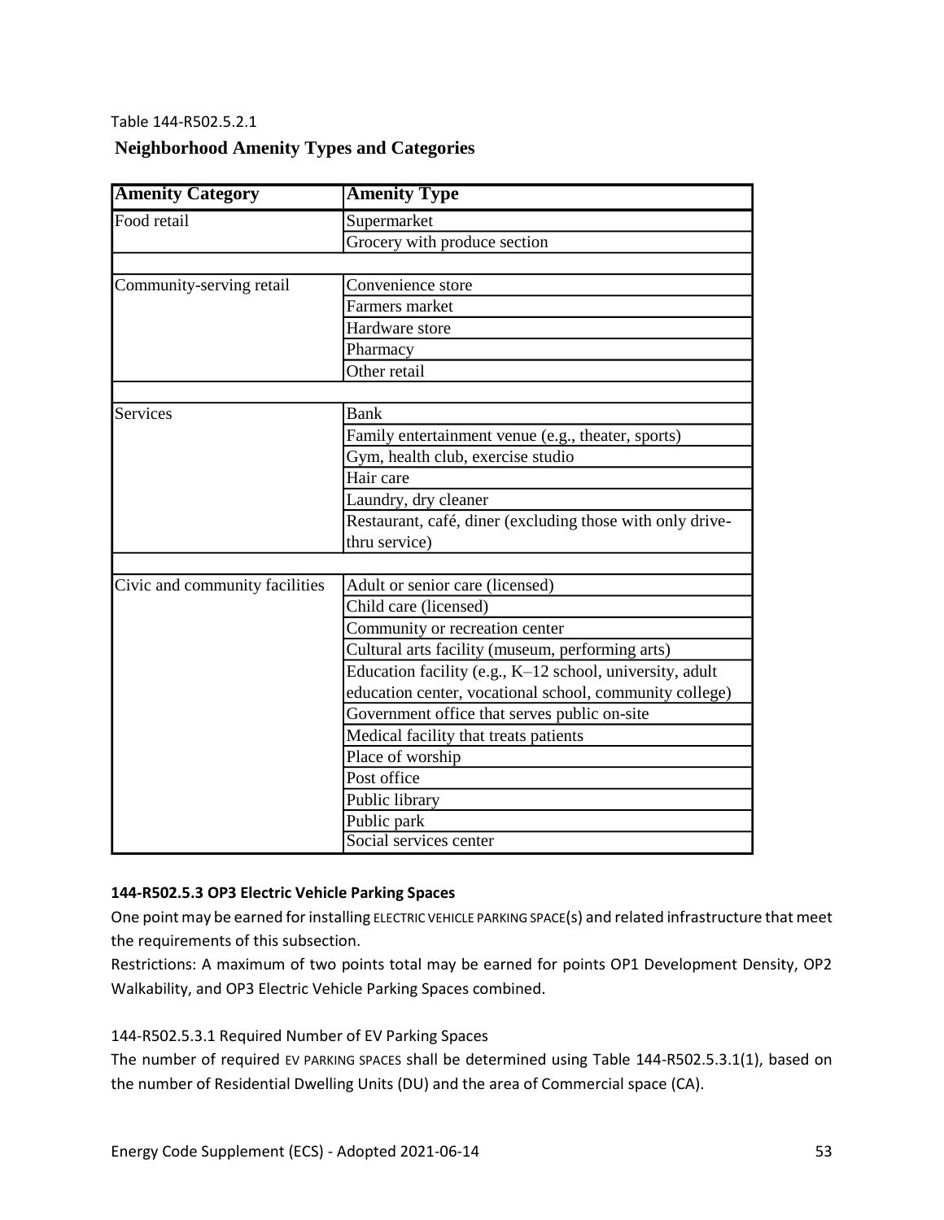Table 144-R502.5.2.1

**Neighborhood Amenity Types and Categories**

| Amenity Category | Amenity Type |
|---|---|
| Food retail | Supermarket |
| | Grocery with produce section |
| | |
| Community-serving retail | Convenience store |
| | Farmers market |
| | Hardware store |
| | Pharmacy |
| | Other retail |
| | |
| Services | Bank |
| | Family entertainment venue (e.g., theater, sports) |
| | Gym, health club, exercise studio |
| | Hair care |
| | Laundry, dry cleaner |
| | Restaurant, café, diner (excluding those with only drive-thru service) |
| | |
| Civic and community facilities | Adult or senior care (licensed) |
| | Child care (licensed) |
| | Community or recreation center |
| | Cultural arts facility (museum, performing arts) |
| | Education facility (e.g., K–12 school, university, adult education center, vocational school, community college) |
| | Government office that serves public on-site |
| | Medical facility that treats patients |
| | Place of worship |
| | Post office |
| | Public library |
| | Public park |
| | Social services center |

**144-R502.5.3 OP3 Electric Vehicle Parking Spaces**

One point may be earned for installing ELECTRIC VEHICLE PARKING SPACE(s) and related infrastructure that meet the requirements of this subsection.

Restrictions: A maximum of two points total may be earned for points OP1 Development Density, OP2 Walkability, and OP3 Electric Vehicle Parking Spaces combined.

144-R502.5.3.1 Required Number of EV Parking Spaces

The number of required EV PARKING SPACES shall be determined using Table 144-R502.5.3.1(1), based on the number of Residential Dwelling Units (DU) and the area of Commercial space (CA).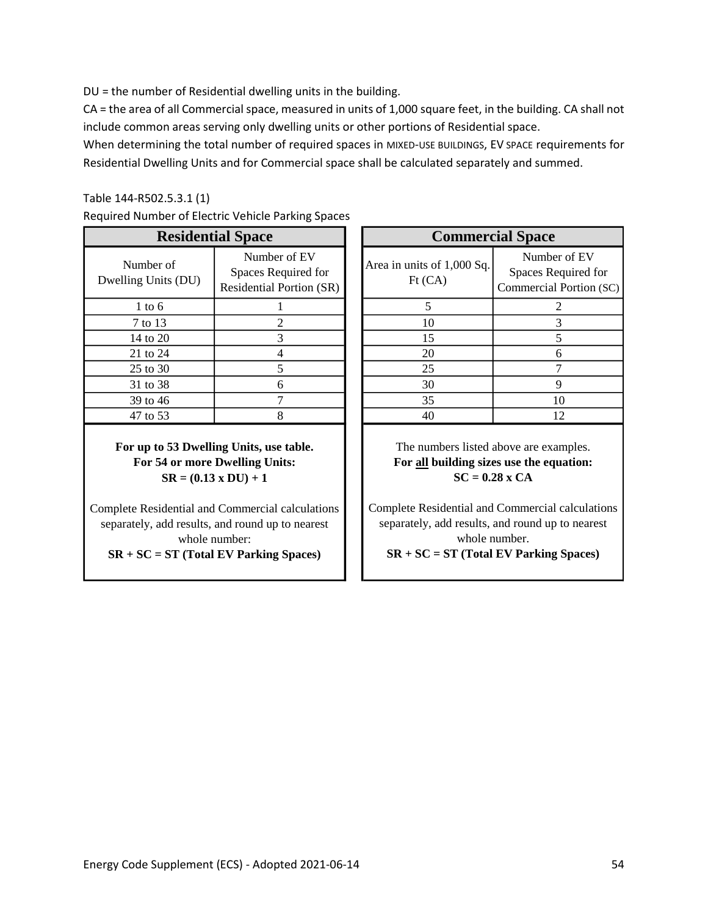DU = the number of Residential dwelling units in the building.

CA = the area of all Commercial space, measured in units of 1,000 square feet, in the building. CA shall not include common areas serving only dwelling units or other portions of Residential space.

When determining the total number of required spaces in MIXED-USE BUILDINGS, EV SPACE requirements for Residential Dwelling Units and for Commercial space shall be calculated separately and summed.

Table 144-R502.5.3.1 (1)

Required Number of Electric Vehicle Parking Spaces

| **Residential Space** | |
|---|---|
| Number of Dwelling Units (DU) | Number of EV Spaces Required for Residential Portion (SR) |
| 1 to 6 | 1 |
| 7 to 13 | 2 |
| 14 to 20 | 3 |
| 21 to 24 | 4 |
| 25 to 30 | 5 |
| 31 to 38 | 6 |
| 39 to 46 | 7 |
| 47 to 53 | 8 |

**For up to 53 Dwelling Units, use table.**
**For 54 or more Dwelling Units:**
**SR = (0.13 x DU) + 1**

Complete Residential and Commercial calculations separately, add results, and round up to nearest whole number:
**SR + SC = ST (Total EV Parking Spaces)**

| **Commercial Space** | |
|---|---|
| Area in units of 1,000 Sq. Ft (CA) | Number of EV Spaces Required for Commercial Portion (SC) |
| 5 | 2 |
| 10 | 3 |
| 15 | 5 |
| 20 | 6 |
| 25 | 7 |
| 30 | 9 |
| 35 | 10 |
| 40 | 12 |

The numbers listed above are examples.
**For all building sizes use the equation:**
**SC = 0.28 x CA**

Complete Residential and Commercial calculations separately, add results, and round up to nearest whole number.
**SR + SC = ST (Total EV Parking Spaces)**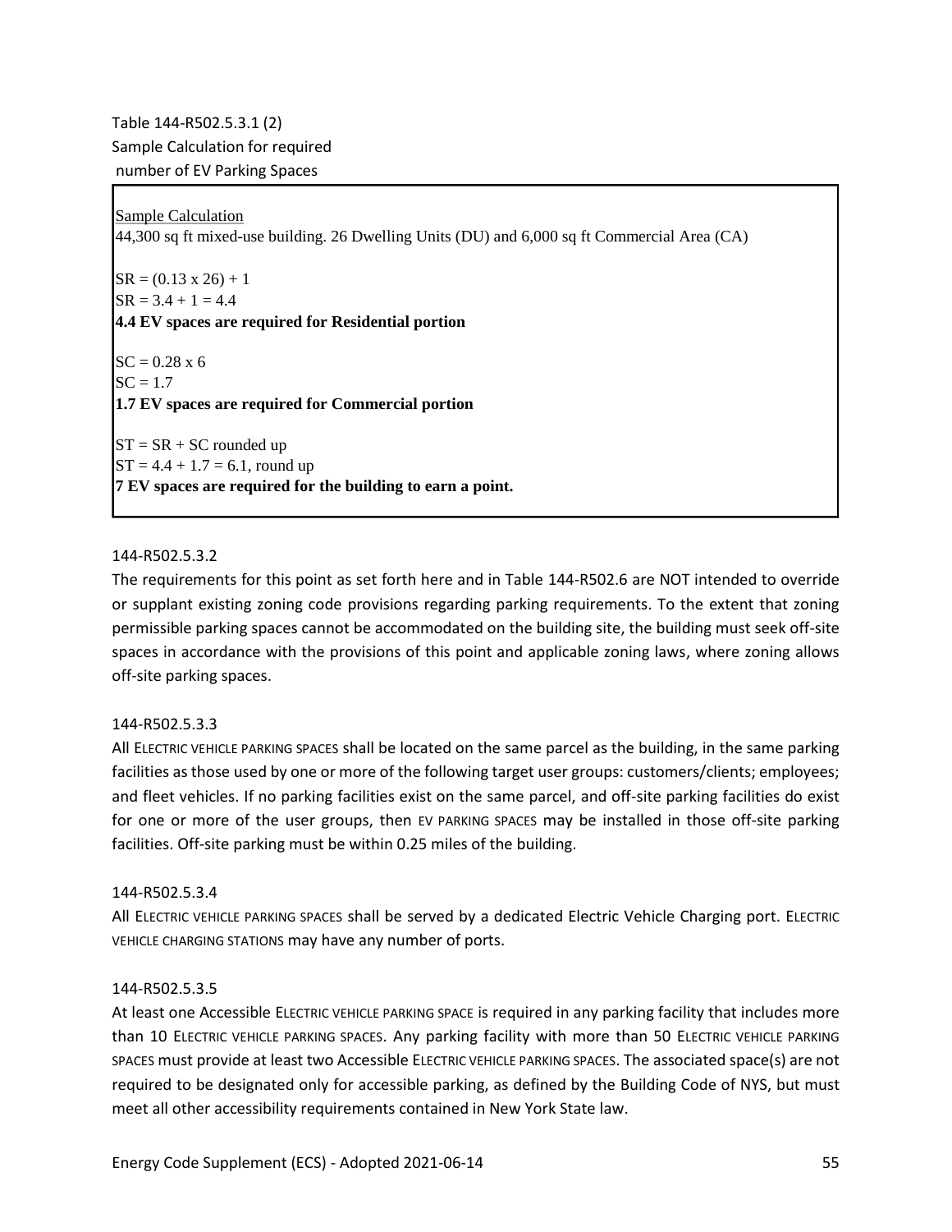Table 144-R502.5.3.1 (2)
Sample Calculation for required
number of EV Parking Spaces

Sample Calculation
44,300 sq ft mixed-use building. 26 Dwelling Units (DU) and 6,000 sq ft Commercial Area (CA)

$SR = (0.13 \times 26) + 1$
$SR = 3.4 + 1 = 4.4$
**4.4 EV spaces are required for Residential portion**

$SC = 0.28 \times 6$
$SC = 1.7$
**1.7 EV spaces are required for Commercial portion**

$ST = SR + SC$ rounded up
$ST = 4.4 + 1.7 = 6.1$, round up
**7 EV spaces are required for the building to earn a point.**

144-R502.5.3.2

The requirements for this point as set forth here and in Table 144-R502.6 are NOT intended to override or supplant existing zoning code provisions regarding parking requirements. To the extent that zoning permissible parking spaces cannot be accommodated on the building site, the building must seek off-site spaces in accordance with the provisions of this point and applicable zoning laws, where zoning allows off-site parking spaces.

144-R502.5.3.3

All ELECTRIC VEHICLE PARKING SPACES shall be located on the same parcel as the building, in the same parking facilities as those used by one or more of the following target user groups: customers/clients; employees; and fleet vehicles. If no parking facilities exist on the same parcel, and off-site parking facilities do exist for one or more of the user groups, then EV PARKING SPACES may be installed in those off-site parking facilities. Off-site parking must be within 0.25 miles of the building.

144-R502.5.3.4

All ELECTRIC VEHICLE PARKING SPACES shall be served by a dedicated Electric Vehicle Charging port. ELECTRIC VEHICLE CHARGING STATIONS may have any number of ports.

144-R502.5.3.5

At least one Accessible ELECTRIC VEHICLE PARKING SPACE is required in any parking facility that includes more than 10 ELECTRIC VEHICLE PARKING SPACES. Any parking facility with more than 50 ELECTRIC VEHICLE PARKING SPACES must provide at least two Accessible ELECTRIC VEHICLE PARKING SPACES. The associated space(s) are not required to be designated only for accessible parking, as defined by the Building Code of NYS, but must meet all other accessibility requirements contained in New York State law.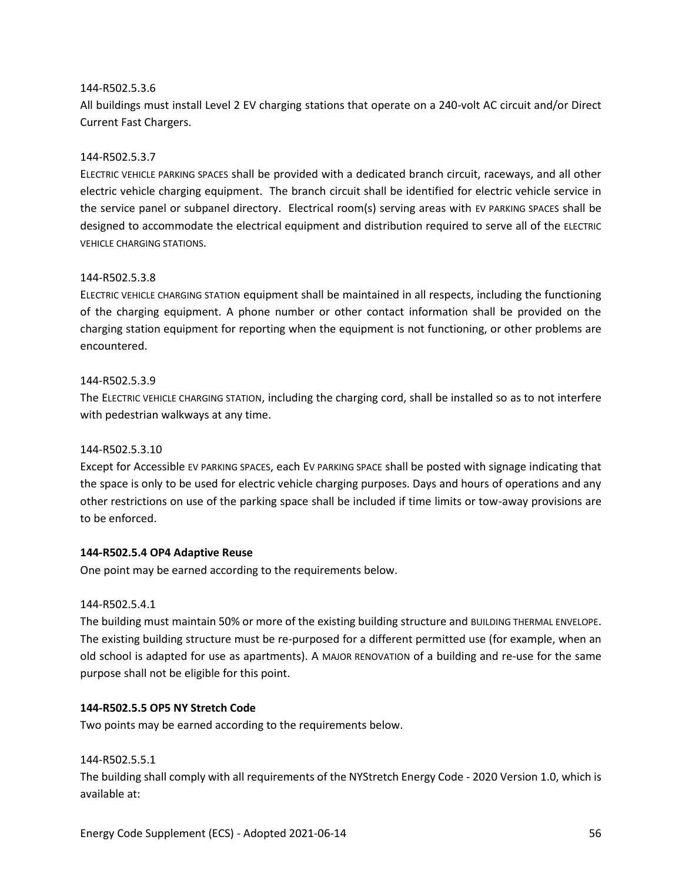144-R502.5.3.6

All buildings must install Level 2 EV charging stations that operate on a 240-volt AC circuit and/or Direct Current Fast Chargers.

144-R502.5.3.7

ELECTRIC VEHICLE PARKING SPACES shall be provided with a dedicated branch circuit, raceways, and all other electric vehicle charging equipment. The branch circuit shall be identified for electric vehicle service in the service panel or subpanel directory. Electrical room(s) serving areas with EV PARKING SPACES shall be designed to accommodate the electrical equipment and distribution required to serve all of the ELECTRIC VEHICLE CHARGING STATIONS.

144-R502.5.3.8

ELECTRIC VEHICLE CHARGING STATION equipment shall be maintained in all respects, including the functioning of the charging equipment. A phone number or other contact information shall be provided on the charging station equipment for reporting when the equipment is not functioning, or other problems are encountered.

144-R502.5.3.9

The ELECTRIC VEHICLE CHARGING STATION, including the charging cord, shall be installed so as to not interfere with pedestrian walkways at any time.

144-R502.5.3.10

Except for Accessible EV PARKING SPACES, each EV PARKING SPACE shall be posted with signage indicating that the space is only to be used for electric vehicle charging purposes. Days and hours of operations and any other restrictions on use of the parking space shall be included if time limits or tow-away provisions are to be enforced.

**144-R502.5.4 OP4 Adaptive Reuse**

One point may be earned according to the requirements below.

144-R502.5.4.1

The building must maintain 50% or more of the existing building structure and BUILDING THERMAL ENVELOPE. The existing building structure must be re-purposed for a different permitted use (for example, when an old school is adapted for use as apartments). A MAJOR RENOVATION of a building and re-use for the same purpose shall not be eligible for this point.

**144-R502.5.5 OP5 NY Stretch Code**

Two points may be earned according to the requirements below.

144-R502.5.5.1

The building shall comply with all requirements of the NYStretch Energy Code - 2020 Version 1.0, which is available at: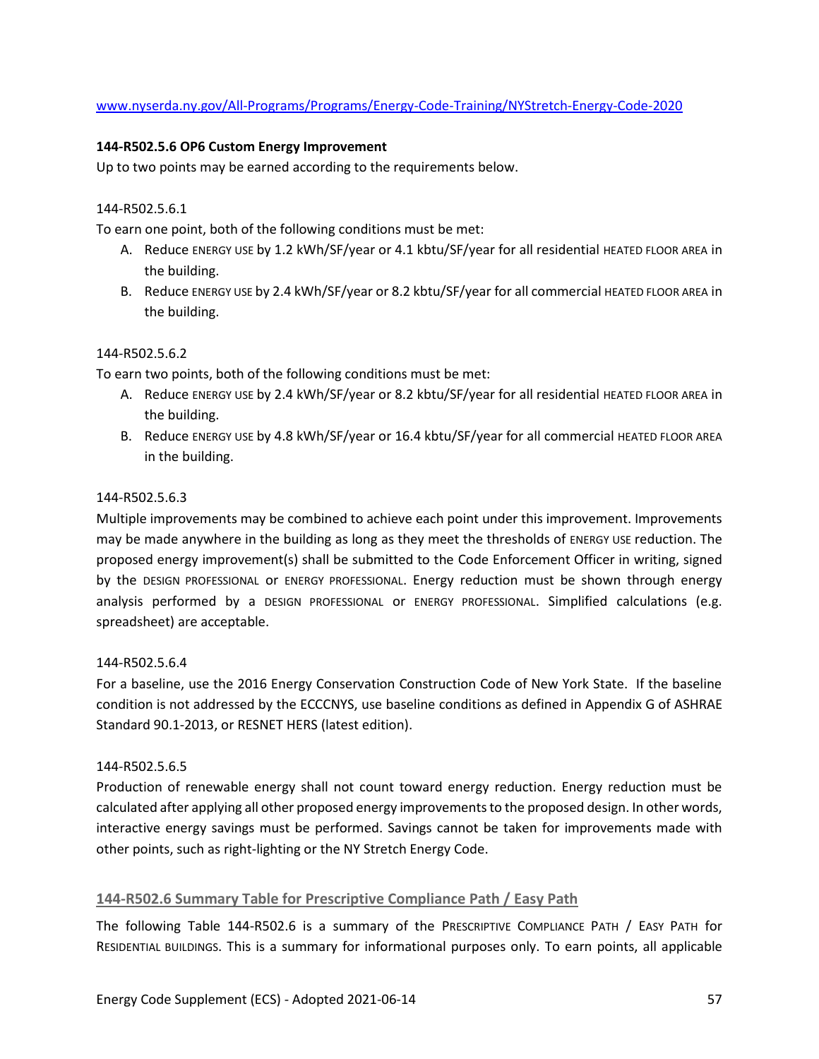www.nyserda.ny.gov/All-Programs/Programs/Energy-Code-Training/NYStretch-Energy-Code-2020

**144-R502.5.6 OP6 Custom Energy Improvement**

Up to two points may be earned according to the requirements below.

144-R502.5.6.1

To earn one point, both of the following conditions must be met:

A. Reduce ENERGY USE by 1.2 kWh/SF/year or 4.1 kbtu/SF/year for all residential HEATED FLOOR AREA in the building.
B. Reduce ENERGY USE by 2.4 kWh/SF/year or 8.2 kbtu/SF/year for all commercial HEATED FLOOR AREA in the building.

144-R502.5.6.2

To earn two points, both of the following conditions must be met:

A. Reduce ENERGY USE by 2.4 kWh/SF/year or 8.2 kbtu/SF/year for all residential HEATED FLOOR AREA in the building.
B. Reduce ENERGY USE by 4.8 kWh/SF/year or 16.4 kbtu/SF/year for all commercial HEATED FLOOR AREA in the building.

144-R502.5.6.3

Multiple improvements may be combined to achieve each point under this improvement. Improvements may be made anywhere in the building as long as they meet the thresholds of ENERGY USE reduction. The proposed energy improvement(s) shall be submitted to the Code Enforcement Officer in writing, signed by the DESIGN PROFESSIONAL or ENERGY PROFESSIONAL. Energy reduction must be shown through energy analysis performed by a DESIGN PROFESSIONAL or ENERGY PROFESSIONAL. Simplified calculations (e.g. spreadsheet) are acceptable.

144-R502.5.6.4

For a baseline, use the 2016 Energy Conservation Construction Code of New York State. If the baseline condition is not addressed by the ECCCNYS, use baseline conditions as defined in Appendix G of ASHRAE Standard 90.1-2013, or RESNET HERS (latest edition).

144-R502.5.6.5

Production of renewable energy shall not count toward energy reduction. Energy reduction must be calculated after applying all other proposed energy improvements to the proposed design. In other words, interactive energy savings must be performed. Savings cannot be taken for improvements made with other points, such as right-lighting or the NY Stretch Energy Code.

## 144-R502.6 Summary Table for Prescriptive Compliance Path / Easy Path

The following Table 144-R502.6 is a summary of the PRESCRIPTIVE COMPLIANCE PATH / EASY PATH for RESIDENTIAL BUILDINGS. This is a summary for informational purposes only. To earn points, all applicable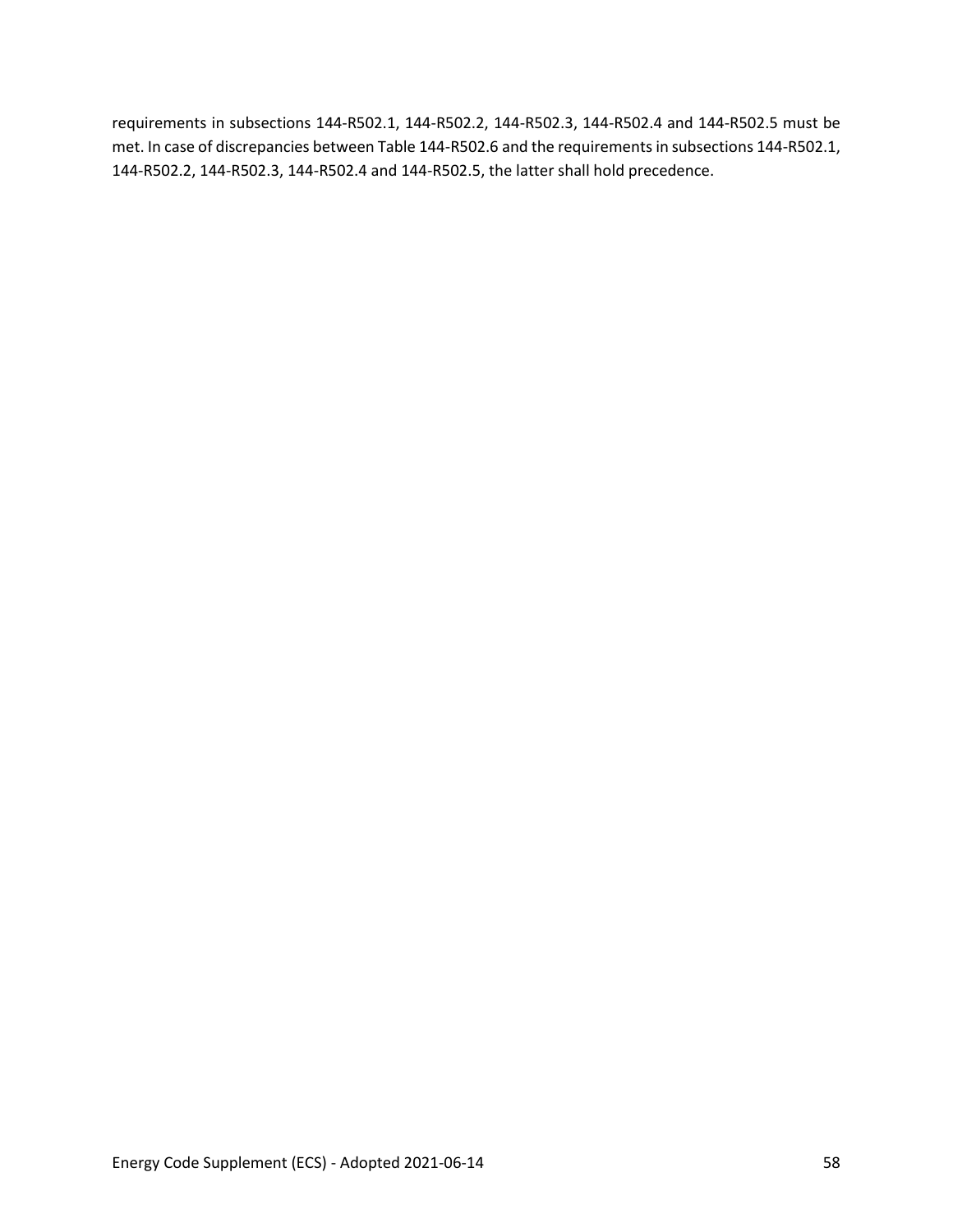requirements in subsections 144-R502.1, 144-R502.2, 144-R502.3, 144-R502.4 and 144-R502.5 must be met. In case of discrepancies between Table 144-R502.6 and the requirements in subsections 144-R502.1, 144-R502.2, 144-R502.3, 144-R502.4 and 144-R502.5, the latter shall hold precedence.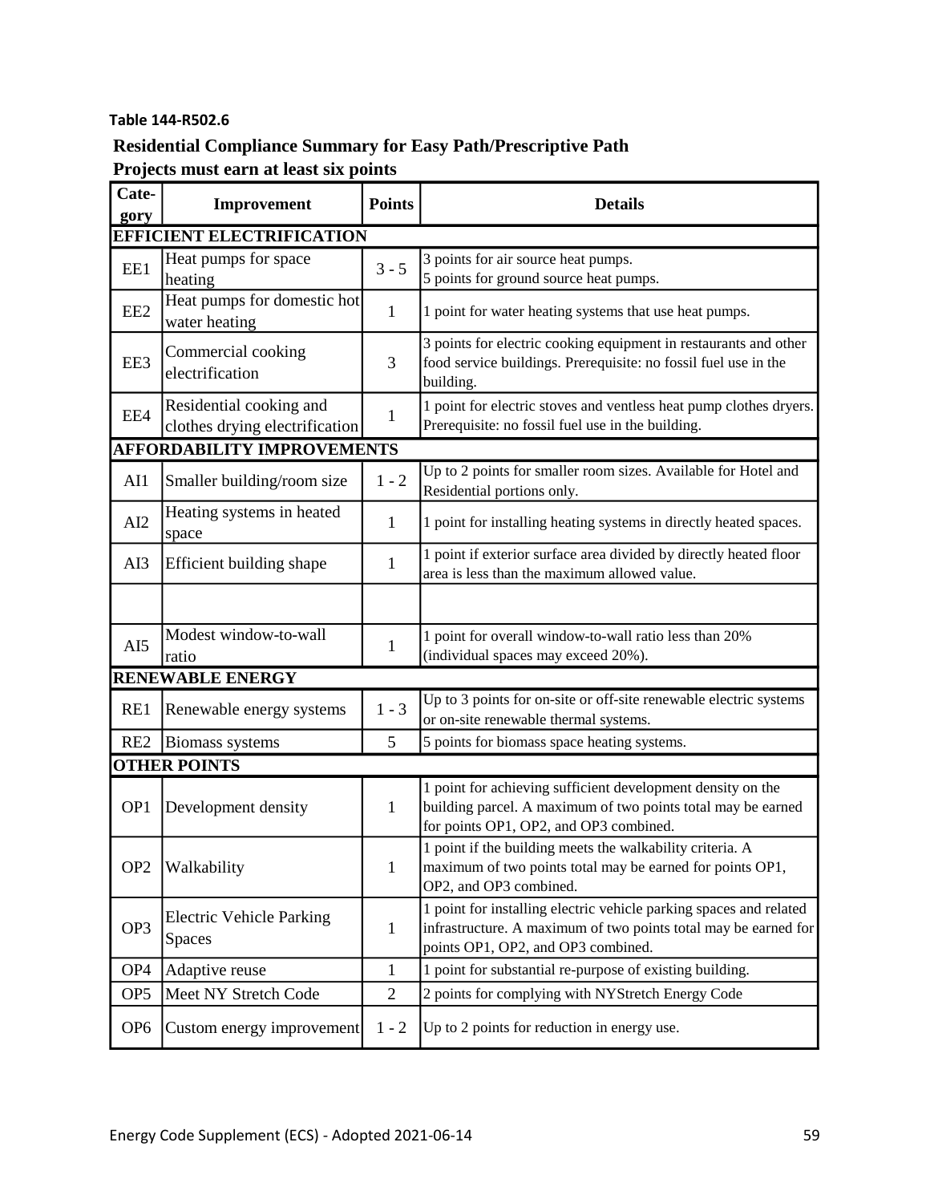**Table 144-R502.6**

**Residential Compliance Summary for Easy Path/Prescriptive Path**

**Projects must earn at least six points**

| Category | Improvement | Points | Details |
|---|---|---|---|
| **EFFICIENT ELECTRIFICATION** | | | |
| EE1 | Heat pumps for space heating | 3 - 5 | 3 points for air source heat pumps.<br>5 points for ground source heat pumps. |
| EE2 | Heat pumps for domestic hot water heating | 1 | 1 point for water heating systems that use heat pumps. |
| EE3 | Commercial cooking electrification | 3 | 3 points for electric cooking equipment in restaurants and other food service buildings. Prerequisite: no fossil fuel use in the building. |
| EE4 | Residential cooking and clothes drying electrification | 1 | 1 point for electric stoves and ventless heat pump clothes dryers. Prerequisite: no fossil fuel use in the building. |
| **AFFORDABILITY IMPROVEMENTS** | | | |
| AI1 | Smaller building/room size | 1 - 2 | Up to 2 points for smaller room sizes. Available for Hotel and Residential portions only. |
| AI2 | Heating systems in heated space | 1 | 1 point for installing heating systems in directly heated spaces. |
| AI3 | Efficient building shape | 1 | 1 point if exterior surface area divided by directly heated floor area is less than the maximum allowed value. |
| | | | |
| AI5 | Modest window-to-wall ratio | 1 | 1 point for overall window-to-wall ratio less than 20% (individual spaces may exceed 20%). |
| **RENEWABLE ENERGY** | | | |
| RE1 | Renewable energy systems | 1 - 3 | Up to 3 points for on-site or off-site renewable electric systems or on-site renewable thermal systems. |
| RE2 | Biomass systems | 5 | 5 points for biomass space heating systems. |
| **OTHER POINTS** | | | |
| OP1 | Development density | 1 | 1 point for achieving sufficient development density on the building parcel. A maximum of two points total may be earned for points OP1, OP2, and OP3 combined. |
| OP2 | Walkability | 1 | 1 point if the building meets the walkability criteria. A maximum of two points total may be earned for points OP1, OP2, and OP3 combined. |
| OP3 | Electric Vehicle Parking Spaces | 1 | 1 point for installing electric vehicle parking spaces and related infrastructure. A maximum of two points total may be earned for points OP1, OP2, and OP3 combined. |
| OP4 | Adaptive reuse | 1 | 1 point for substantial re-purpose of existing building. |
| OP5 | Meet NY Stretch Code | 2 | 2 points for complying with NYStretch Energy Code |
| OP6 | Custom energy improvement | 1 - 2 | Up to 2 points for reduction in energy use. |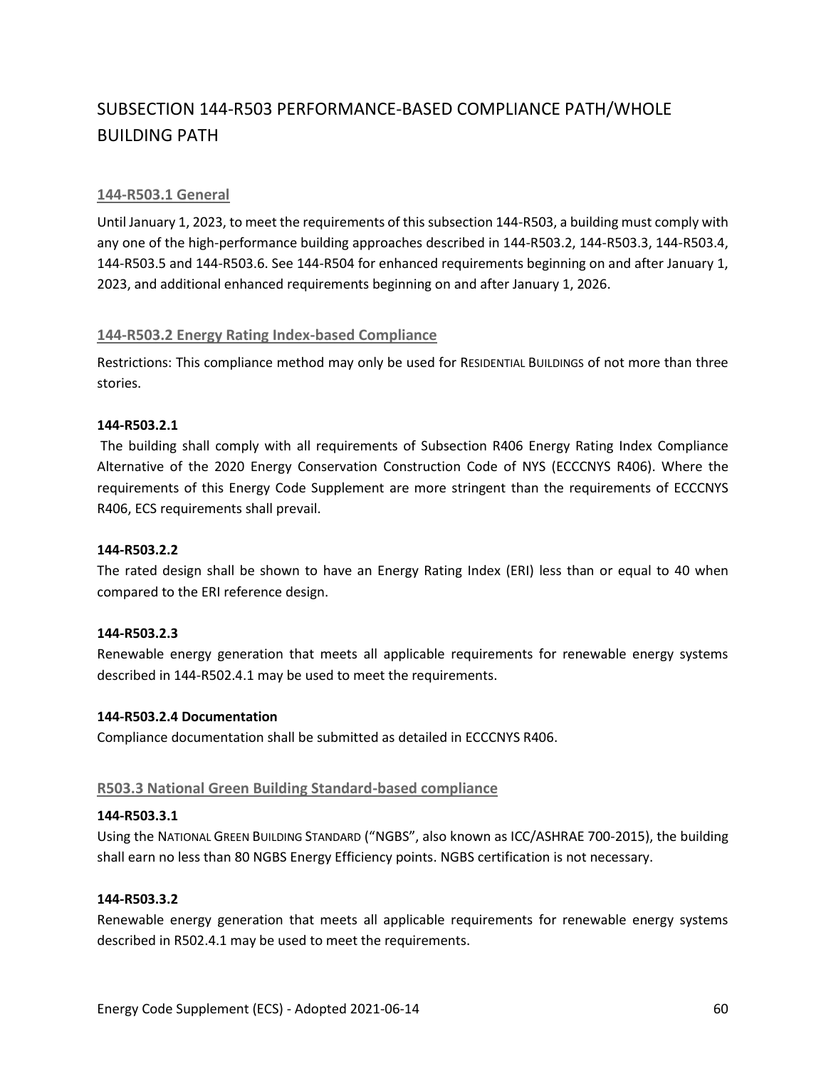# SUBSECTION 144-R503 PERFORMANCE-BASED COMPLIANCE PATH/WHOLE BUILDING PATH

## 144-R503.1 General

Until January 1, 2023, to meet the requirements of this subsection 144-R503, a building must comply with any one of the high-performance building approaches described in 144-R503.2, 144-R503.3, 144-R503.4, 144-R503.5 and 144-R503.6. See 144-R504 for enhanced requirements beginning on and after January 1, 2023, and additional enhanced requirements beginning on and after January 1, 2026.

## 144-R503.2 Energy Rating Index-based Compliance

Restrictions: This compliance method may only be used for RESIDENTIAL BUILDINGS of not more than three stories.

**144-R503.2.1**

The building shall comply with all requirements of Subsection R406 Energy Rating Index Compliance Alternative of the 2020 Energy Conservation Construction Code of NYS (ECCCNYS R406). Where the requirements of this Energy Code Supplement are more stringent than the requirements of ECCCNYS R406, ECS requirements shall prevail.

**144-R503.2.2**

The rated design shall be shown to have an Energy Rating Index (ERI) less than or equal to 40 when compared to the ERI reference design.

**144-R503.2.3**

Renewable energy generation that meets all applicable requirements for renewable energy systems described in 144-R502.4.1 may be used to meet the requirements.

**144-R503.2.4 Documentation**

Compliance documentation shall be submitted as detailed in ECCCNYS R406.

## R503.3 National Green Building Standard-based compliance

**144-R503.3.1**

Using the NATIONAL GREEN BUILDING STANDARD ("NGBS", also known as ICC/ASHRAE 700-2015), the building shall earn no less than 80 NGBS Energy Efficiency points. NGBS certification is not necessary.

**144-R503.3.2**

Renewable energy generation that meets all applicable requirements for renewable energy systems described in R502.4.1 may be used to meet the requirements.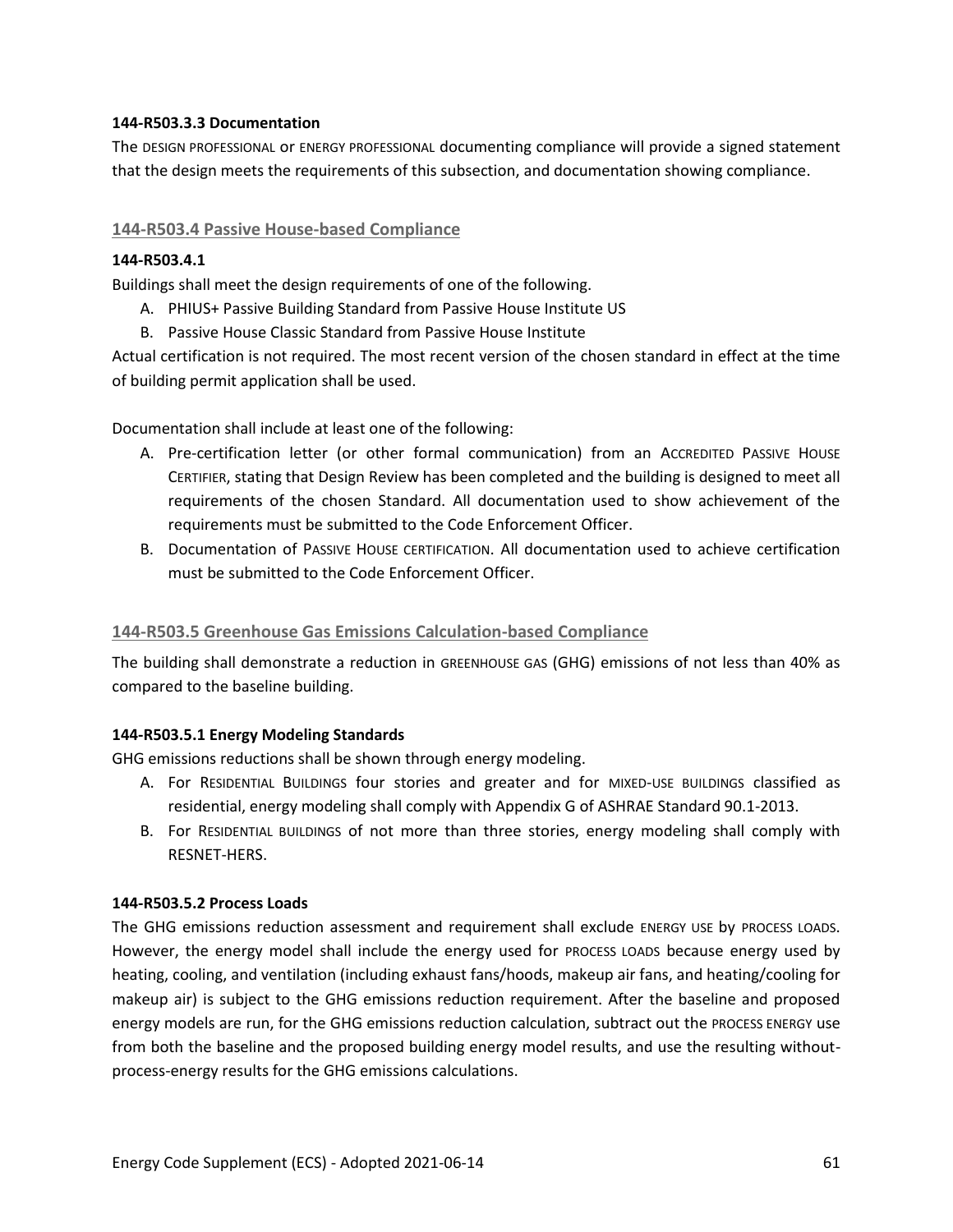#### 144-R503.3.3 Documentation

The DESIGN PROFESSIONAL or ENERGY PROFESSIONAL documenting compliance will provide a signed statement that the design meets the requirements of this subsection, and documentation showing compliance.

### 144-R503.4 Passive House-based Compliance

#### 144-R503.4.1

Buildings shall meet the design requirements of one of the following.

A. PHIUS+ Passive Building Standard from Passive House Institute US
B. Passive House Classic Standard from Passive House Institute

Actual certification is not required. The most recent version of the chosen standard in effect at the time of building permit application shall be used.

Documentation shall include at least one of the following:

A. Pre-certification letter (or other formal communication) from an ACCREDITED PASSIVE HOUSE CERTIFIER, stating that Design Review has been completed and the building is designed to meet all requirements of the chosen Standard. All documentation used to show achievement of the requirements must be submitted to the Code Enforcement Officer.
B. Documentation of PASSIVE HOUSE CERTIFICATION. All documentation used to achieve certification must be submitted to the Code Enforcement Officer.

### 144-R503.5 Greenhouse Gas Emissions Calculation-based Compliance

The building shall demonstrate a reduction in GREENHOUSE GAS (GHG) emissions of not less than 40% as compared to the baseline building.

#### 144-R503.5.1 Energy Modeling Standards

GHG emissions reductions shall be shown through energy modeling.

A. For RESIDENTIAL BUILDINGS four stories and greater and for MIXED-USE BUILDINGS classified as residential, energy modeling shall comply with Appendix G of ASHRAE Standard 90.1-2013.
B. For RESIDENTIAL BUILDINGS of not more than three stories, energy modeling shall comply with RESNET-HERS.

#### 144-R503.5.2 Process Loads

The GHG emissions reduction assessment and requirement shall exclude ENERGY USE by PROCESS LOADS. However, the energy model shall include the energy used for PROCESS LOADS because energy used by heating, cooling, and ventilation (including exhaust fans/hoods, makeup air fans, and heating/cooling for makeup air) is subject to the GHG emissions reduction requirement. After the baseline and proposed energy models are run, for the GHG emissions reduction calculation, subtract out the PROCESS ENERGY use from both the baseline and the proposed building energy model results, and use the resulting without-process-energy results for the GHG emissions calculations.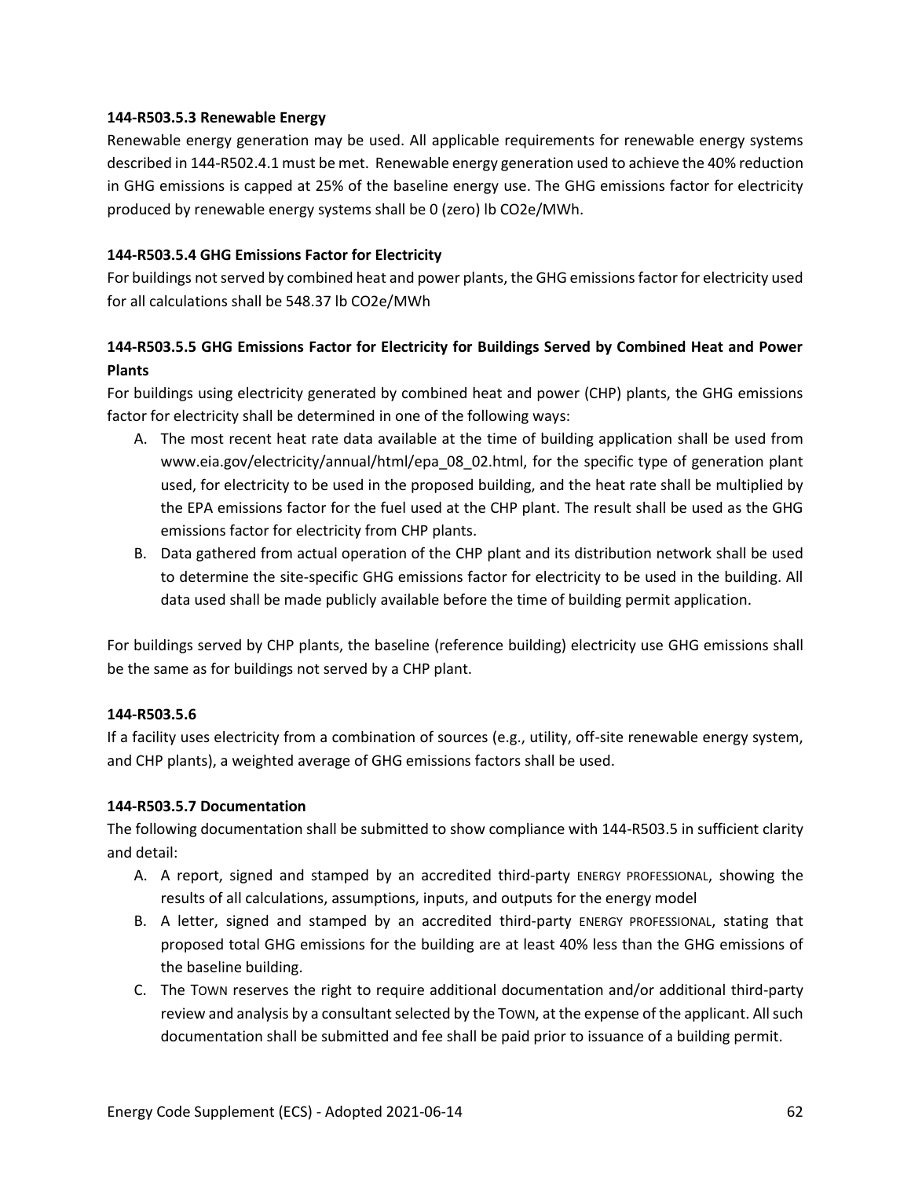**144-R503.5.3 Renewable Energy**

Renewable energy generation may be used. All applicable requirements for renewable energy systems described in 144-R502.4.1 must be met. Renewable energy generation used to achieve the 40% reduction in GHG emissions is capped at 25% of the baseline energy use. The GHG emissions factor for electricity produced by renewable energy systems shall be 0 (zero) lb $CO_2e$/MWh.

**144-R503.5.4 GHG Emissions Factor for Electricity**

For buildings not served by combined heat and power plants, the GHG emissions factor for electricity used for all calculations shall be 548.37 lb $CO_2e$/MWh

**144-R503.5.5 GHG Emissions Factor for Electricity for Buildings Served by Combined Heat and Power Plants**

For buildings using electricity generated by combined heat and power (CHP) plants, the GHG emissions factor for electricity shall be determined in one of the following ways:

A. The most recent heat rate data available at the time of building application shall be used from www.eia.gov/electricity/annual/html/epa_08_02.html, for the specific type of generation plant used, for electricity to be used in the proposed building, and the heat rate shall be multiplied by the EPA emissions factor for the fuel used at the CHP plant. The result shall be used as the GHG emissions factor for electricity from CHP plants.

B. Data gathered from actual operation of the CHP plant and its distribution network shall be used to determine the site-specific GHG emissions factor for electricity to be used in the building. All data used shall be made publicly available before the time of building permit application.

For buildings served by CHP plants, the baseline (reference building) electricity use GHG emissions shall be the same as for buildings not served by a CHP plant.

**144-R503.5.6**

If a facility uses electricity from a combination of sources (e.g., utility, off-site renewable energy system, and CHP plants), a weighted average of GHG emissions factors shall be used.

**144-R503.5.7 Documentation**

The following documentation shall be submitted to show compliance with 144-R503.5 in sufficient clarity and detail:

A. A report, signed and stamped by an accredited third-party ENERGY PROFESSIONAL, showing the results of all calculations, assumptions, inputs, and outputs for the energy model

B. A letter, signed and stamped by an accredited third-party ENERGY PROFESSIONAL, stating that proposed total GHG emissions for the building are at least 40% less than the GHG emissions of the baseline building.

C. The TOWN reserves the right to require additional documentation and/or additional third-party review and analysis by a consultant selected by the TOWN, at the expense of the applicant. All such documentation shall be submitted and fee shall be paid prior to issuance of a building permit.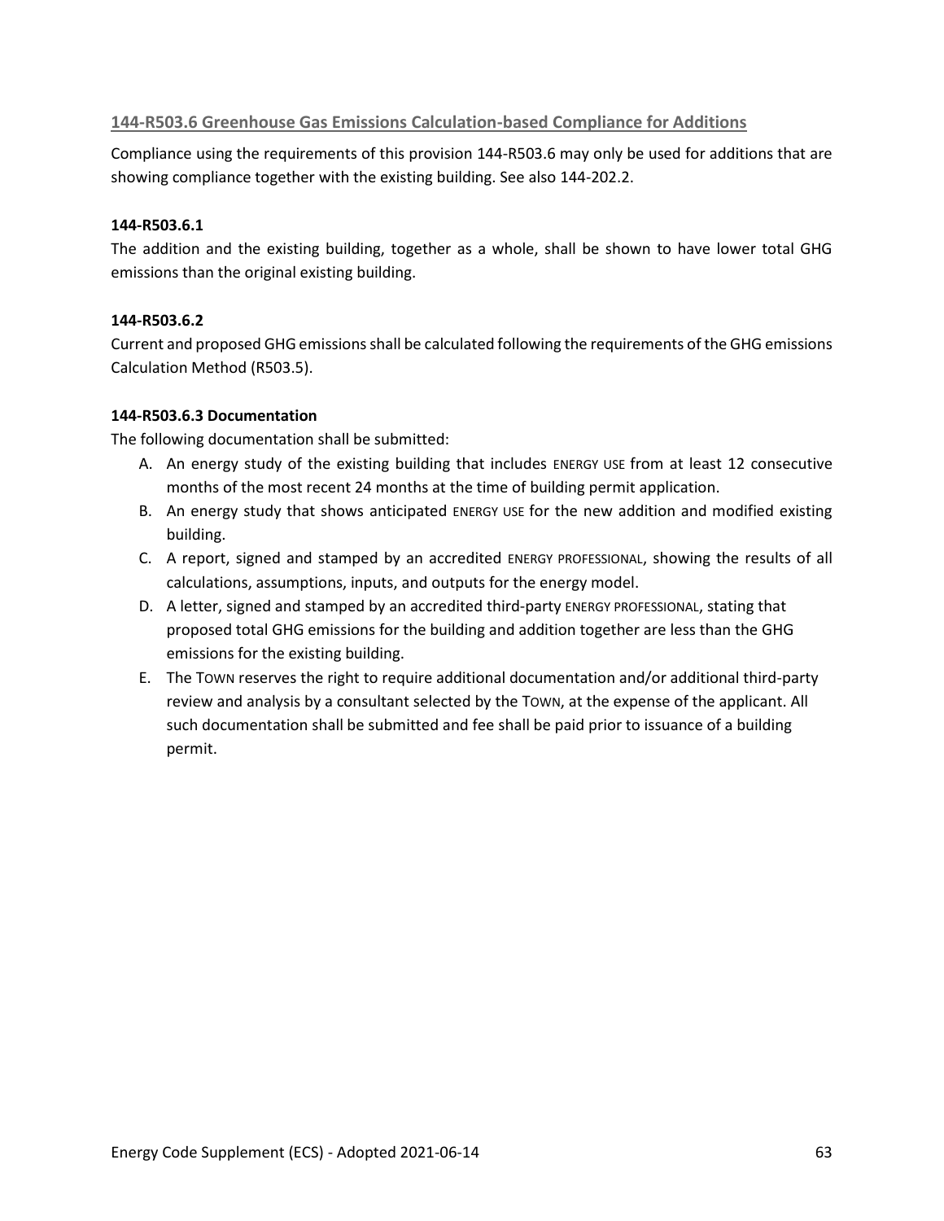## 144-R503.6 Greenhouse Gas Emissions Calculation-based Compliance for Additions

Compliance using the requirements of this provision 144-R503.6 may only be used for additions that are showing compliance together with the existing building. See also 144-202.2.

**144-R503.6.1**

The addition and the existing building, together as a whole, shall be shown to have lower total GHG emissions than the original existing building.

**144-R503.6.2**

Current and proposed GHG emissions shall be calculated following the requirements of the GHG emissions Calculation Method (R503.5).

**144-R503.6.3 Documentation**

The following documentation shall be submitted:

A. An energy study of the existing building that includes ENERGY USE from at least 12 consecutive months of the most recent 24 months at the time of building permit application.

B. An energy study that shows anticipated ENERGY USE for the new addition and modified existing building.

C. A report, signed and stamped by an accredited ENERGY PROFESSIONAL, showing the results of all calculations, assumptions, inputs, and outputs for the energy model.

D. A letter, signed and stamped by an accredited third-party ENERGY PROFESSIONAL, stating that proposed total GHG emissions for the building and addition together are less than the GHG emissions for the existing building.

E. The TOWN reserves the right to require additional documentation and/or additional third-party review and analysis by a consultant selected by the TOWN, at the expense of the applicant. All such documentation shall be submitted and fee shall be paid prior to issuance of a building permit.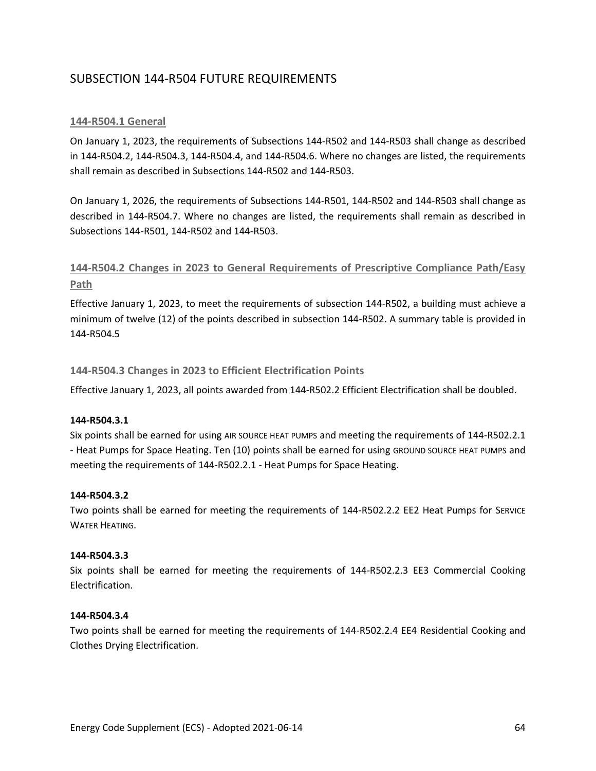## SUBSECTION 144-R504 FUTURE REQUIREMENTS

### 144-R504.1 General

On January 1, 2023, the requirements of Subsections 144-R502 and 144-R503 shall change as described in 144-R504.2, 144-R504.3, 144-R504.4, and 144-R504.6. Where no changes are listed, the requirements shall remain as described in Subsections 144-R502 and 144-R503.

On January 1, 2026, the requirements of Subsections 144-R501, 144-R502 and 144-R503 shall change as described in 144-R504.7. Where no changes are listed, the requirements shall remain as described in Subsections 144-R501, 144-R502 and 144-R503.

### 144-R504.2 Changes in 2023 to General Requirements of Prescriptive Compliance Path/Easy Path

Effective January 1, 2023, to meet the requirements of subsection 144-R502, a building must achieve a minimum of twelve (12) of the points described in subsection 144-R502. A summary table is provided in 144-R504.5

### 144-R504.3 Changes in 2023 to Efficient Electrification Points

Effective January 1, 2023, all points awarded from 144-R502.2 Efficient Electrification shall be doubled.

**144-R504.3.1**

Six points shall be earned for using AIR SOURCE HEAT PUMPS and meeting the requirements of 144-R502.2.1 - Heat Pumps for Space Heating. Ten (10) points shall be earned for using GROUND SOURCE HEAT PUMPS and meeting the requirements of 144-R502.2.1 - Heat Pumps for Space Heating.

**144-R504.3.2**

Two points shall be earned for meeting the requirements of 144-R502.2.2 EE2 Heat Pumps for SERVICE WATER HEATING.

**144-R504.3.3**

Six points shall be earned for meeting the requirements of 144-R502.2.3 EE3 Commercial Cooking Electrification.

**144-R504.3.4**

Two points shall be earned for meeting the requirements of 144-R502.2.4 EE4 Residential Cooking and Clothes Drying Electrification.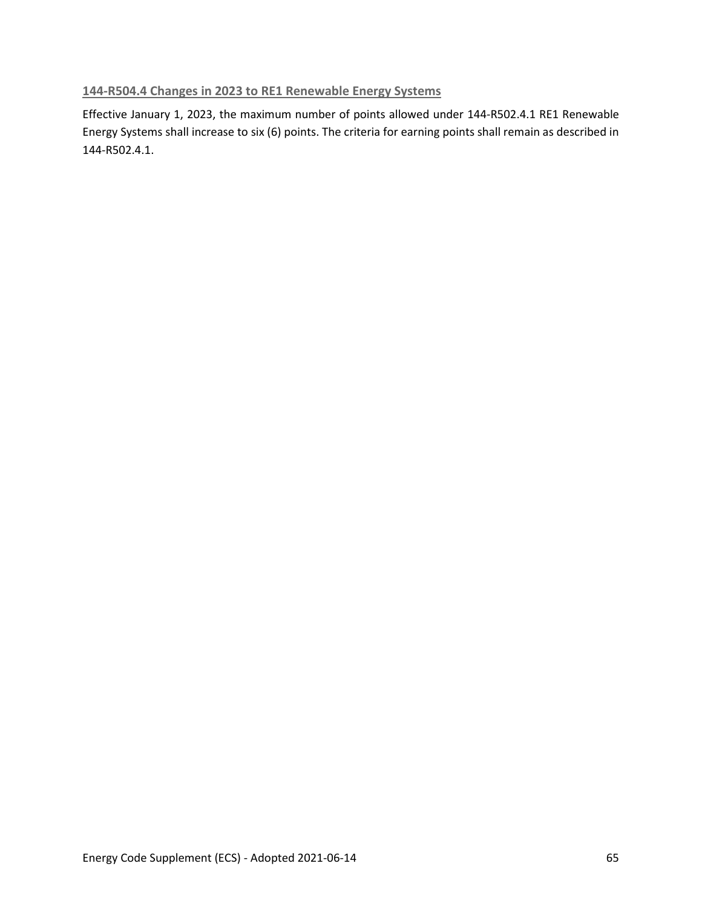### 144-R504.4 Changes in 2023 to RE1 Renewable Energy Systems

Effective January 1, 2023, the maximum number of points allowed under 144-R502.4.1 RE1 Renewable Energy Systems shall increase to six (6) points. The criteria for earning points shall remain as described in 144-R502.4.1.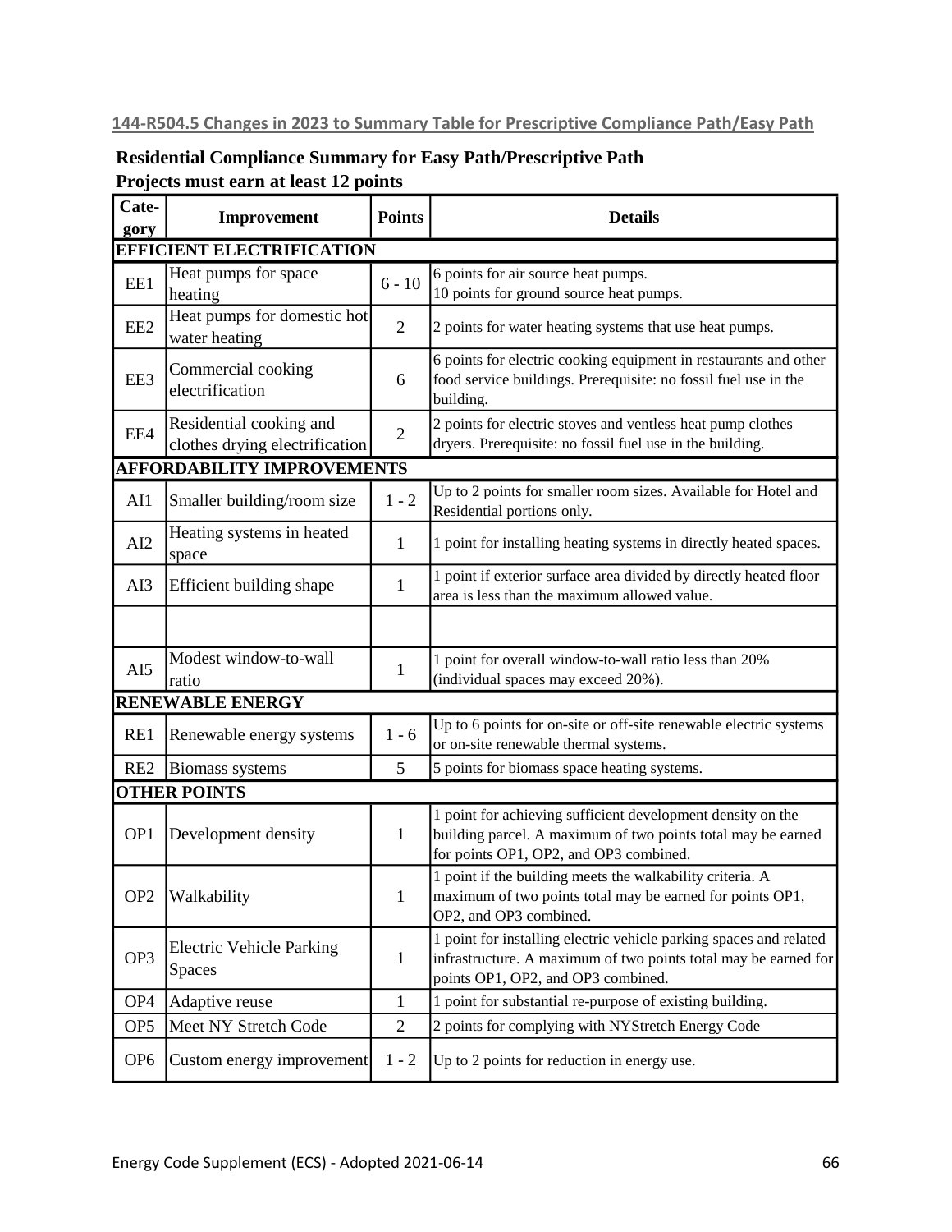## 144-R504.5 Changes in 2023 to Summary Table for Prescriptive Compliance Path/Easy Path

**Residential Compliance Summary for Easy Path/Prescriptive Path**
**Projects must earn at least 12 points**

| Category | Improvement | Points | Details |
|---|---|---|---|
| **EFFICIENT ELECTRIFICATION** | | | |
| EE1 | Heat pumps for space heating | 6 - 10 | 6 points for air source heat pumps. 10 points for ground source heat pumps. |
| EE2 | Heat pumps for domestic hot water heating | 2 | 2 points for water heating systems that use heat pumps. |
| EE3 | Commercial cooking electrification | 6 | 6 points for electric cooking equipment in restaurants and other food service buildings. Prerequisite: no fossil fuel use in the building. |
| EE4 | Residential cooking and clothes drying electrification | 2 | 2 points for electric stoves and ventless heat pump clothes dryers. Prerequisite: no fossil fuel use in the building. |
| **AFFORDABILITY IMPROVEMENTS** | | | |
| AI1 | Smaller building/room size | 1 - 2 | Up to 2 points for smaller room sizes. Available for Hotel and Residential portions only. |
| AI2 | Heating systems in heated space | 1 | 1 point for installing heating systems in directly heated spaces. |
| AI3 | Efficient building shape | 1 | 1 point if exterior surface area divided by directly heated floor area is less than the maximum allowed value. |
| | | | |
| AI5 | Modest window-to-wall ratio | 1 | 1 point for overall window-to-wall ratio less than 20% (individual spaces may exceed 20%). |
| **RENEWABLE ENERGY** | | | |
| RE1 | Renewable energy systems | 1 - 6 | Up to 6 points for on-site or off-site renewable electric systems or on-site renewable thermal systems. |
| RE2 | Biomass systems | 5 | 5 points for biomass space heating systems. |
| **OTHER POINTS** | | | |
| OP1 | Development density | 1 | 1 point for achieving sufficient development density on the building parcel. A maximum of two points total may be earned for points OP1, OP2, and OP3 combined. |
| OP2 | Walkability | 1 | 1 point if the building meets the walkability criteria. A maximum of two points total may be earned for points OP1, OP2, and OP3 combined. |
| OP3 | Electric Vehicle Parking Spaces | 1 | 1 point for installing electric vehicle parking spaces and related infrastructure. A maximum of two points total may be earned for points OP1, OP2, and OP3 combined. |
| OP4 | Adaptive reuse | 1 | 1 point for substantial re-purpose of existing building. |
| OP5 | Meet NY Stretch Code | 2 | 2 points for complying with NYStretch Energy Code |
| OP6 | Custom energy improvement | 1 - 2 | Up to 2 points for reduction in energy use. |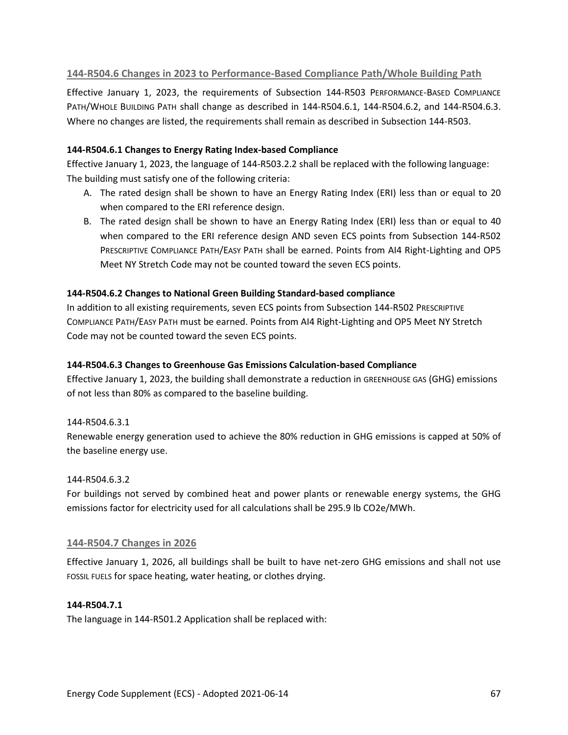### 144-R504.6 Changes in 2023 to Performance-Based Compliance Path/Whole Building Path

Effective January 1, 2023, the requirements of Subsection 144-R503 PERFORMANCE-BASED COMPLIANCE PATH/WHOLE BUILDING PATH shall change as described in 144-R504.6.1, 144-R504.6.2, and 144-R504.6.3. Where no changes are listed, the requirements shall remain as described in Subsection 144-R503.

**144-R504.6.1 Changes to Energy Rating Index-based Compliance**

Effective January 1, 2023, the language of 144-R503.2.2 shall be replaced with the following language:
The building must satisfy one of the following criteria:

A. The rated design shall be shown to have an Energy Rating Index (ERI) less than or equal to 20 when compared to the ERI reference design.
B. The rated design shall be shown to have an Energy Rating Index (ERI) less than or equal to 40 when compared to the ERI reference design AND seven ECS points from Subsection 144-R502 PRESCRIPTIVE COMPLIANCE PATH/EASY PATH shall be earned. Points from AI4 Right-Lighting and OP5 Meet NY Stretch Code may not be counted toward the seven ECS points.

**144-R504.6.2 Changes to National Green Building Standard-based compliance**

In addition to all existing requirements, seven ECS points from Subsection 144-R502 PRESCRIPTIVE COMPLIANCE PATH/EASY PATH must be earned. Points from AI4 Right-Lighting and OP5 Meet NY Stretch Code may not be counted toward the seven ECS points.

**144-R504.6.3 Changes to Greenhouse Gas Emissions Calculation-based Compliance**

Effective January 1, 2023, the building shall demonstrate a reduction in GREENHOUSE GAS (GHG) emissions of not less than 80% as compared to the baseline building.

144-R504.6.3.1

Renewable energy generation used to achieve the 80% reduction in GHG emissions is capped at 50% of the baseline energy use.

144-R504.6.3.2

For buildings not served by combined heat and power plants or renewable energy systems, the GHG emissions factor for electricity used for all calculations shall be 295.9 lb $CO_2e$/MWh.

### 144-R504.7 Changes in 2026

Effective January 1, 2026, all buildings shall be built to have net-zero GHG emissions and shall not use FOSSIL FUELS for space heating, water heating, or clothes drying.

**144-R504.7.1**

The language in 144-R501.2 Application shall be replaced with: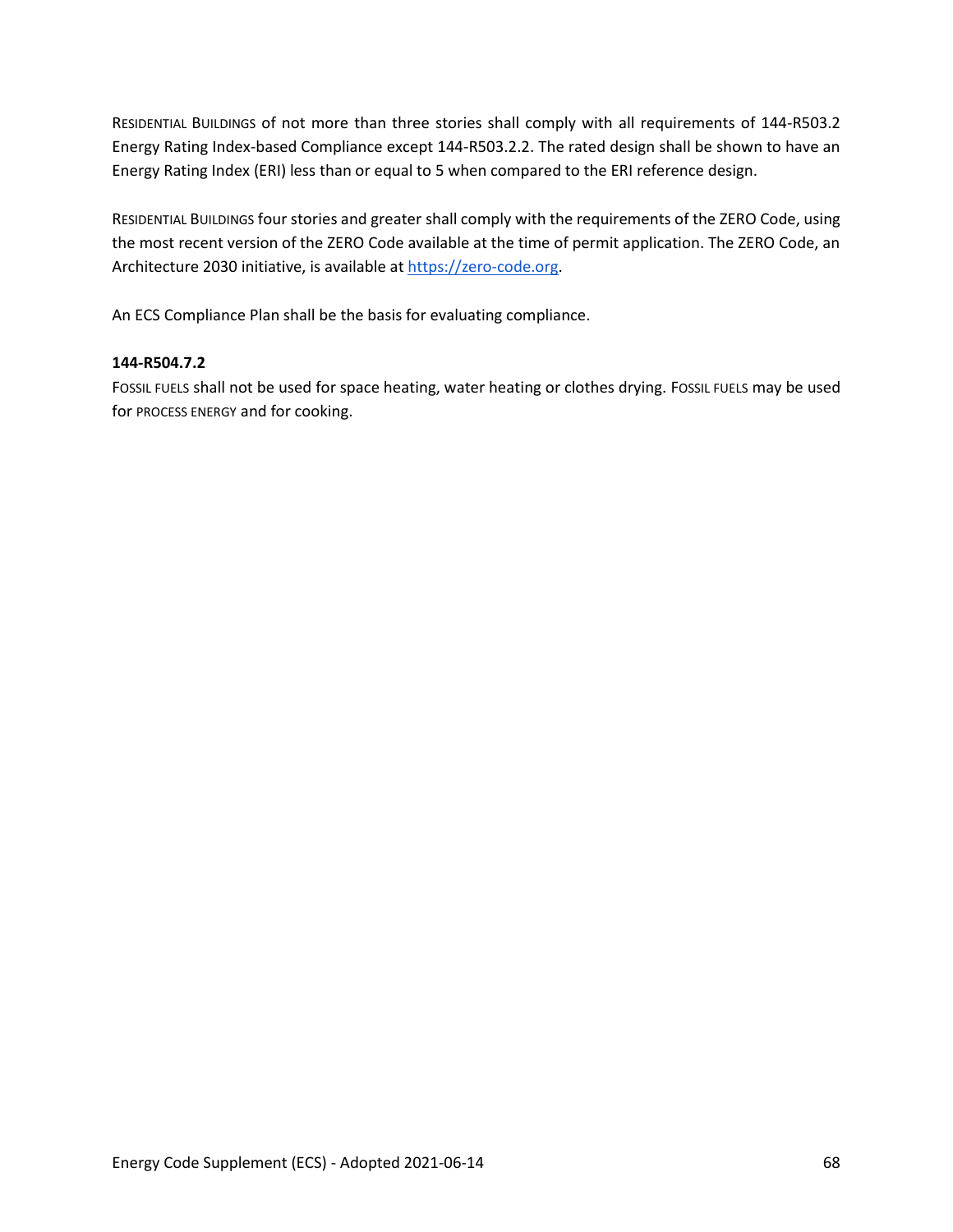RESIDENTIAL BUILDINGS of not more than three stories shall comply with all requirements of 144-R503.2 Energy Rating Index-based Compliance except 144-R503.2.2. The rated design shall be shown to have an Energy Rating Index (ERI) less than or equal to 5 when compared to the ERI reference design.

RESIDENTIAL BUILDINGS four stories and greater shall comply with the requirements of the ZERO Code, using the most recent version of the ZERO Code available at the time of permit application. The ZERO Code, an Architecture 2030 initiative, is available at [https://zero-code.org](https://zero-code.org).

An ECS Compliance Plan shall be the basis for evaluating compliance.

**144-R504.7.2**

FOSSIL FUELS shall not be used for space heating, water heating or clothes drying. FOSSIL FUELS may be used for PROCESS ENERGY and for cooking.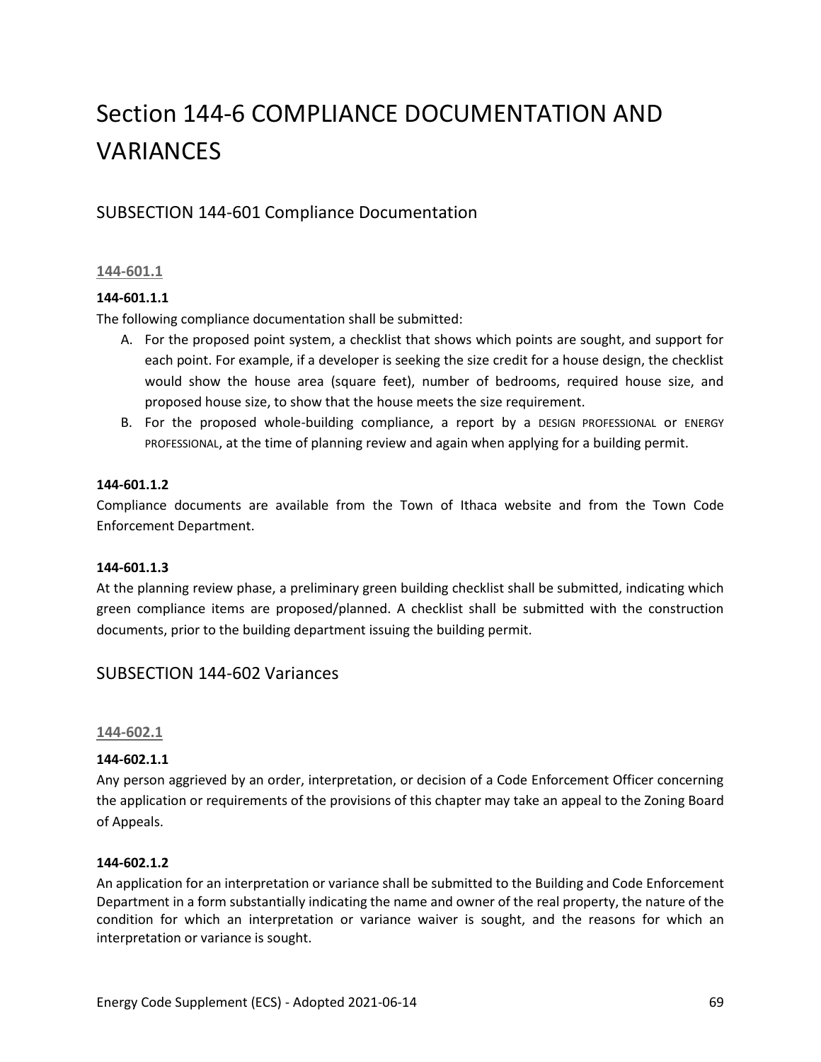# Section 144-6 COMPLIANCE DOCUMENTATION AND VARIANCES

## SUBSECTION 144-601 Compliance Documentation

### 144-601.1

**144-601.1.1**

The following compliance documentation shall be submitted:

A. For the proposed point system, a checklist that shows which points are sought, and support for each point. For example, if a developer is seeking the size credit for a house design, the checklist would show the house area (square feet), number of bedrooms, required house size, and proposed house size, to show that the house meets the size requirement.

B. For the proposed whole-building compliance, a report by a DESIGN PROFESSIONAL or ENERGY PROFESSIONAL, at the time of planning review and again when applying for a building permit.

**144-601.1.2**

Compliance documents are available from the Town of Ithaca website and from the Town Code Enforcement Department.

**144-601.1.3**

At the planning review phase, a preliminary green building checklist shall be submitted, indicating which green compliance items are proposed/planned. A checklist shall be submitted with the construction documents, prior to the building department issuing the building permit.

## SUBSECTION 144-602 Variances

### 144-602.1

**144-602.1.1**

Any person aggrieved by an order, interpretation, or decision of a Code Enforcement Officer concerning the application or requirements of the provisions of this chapter may take an appeal to the Zoning Board of Appeals.

**144-602.1.2**

An application for an interpretation or variance shall be submitted to the Building and Code Enforcement Department in a form substantially indicating the name and owner of the real property, the nature of the condition for which an interpretation or variance waiver is sought, and the reasons for which an interpretation or variance is sought.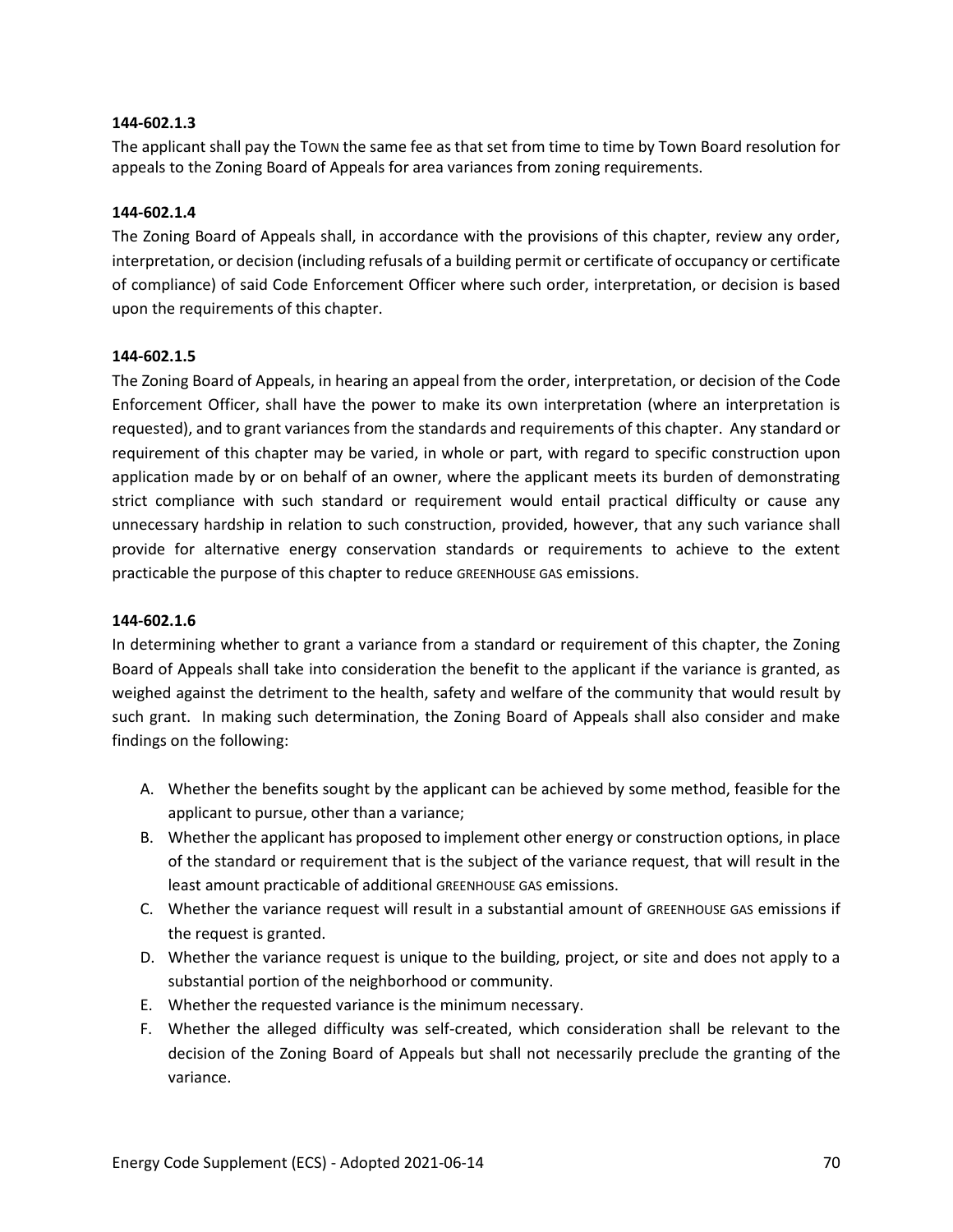**144-602.1.3**

The applicant shall pay the TOWN the same fee as that set from time to time by Town Board resolution for appeals to the Zoning Board of Appeals for area variances from zoning requirements.

**144-602.1.4**

The Zoning Board of Appeals shall, in accordance with the provisions of this chapter, review any order, interpretation, or decision (including refusals of a building permit or certificate of occupancy or certificate of compliance) of said Code Enforcement Officer where such order, interpretation, or decision is based upon the requirements of this chapter.

**144-602.1.5**

The Zoning Board of Appeals, in hearing an appeal from the order, interpretation, or decision of the Code Enforcement Officer, shall have the power to make its own interpretation (where an interpretation is requested), and to grant variances from the standards and requirements of this chapter. Any standard or requirement of this chapter may be varied, in whole or part, with regard to specific construction upon application made by or on behalf of an owner, where the applicant meets its burden of demonstrating strict compliance with such standard or requirement would entail practical difficulty or cause any unnecessary hardship in relation to such construction, provided, however, that any such variance shall provide for alternative energy conservation standards or requirements to achieve to the extent practicable the purpose of this chapter to reduce GREENHOUSE GAS emissions.

**144-602.1.6**

In determining whether to grant a variance from a standard or requirement of this chapter, the Zoning Board of Appeals shall take into consideration the benefit to the applicant if the variance is granted, as weighed against the detriment to the health, safety and welfare of the community that would result by such grant. In making such determination, the Zoning Board of Appeals shall also consider and make findings on the following:

A. Whether the benefits sought by the applicant can be achieved by some method, feasible for the applicant to pursue, other than a variance;
B. Whether the applicant has proposed to implement other energy or construction options, in place of the standard or requirement that is the subject of the variance request, that will result in the least amount practicable of additional GREENHOUSE GAS emissions.
C. Whether the variance request will result in a substantial amount of GREENHOUSE GAS emissions if the request is granted.
D. Whether the variance request is unique to the building, project, or site and does not apply to a substantial portion of the neighborhood or community.
E. Whether the requested variance is the minimum necessary.
F. Whether the alleged difficulty was self-created, which consideration shall be relevant to the decision of the Zoning Board of Appeals but shall not necessarily preclude the granting of the variance.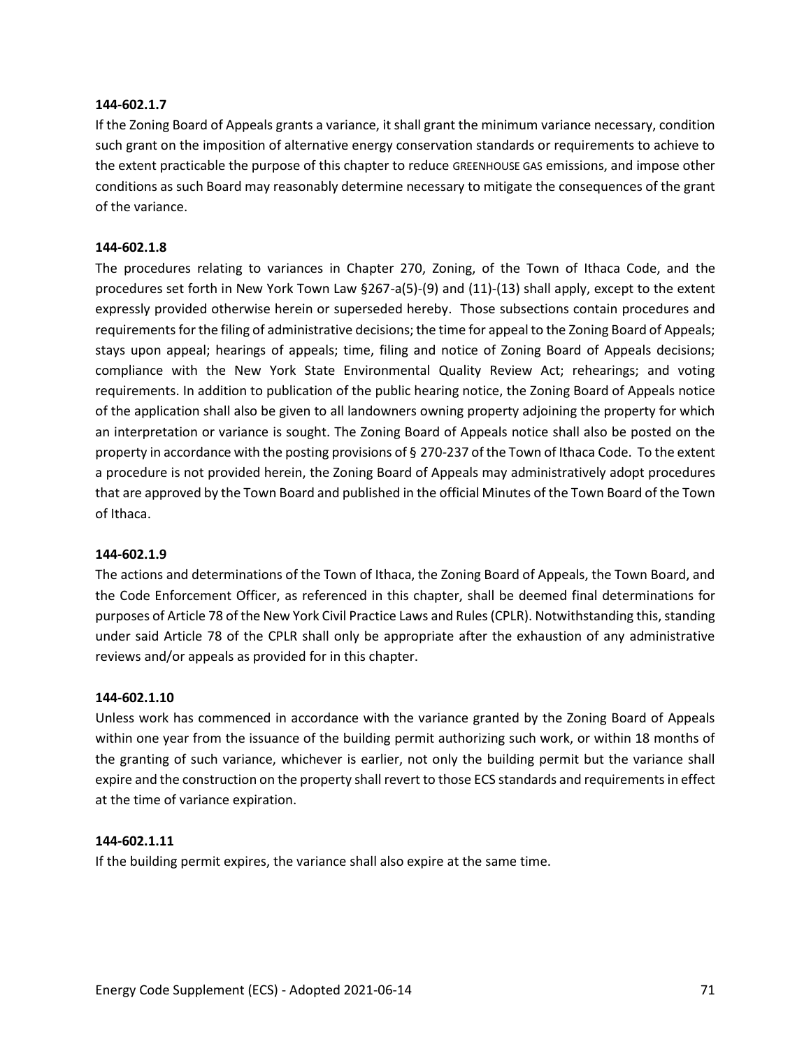**144-602.1.7**

If the Zoning Board of Appeals grants a variance, it shall grant the minimum variance necessary, condition such grant on the imposition of alternative energy conservation standards or requirements to achieve to the extent practicable the purpose of this chapter to reduce GREENHOUSE GAS emissions, and impose other conditions as such Board may reasonably determine necessary to mitigate the consequences of the grant of the variance.

**144-602.1.8**

The procedures relating to variances in Chapter 270, Zoning, of the Town of Ithaca Code, and the procedures set forth in New York Town Law §267-a(5)-(9) and (11)-(13) shall apply, except to the extent expressly provided otherwise herein or superseded hereby. Those subsections contain procedures and requirements for the filing of administrative decisions; the time for appeal to the Zoning Board of Appeals; stays upon appeal; hearings of appeals; time, filing and notice of Zoning Board of Appeals decisions; compliance with the New York State Environmental Quality Review Act; rehearings; and voting requirements. In addition to publication of the public hearing notice, the Zoning Board of Appeals notice of the application shall also be given to all landowners owning property adjoining the property for which an interpretation or variance is sought. The Zoning Board of Appeals notice shall also be posted on the property in accordance with the posting provisions of § 270-237 of the Town of Ithaca Code. To the extent a procedure is not provided herein, the Zoning Board of Appeals may administratively adopt procedures that are approved by the Town Board and published in the official Minutes of the Town Board of the Town of Ithaca.

**144-602.1.9**

The actions and determinations of the Town of Ithaca, the Zoning Board of Appeals, the Town Board, and the Code Enforcement Officer, as referenced in this chapter, shall be deemed final determinations for purposes of Article 78 of the New York Civil Practice Laws and Rules (CPLR). Notwithstanding this, standing under said Article 78 of the CPLR shall only be appropriate after the exhaustion of any administrative reviews and/or appeals as provided for in this chapter.

**144-602.1.10**

Unless work has commenced in accordance with the variance granted by the Zoning Board of Appeals within one year from the issuance of the building permit authorizing such work, or within 18 months of the granting of such variance, whichever is earlier, not only the building permit but the variance shall expire and the construction on the property shall revert to those ECS standards and requirements in effect at the time of variance expiration.

**144-602.1.11**

If the building permit expires, the variance shall also expire at the same time.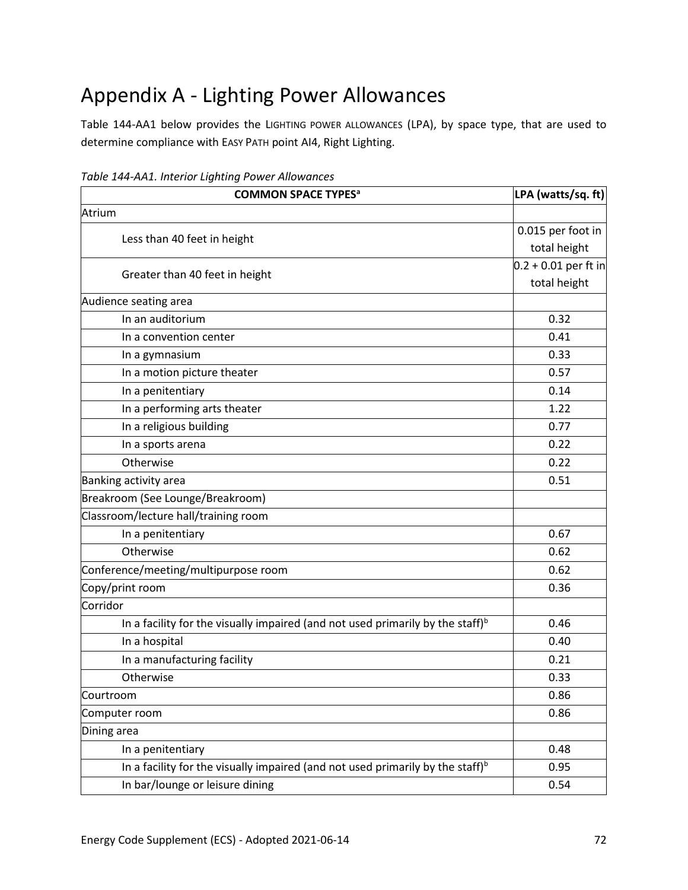# Appendix A - Lighting Power Allowances

Table 144-AA1 below provides the LIGHTING POWER ALLOWANCES (LPA), by space type, that are used to determine compliance with EASY PATH point AI4, Right Lighting.

*Table 144-AA1. Interior Lighting Power Allowances*

| COMMON SPACE TYPES[a] | LPA (watts/sq. ft) |
|---|---|
| Atrium | |
| Less than 40 feet in height | 0.015 per foot in total height |
| Greater than 40 feet in height | 0.2 + 0.01 per ft in total height |
| Audience seating area | |
| In an auditorium | 0.32 |
| In a convention center | 0.41 |
| In a gymnasium | 0.33 |
| In a motion picture theater | 0.57 |
| In a penitentiary | 0.14 |
| In a performing arts theater | 1.22 |
| In a religious building | 0.77 |
| In a sports arena | 0.22 |
| Otherwise | 0.22 |
| Banking activity area | 0.51 |
| Breakroom (See Lounge/Breakroom) | |
| Classroom/lecture hall/training room | |
| In a penitentiary | 0.67 |
| Otherwise | 0.62 |
| Conference/meeting/multipurpose room | 0.62 |
| Copy/print room | 0.36 |
| Corridor | |
| In a facility for the visually impaired (and not used primarily by the staff)[b] | 0.46 |
| In a hospital | 0.40 |
| In a manufacturing facility | 0.21 |
| Otherwise | 0.33 |
| Courtroom | 0.86 |
| Computer room | 0.86 |
| Dining area | |
| In a penitentiary | 0.48 |
| In a facility for the visually impaired (and not used primarily by the staff)[b] | 0.95 |
| In bar/lounge or leisure dining | 0.54 |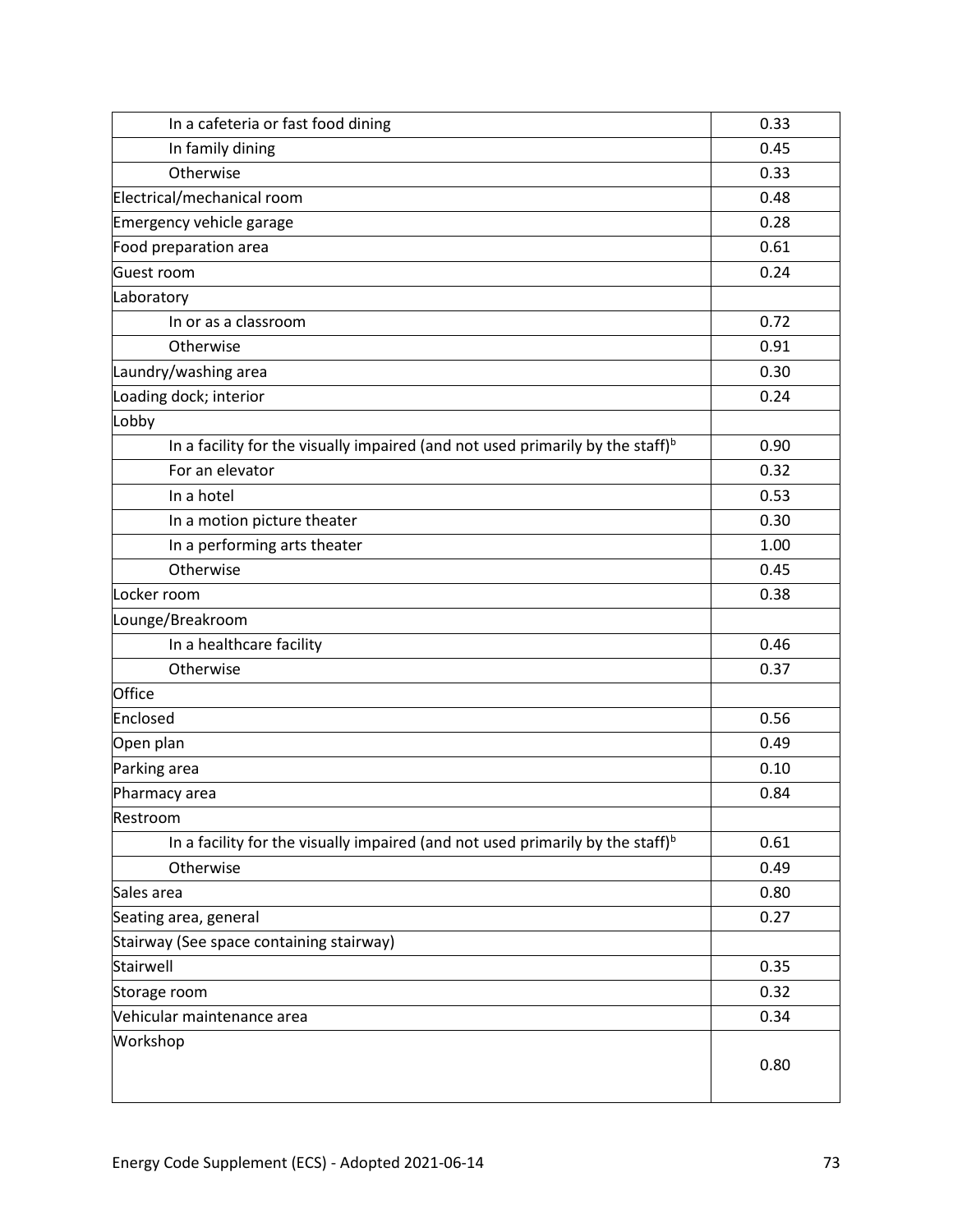| | |
|---|---|
| In a cafeteria or fast food dining | 0.33 |
| In family dining | 0.45 |
| Otherwise | 0.33 |
| Electrical/mechanical room | 0.48 |
| Emergency vehicle garage | 0.28 |
| Food preparation area | 0.61 |
| Guest room | 0.24 |
| Laboratory | |
| In or as a classroom | 0.72 |
| Otherwise | 0.91 |
| Laundry/washing area | 0.30 |
| Loading dock; interior | 0.24 |
| Lobby | |
| In a facility for the visually impaired (and not used primarily by the staff)[b] | 0.90 |
| For an elevator | 0.32 |
| In a hotel | 0.53 |
| In a motion picture theater | 0.30 |
| In a performing arts theater | 1.00 |
| Otherwise | 0.45 |
| Locker room | 0.38 |
| Lounge/Breakroom | |
| In a healthcare facility | 0.46 |
| Otherwise | 0.37 |
| Office | |
| Enclosed | 0.56 |
| Open plan | 0.49 |
| Parking area | 0.10 |
| Pharmacy area | 0.84 |
| Restroom | |
| In a facility for the visually impaired (and not used primarily by the staff)[b] | 0.61 |
| Otherwise | 0.49 |
| Sales area | 0.80 |
| Seating area, general | 0.27 |
| Stairway (See space containing stairway) | |
| Stairwell | 0.35 |
| Storage room | 0.32 |
| Vehicular maintenance area | 0.34 |
| Workshop | 0.80 |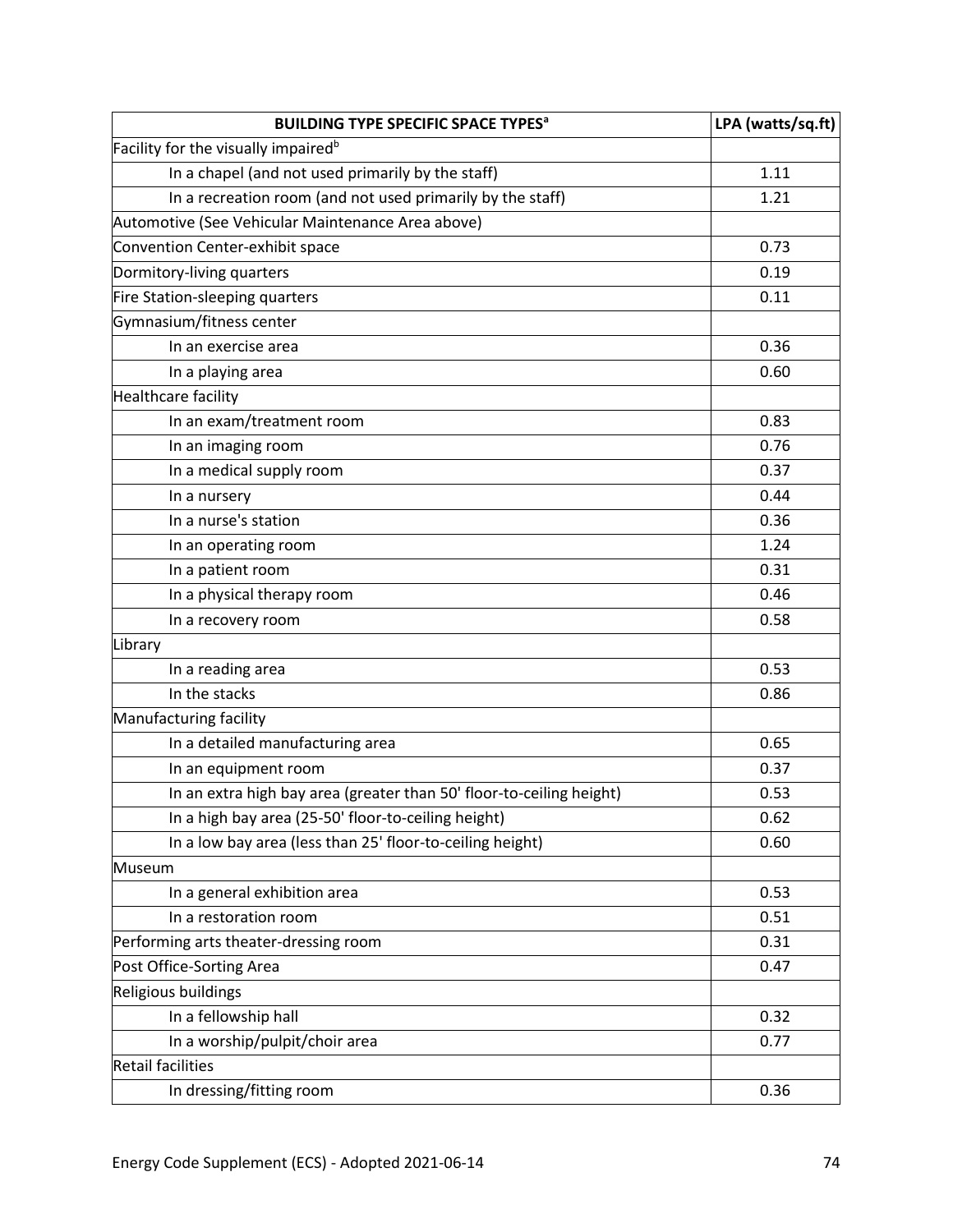| BUILDING TYPE SPECIFIC SPACE TYPES[a] | LPA (watts/sq.ft) |
|---|---|
| Facility for the visually impaired[b] | |
| In a chapel (and not used primarily by the staff) | 1.11 |
| In a recreation room (and not used primarily by the staff) | 1.21 |
| Automotive (See Vehicular Maintenance Area above) | |
| Convention Center-exhibit space | 0.73 |
| Dormitory-living quarters | 0.19 |
| Fire Station-sleeping quarters | 0.11 |
| Gymnasium/fitness center | |
| In an exercise area | 0.36 |
| In a playing area | 0.60 |
| Healthcare facility | |
| In an exam/treatment room | 0.83 |
| In an imaging room | 0.76 |
| In a medical supply room | 0.37 |
| In a nursery | 0.44 |
| In a nurse's station | 0.36 |
| In an operating room | 1.24 |
| In a patient room | 0.31 |
| In a physical therapy room | 0.46 |
| In a recovery room | 0.58 |
| Library | |
| In a reading area | 0.53 |
| In the stacks | 0.86 |
| Manufacturing facility | |
| In a detailed manufacturing area | 0.65 |
| In an equipment room | 0.37 |
| In an extra high bay area (greater than 50' floor-to-ceiling height) | 0.53 |
| In a high bay area (25-50' floor-to-ceiling height) | 0.62 |
| In a low bay area (less than 25' floor-to-ceiling height) | 0.60 |
| Museum | |
| In a general exhibition area | 0.53 |
| In a restoration room | 0.51 |
| Performing arts theater-dressing room | 0.31 |
| Post Office-Sorting Area | 0.47 |
| Religious buildings | |
| In a fellowship hall | 0.32 |
| In a worship/pulpit/choir area | 0.77 |
| Retail facilities | |
| In dressing/fitting room | 0.36 |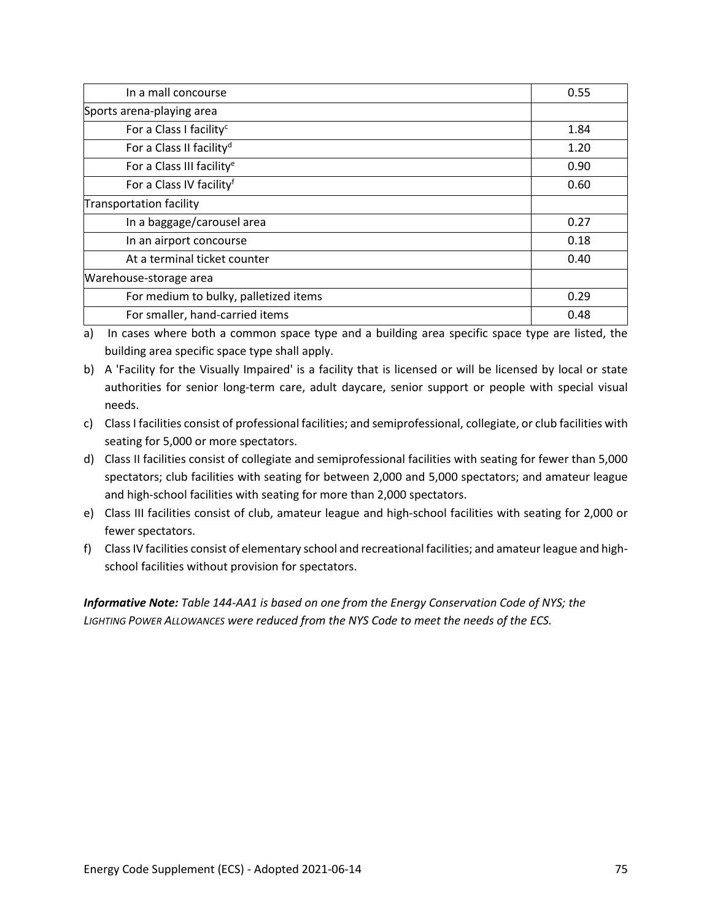| | |
|---|---|
| In a mall concourse | 0.55 |
| Sports arena-playing area | |
| For a Class I facility[c] | 1.84 |
| For a Class II facility[d] | 1.20 |
| For a Class III facility[e] | 0.90 |
| For a Class IV facility[f] | 0.60 |
| Transportation facility | |
| In a baggage/carousel area | 0.27 |
| In an airport concourse | 0.18 |
| At a terminal ticket counter | 0.40 |
| Warehouse-storage area | |
| For medium to bulky, palletized items | 0.29 |
| For smaller, hand-carried items | 0.48 |

a) In cases where both a common space type and a building area specific space type are listed, the building area specific space type shall apply.

b) A 'Facility for the Visually Impaired' is a facility that is licensed or will be licensed by local or state authorities for senior long-term care, adult daycare, senior support or people with special visual needs.

c) Class I facilities consist of professional facilities; and semiprofessional, collegiate, or club facilities with seating for 5,000 or more spectators.

d) Class II facilities consist of collegiate and semiprofessional facilities with seating for fewer than 5,000 spectators; club facilities with seating for between 2,000 and 5,000 spectators; and amateur league and high-school facilities with seating for more than 2,000 spectators.

e) Class III facilities consist of club, amateur league and high-school facilities with seating for 2,000 or fewer spectators.

f) Class IV facilities consist of elementary school and recreational facilities; and amateur league and high-school facilities without provision for spectators.

***Informative Note:*** *Table 144-AA1 is based on one from the Energy Conservation Code of NYS; the LIGHTING POWER ALLOWANCES were reduced from the NYS Code to meet the needs of the ECS.*